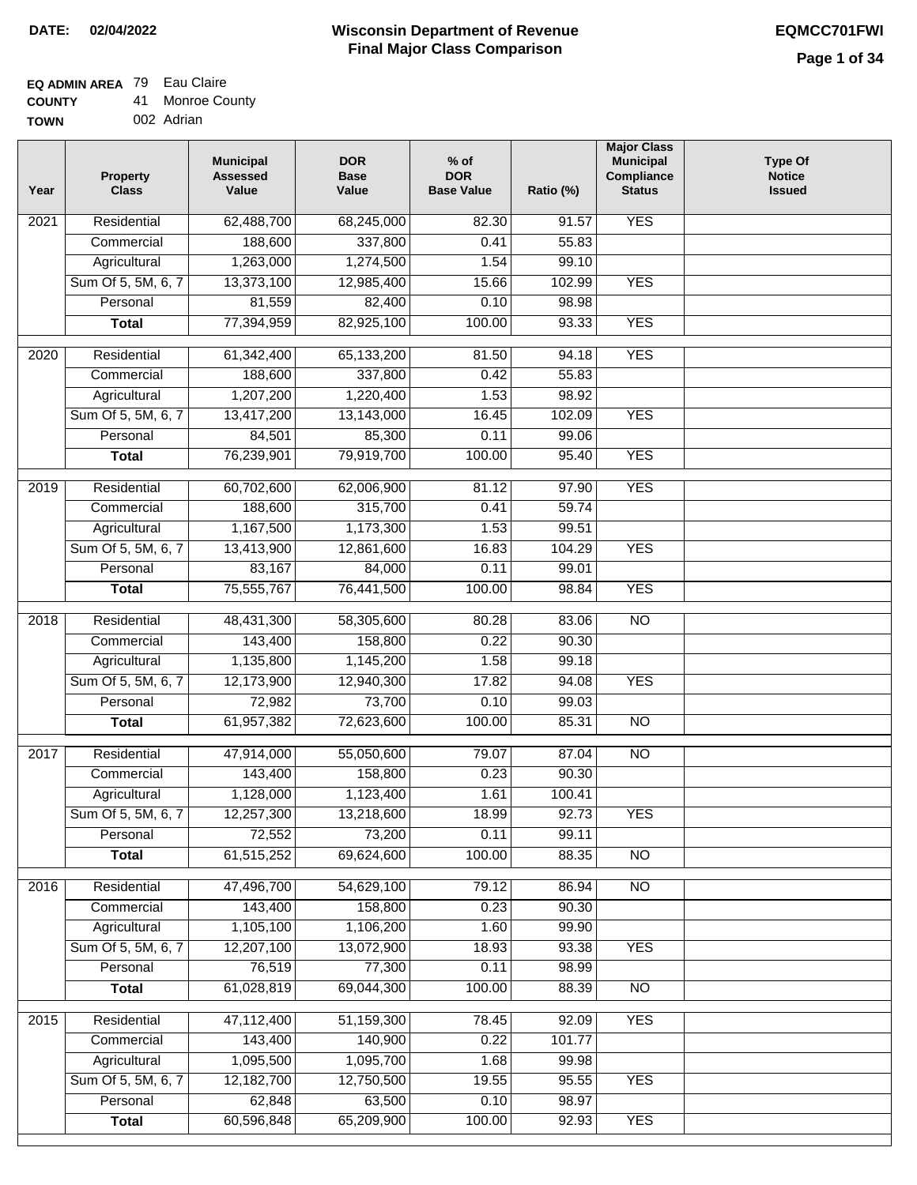**DATE: 02/04/2022**

# Wisconsin Department of Revenue
## Final Major Class Comparison

**EQMCC701FWI**

**EQ ADMIN AREA** 79 Eau Claire
**COUNTY** 41 Monroe County
**TOWN** 002 Adrian

| Year | Property Class | Municipal Assessed Value | DOR Base Value | % of DOR Base Value | Ratio (%) | Major Class Municipal Compliance Status | Type Of Notice Issued |
|---|---|---|---|---|---|---|---|
| 2021 | Residential | 62,488,700 | 68,245,000 | 82.30 | 91.57 | YES | |
| | Commercial | 188,600 | 337,800 | 0.41 | 55.83 | | |
| | Agricultural | 1,263,000 | 1,274,500 | 1.54 | 99.10 | | |
| | Sum Of 5, 5M, 6, 7 | 13,373,100 | 12,985,400 | 15.66 | 102.99 | YES | |
| | Personal | 81,559 | 82,400 | 0.10 | 98.98 | | |
| | **Total** | 77,394,959 | 82,925,100 | 100.00 | 93.33 | YES | |
| 2020 | Residential | 61,342,400 | 65,133,200 | 81.50 | 94.18 | YES | |
| | Commercial | 188,600 | 337,800 | 0.42 | 55.83 | | |
| | Agricultural | 1,207,200 | 1,220,400 | 1.53 | 98.92 | | |
| | Sum Of 5, 5M, 6, 7 | 13,417,200 | 13,143,000 | 16.45 | 102.09 | YES | |
| | Personal | 84,501 | 85,300 | 0.11 | 99.06 | | |
| | **Total** | 76,239,901 | 79,919,700 | 100.00 | 95.40 | YES | |
| 2019 | Residential | 60,702,600 | 62,006,900 | 81.12 | 97.90 | YES | |
| | Commercial | 188,600 | 315,700 | 0.41 | 59.74 | | |
| | Agricultural | 1,167,500 | 1,173,300 | 1.53 | 99.51 | | |
| | Sum Of 5, 5M, 6, 7 | 13,413,900 | 12,861,600 | 16.83 | 104.29 | YES | |
| | Personal | 83,167 | 84,000 | 0.11 | 99.01 | | |
| | **Total** | 75,555,767 | 76,441,500 | 100.00 | 98.84 | YES | |
| 2018 | Residential | 48,431,300 | 58,305,600 | 80.28 | 83.06 | NO | |
| | Commercial | 143,400 | 158,800 | 0.22 | 90.30 | | |
| | Agricultural | 1,135,800 | 1,145,200 | 1.58 | 99.18 | | |
| | Sum Of 5, 5M, 6, 7 | 12,173,900 | 12,940,300 | 17.82 | 94.08 | YES | |
| | Personal | 72,982 | 73,700 | 0.10 | 99.03 | | |
| | **Total** | 61,957,382 | 72,623,600 | 100.00 | 85.31 | NO | |
| 2017 | Residential | 47,914,000 | 55,050,600 | 79.07 | 87.04 | NO | |
| | Commercial | 143,400 | 158,800 | 0.23 | 90.30 | | |
| | Agricultural | 1,128,000 | 1,123,400 | 1.61 | 100.41 | | |
| | Sum Of 5, 5M, 6, 7 | 12,257,300 | 13,218,600 | 18.99 | 92.73 | YES | |
| | Personal | 72,552 | 73,200 | 0.11 | 99.11 | | |
| | **Total** | 61,515,252 | 69,624,600 | 100.00 | 88.35 | NO | |
| 2016 | Residential | 47,496,700 | 54,629,100 | 79.12 | 86.94 | NO | |
| | Commercial | 143,400 | 158,800 | 0.23 | 90.30 | | |
| | Agricultural | 1,105,100 | 1,106,200 | 1.60 | 99.90 | | |
| | Sum Of 5, 5M, 6, 7 | 12,207,100 | 13,072,900 | 18.93 | 93.38 | YES | |
| | Personal | 76,519 | 77,300 | 0.11 | 98.99 | | |
| | **Total** | 61,028,819 | 69,044,300 | 100.00 | 88.39 | NO | |
| 2015 | Residential | 47,112,400 | 51,159,300 | 78.45 | 92.09 | YES | |
| | Commercial | 143,400 | 140,900 | 0.22 | 101.77 | | |
| | Agricultural | 1,095,500 | 1,095,700 | 1.68 | 99.98 | | |
| | Sum Of 5, 5M, 6, 7 | 12,182,700 | 12,750,500 | 19.55 | 95.55 | YES | |
| | Personal | 62,848 | 63,500 | 0.10 | 98.97 | | |
| | **Total** | 60,596,848 | 65,209,900 | 100.00 | 92.93 | YES | |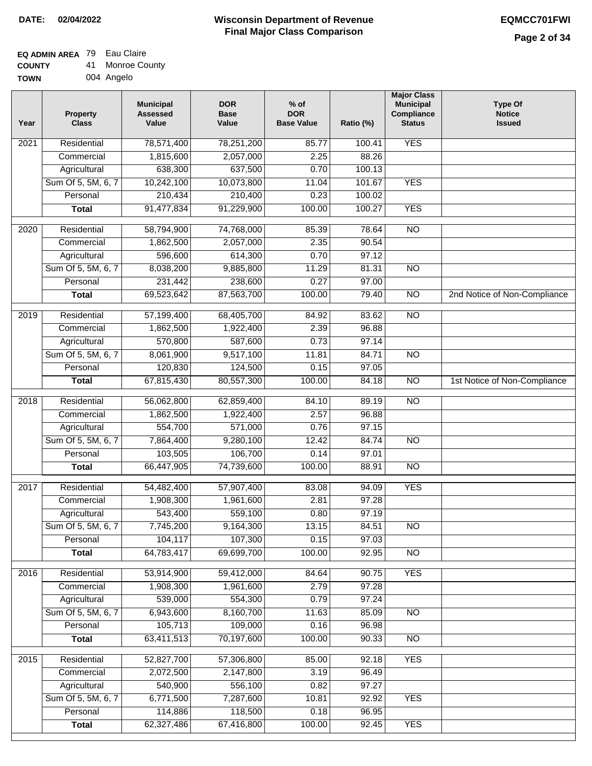**DATE:** 02/04/2022

# Wisconsin Department of Revenue
## Final Major Class Comparison

**EQMCC701FWI**

**EQ ADMIN AREA** 79 Eau Claire
**COUNTY** 41 Monroe County
**TOWN** 004 Angelo

| Year | Property Class | Municipal Assessed Value | DOR Base Value | % of DOR Base Value | Ratio (%) | Major Class Municipal Compliance Status | Type Of Notice Issued |
|---|---|---|---|---|---|---|---|
| 2021 | Residential | 78,571,400 | 78,251,200 | 85.77 | 100.41 | YES | |
| | Commercial | 1,815,600 | 2,057,000 | 2.25 | 88.26 | | |
| | Agricultural | 638,300 | 637,500 | 0.70 | 100.13 | | |
| | Sum Of 5, 5M, 6, 7 | 10,242,100 | 10,073,800 | 11.04 | 101.67 | YES | |
| | Personal | 210,434 | 210,400 | 0.23 | 100.02 | | |
| | **Total** | 91,477,834 | 91,229,900 | 100.00 | 100.27 | YES | |
| 2020 | Residential | 58,794,900 | 74,768,000 | 85.39 | 78.64 | NO | |
| | Commercial | 1,862,500 | 2,057,000 | 2.35 | 90.54 | | |
| | Agricultural | 596,600 | 614,300 | 0.70 | 97.12 | | |
| | Sum Of 5, 5M, 6, 7 | 8,038,200 | 9,885,800 | 11.29 | 81.31 | NO | |
| | Personal | 231,442 | 238,600 | 0.27 | 97.00 | | |
| | **Total** | 69,523,642 | 87,563,700 | 100.00 | 79.40 | NO | 2nd Notice of Non-Compliance |
| 2019 | Residential | 57,199,400 | 68,405,700 | 84.92 | 83.62 | NO | |
| | Commercial | 1,862,500 | 1,922,400 | 2.39 | 96.88 | | |
| | Agricultural | 570,800 | 587,600 | 0.73 | 97.14 | | |
| | Sum Of 5, 5M, 6, 7 | 8,061,900 | 9,517,100 | 11.81 | 84.71 | NO | |
| | Personal | 120,830 | 124,500 | 0.15 | 97.05 | | |
| | **Total** | 67,815,430 | 80,557,300 | 100.00 | 84.18 | NO | 1st Notice of Non-Compliance |
| 2018 | Residential | 56,062,800 | 62,859,400 | 84.10 | 89.19 | NO | |
| | Commercial | 1,862,500 | 1,922,400 | 2.57 | 96.88 | | |
| | Agricultural | 554,700 | 571,000 | 0.76 | 97.15 | | |
| | Sum Of 5, 5M, 6, 7 | 7,864,400 | 9,280,100 | 12.42 | 84.74 | NO | |
| | Personal | 103,505 | 106,700 | 0.14 | 97.01 | | |
| | **Total** | 66,447,905 | 74,739,600 | 100.00 | 88.91 | NO | |
| 2017 | Residential | 54,482,400 | 57,907,400 | 83.08 | 94.09 | YES | |
| | Commercial | 1,908,300 | 1,961,600 | 2.81 | 97.28 | | |
| | Agricultural | 543,400 | 559,100 | 0.80 | 97.19 | | |
| | Sum Of 5, 5M, 6, 7 | 7,745,200 | 9,164,300 | 13.15 | 84.51 | NO | |
| | Personal | 104,117 | 107,300 | 0.15 | 97.03 | | |
| | **Total** | 64,783,417 | 69,699,700 | 100.00 | 92.95 | NO | |
| 2016 | Residential | 53,914,900 | 59,412,000 | 84.64 | 90.75 | YES | |
| | Commercial | 1,908,300 | 1,961,600 | 2.79 | 97.28 | | |
| | Agricultural | 539,000 | 554,300 | 0.79 | 97.24 | | |
| | Sum Of 5, 5M, 6, 7 | 6,943,600 | 8,160,700 | 11.63 | 85.09 | NO | |
| | Personal | 105,713 | 109,000 | 0.16 | 96.98 | | |
| | **Total** | 63,411,513 | 70,197,600 | 100.00 | 90.33 | NO | |
| 2015 | Residential | 52,827,700 | 57,306,800 | 85.00 | 92.18 | YES | |
| | Commercial | 2,072,500 | 2,147,800 | 3.19 | 96.49 | | |
| | Agricultural | 540,900 | 556,100 | 0.82 | 97.27 | | |
| | Sum Of 5, 5M, 6, 7 | 6,771,500 | 7,287,600 | 10.81 | 92.92 | YES | |
| | Personal | 114,886 | 118,500 | 0.18 | 96.95 | | |
| | **Total** | 62,327,486 | 67,416,800 | 100.00 | 92.45 | YES | |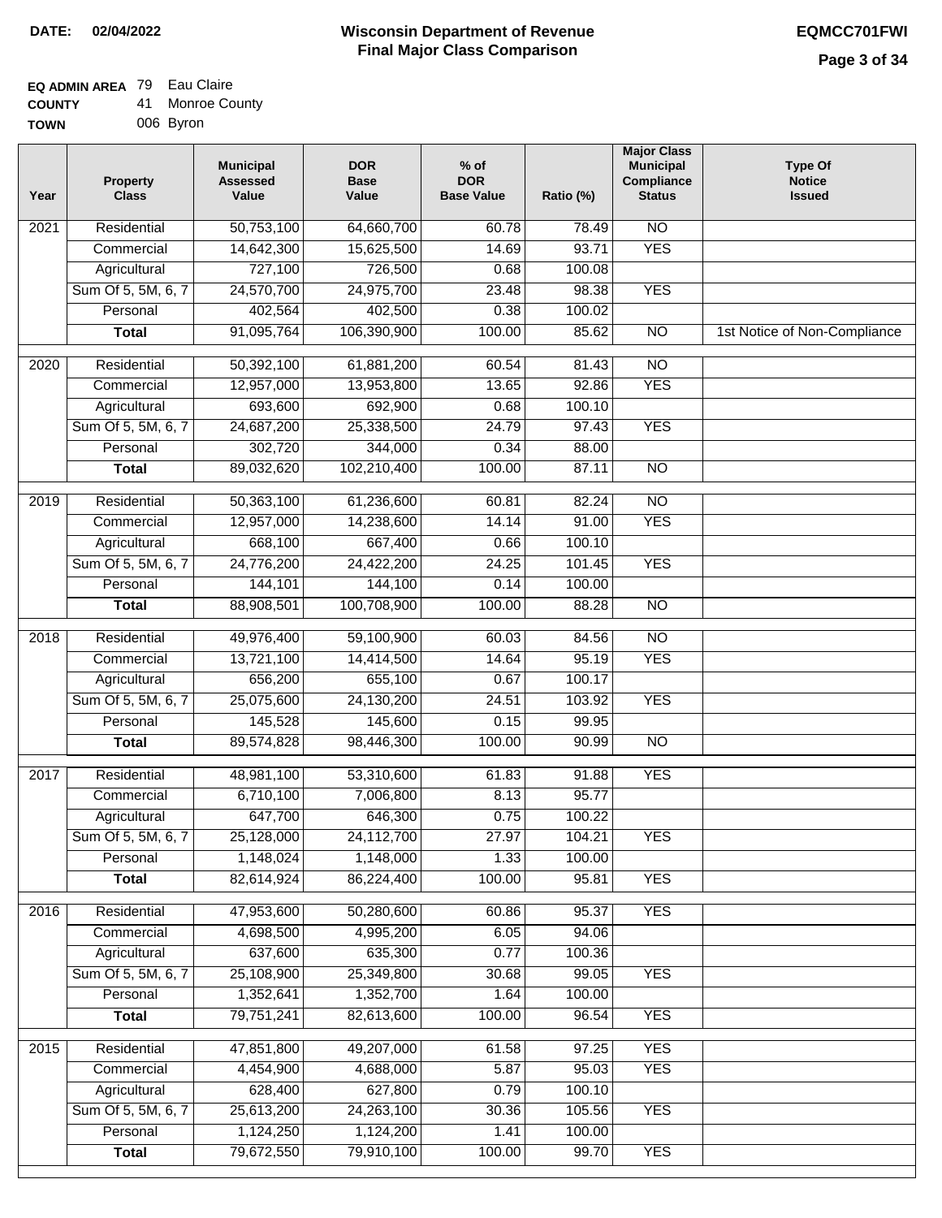# Wisconsin Department of Revenue
## Final Major Class Comparison

**DATE:** 02/04/2022

**EQMCC701FWI**

**EQ ADMIN AREA** 79 Eau Claire
**COUNTY** 41 Monroe County
**TOWN** 006 Byron

| Year | Property Class | Municipal Assessed Value | DOR Base Value | % of DOR Base Value | Ratio (%) | Major Class Municipal Compliance Status | Type Of Notice Issued |
|---|---|---|---|---|---|---|---|
| 2021 | Residential | 50,753,100 | 64,660,700 | 60.78 | 78.49 | NO | |
| | Commercial | 14,642,300 | 15,625,500 | 14.69 | 93.71 | YES | |
| | Agricultural | 727,100 | 726,500 | 0.68 | 100.08 | | |
| | Sum Of 5, 5M, 6, 7 | 24,570,700 | 24,975,700 | 23.48 | 98.38 | YES | |
| | Personal | 402,564 | 402,500 | 0.38 | 100.02 | | |
| | **Total** | 91,095,764 | 106,390,900 | 100.00 | 85.62 | NO | 1st Notice of Non-Compliance |
| 2020 | Residential | 50,392,100 | 61,881,200 | 60.54 | 81.43 | NO | |
| | Commercial | 12,957,000 | 13,953,800 | 13.65 | 92.86 | YES | |
| | Agricultural | 693,600 | 692,900 | 0.68 | 100.10 | | |
| | Sum Of 5, 5M, 6, 7 | 24,687,200 | 25,338,500 | 24.79 | 97.43 | YES | |
| | Personal | 302,720 | 344,000 | 0.34 | 88.00 | | |
| | **Total** | 89,032,620 | 102,210,400 | 100.00 | 87.11 | NO | |
| 2019 | Residential | 50,363,100 | 61,236,600 | 60.81 | 82.24 | NO | |
| | Commercial | 12,957,000 | 14,238,600 | 14.14 | 91.00 | YES | |
| | Agricultural | 668,100 | 667,400 | 0.66 | 100.10 | | |
| | Sum Of 5, 5M, 6, 7 | 24,776,200 | 24,422,200 | 24.25 | 101.45 | YES | |
| | Personal | 144,101 | 144,100 | 0.14 | 100.00 | | |
| | **Total** | 88,908,501 | 100,708,900 | 100.00 | 88.28 | NO | |
| 2018 | Residential | 49,976,400 | 59,100,900 | 60.03 | 84.56 | NO | |
| | Commercial | 13,721,100 | 14,414,500 | 14.64 | 95.19 | YES | |
| | Agricultural | 656,200 | 655,100 | 0.67 | 100.17 | | |
| | Sum Of 5, 5M, 6, 7 | 25,075,600 | 24,130,200 | 24.51 | 103.92 | YES | |
| | Personal | 145,528 | 145,600 | 0.15 | 99.95 | | |
| | **Total** | 89,574,828 | 98,446,300 | 100.00 | 90.99 | NO | |
| 2017 | Residential | 48,981,100 | 53,310,600 | 61.83 | 91.88 | YES | |
| | Commercial | 6,710,100 | 7,006,800 | 8.13 | 95.77 | | |
| | Agricultural | 647,700 | 646,300 | 0.75 | 100.22 | | |
| | Sum Of 5, 5M, 6, 7 | 25,128,000 | 24,112,700 | 27.97 | 104.21 | YES | |
| | Personal | 1,148,024 | 1,148,000 | 1.33 | 100.00 | | |
| | **Total** | 82,614,924 | 86,224,400 | 100.00 | 95.81 | YES | |
| 2016 | Residential | 47,953,600 | 50,280,600 | 60.86 | 95.37 | YES | |
| | Commercial | 4,698,500 | 4,995,200 | 6.05 | 94.06 | | |
| | Agricultural | 637,600 | 635,300 | 0.77 | 100.36 | | |
| | Sum Of 5, 5M, 6, 7 | 25,108,900 | 25,349,800 | 30.68 | 99.05 | YES | |
| | Personal | 1,352,641 | 1,352,700 | 1.64 | 100.00 | | |
| | **Total** | 79,751,241 | 82,613,600 | 100.00 | 96.54 | YES | |
| 2015 | Residential | 47,851,800 | 49,207,000 | 61.58 | 97.25 | YES | |
| | Commercial | 4,454,900 | 4,688,000 | 5.87 | 95.03 | YES | |
| | Agricultural | 628,400 | 627,800 | 0.79 | 100.10 | | |
| | Sum Of 5, 5M, 6, 7 | 25,613,200 | 24,263,100 | 30.36 | 105.56 | YES | |
| | Personal | 1,124,250 | 1,124,200 | 1.41 | 100.00 | | |
| | **Total** | 79,672,550 | 79,910,100 | 100.00 | 99.70 | YES | |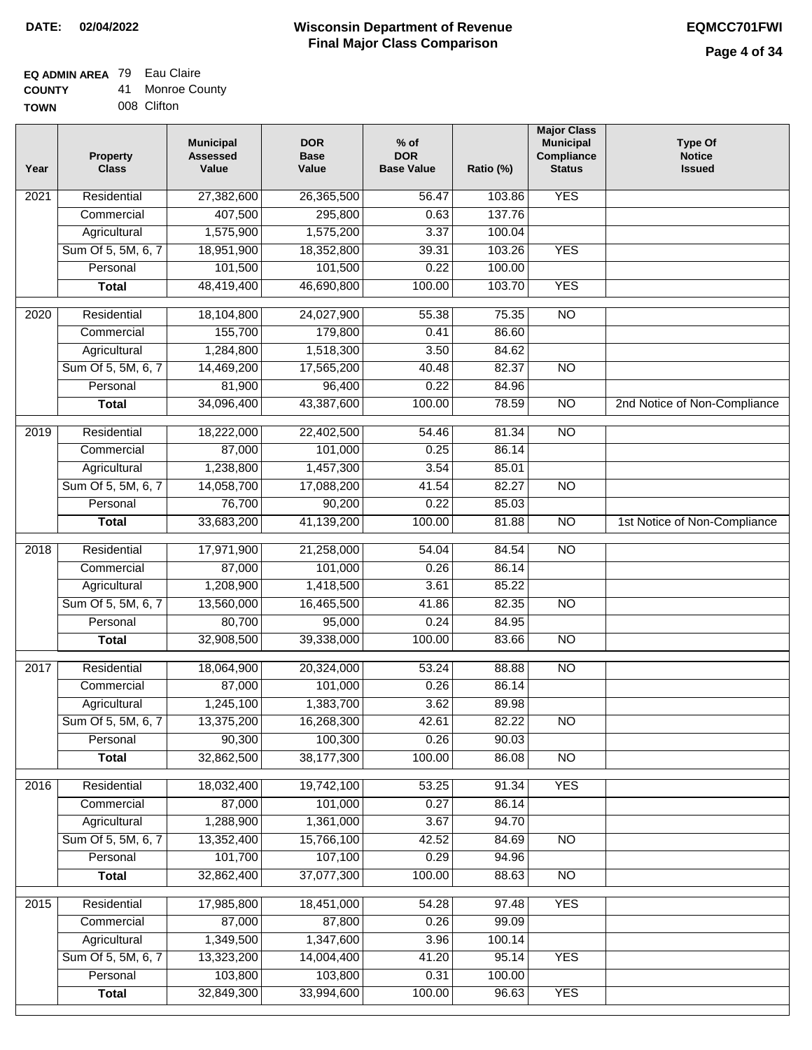**DATE:** 02/04/2022

# Wisconsin Department of Revenue
## Final Major Class Comparison

**EQMCC701FWI**

**EQ ADMIN AREA** 79 Eau Claire
**COUNTY** 41 Monroe County
**TOWN** 008 Clifton

| Year | Property Class | Municipal Assessed Value | DOR Base Value | % of DOR Base Value | Ratio (%) | Major Class Municipal Compliance Status | Type Of Notice Issued |
|---|---|---|---|---|---|---|---|
| 2021 | Residential | 27,382,600 | 26,365,500 | 56.47 | 103.86 | YES | |
| | Commercial | 407,500 | 295,800 | 0.63 | 137.76 | | |
| | Agricultural | 1,575,900 | 1,575,200 | 3.37 | 100.04 | | |
| | Sum Of 5, 5M, 6, 7 | 18,951,900 | 18,352,800 | 39.31 | 103.26 | YES | |
| | Personal | 101,500 | 101,500 | 0.22 | 100.00 | | |
| | **Total** | 48,419,400 | 46,690,800 | 100.00 | 103.70 | YES | |
| 2020 | Residential | 18,104,800 | 24,027,900 | 55.38 | 75.35 | NO | |
| | Commercial | 155,700 | 179,800 | 0.41 | 86.60 | | |
| | Agricultural | 1,284,800 | 1,518,300 | 3.50 | 84.62 | | |
| | Sum Of 5, 5M, 6, 7 | 14,469,200 | 17,565,200 | 40.48 | 82.37 | NO | |
| | Personal | 81,900 | 96,400 | 0.22 | 84.96 | | |
| | **Total** | 34,096,400 | 43,387,600 | 100.00 | 78.59 | NO | 2nd Notice of Non-Compliance |
| 2019 | Residential | 18,222,000 | 22,402,500 | 54.46 | 81.34 | NO | |
| | Commercial | 87,000 | 101,000 | 0.25 | 86.14 | | |
| | Agricultural | 1,238,800 | 1,457,300 | 3.54 | 85.01 | | |
| | Sum Of 5, 5M, 6, 7 | 14,058,700 | 17,088,200 | 41.54 | 82.27 | NO | |
| | Personal | 76,700 | 90,200 | 0.22 | 85.03 | | |
| | **Total** | 33,683,200 | 41,139,200 | 100.00 | 81.88 | NO | 1st Notice of Non-Compliance |
| 2018 | Residential | 17,971,900 | 21,258,000 | 54.04 | 84.54 | NO | |
| | Commercial | 87,000 | 101,000 | 0.26 | 86.14 | | |
| | Agricultural | 1,208,900 | 1,418,500 | 3.61 | 85.22 | | |
| | Sum Of 5, 5M, 6, 7 | 13,560,000 | 16,465,500 | 41.86 | 82.35 | NO | |
| | Personal | 80,700 | 95,000 | 0.24 | 84.95 | | |
| | **Total** | 32,908,500 | 39,338,000 | 100.00 | 83.66 | NO | |
| 2017 | Residential | 18,064,900 | 20,324,000 | 53.24 | 88.88 | NO | |
| | Commercial | 87,000 | 101,000 | 0.26 | 86.14 | | |
| | Agricultural | 1,245,100 | 1,383,700 | 3.62 | 89.98 | | |
| | Sum Of 5, 5M, 6, 7 | 13,375,200 | 16,268,300 | 42.61 | 82.22 | NO | |
| | Personal | 90,300 | 100,300 | 0.26 | 90.03 | | |
| | **Total** | 32,862,500 | 38,177,300 | 100.00 | 86.08 | NO | |
| 2016 | Residential | 18,032,400 | 19,742,100 | 53.25 | 91.34 | YES | |
| | Commercial | 87,000 | 101,000 | 0.27 | 86.14 | | |
| | Agricultural | 1,288,900 | 1,361,000 | 3.67 | 94.70 | | |
| | Sum Of 5, 5M, 6, 7 | 13,352,400 | 15,766,100 | 42.52 | 84.69 | NO | |
| | Personal | 101,700 | 107,100 | 0.29 | 94.96 | | |
| | **Total** | 32,862,400 | 37,077,300 | 100.00 | 88.63 | NO | |
| 2015 | Residential | 17,985,800 | 18,451,000 | 54.28 | 97.48 | YES | |
| | Commercial | 87,000 | 87,800 | 0.26 | 99.09 | | |
| | Agricultural | 1,349,500 | 1,347,600 | 3.96 | 100.14 | | |
| | Sum Of 5, 5M, 6, 7 | 13,323,200 | 14,004,400 | 41.20 | 95.14 | YES | |
| | Personal | 103,800 | 103,800 | 0.31 | 100.00 | | |
| | **Total** | 32,849,300 | 33,994,600 | 100.00 | 96.63 | YES | |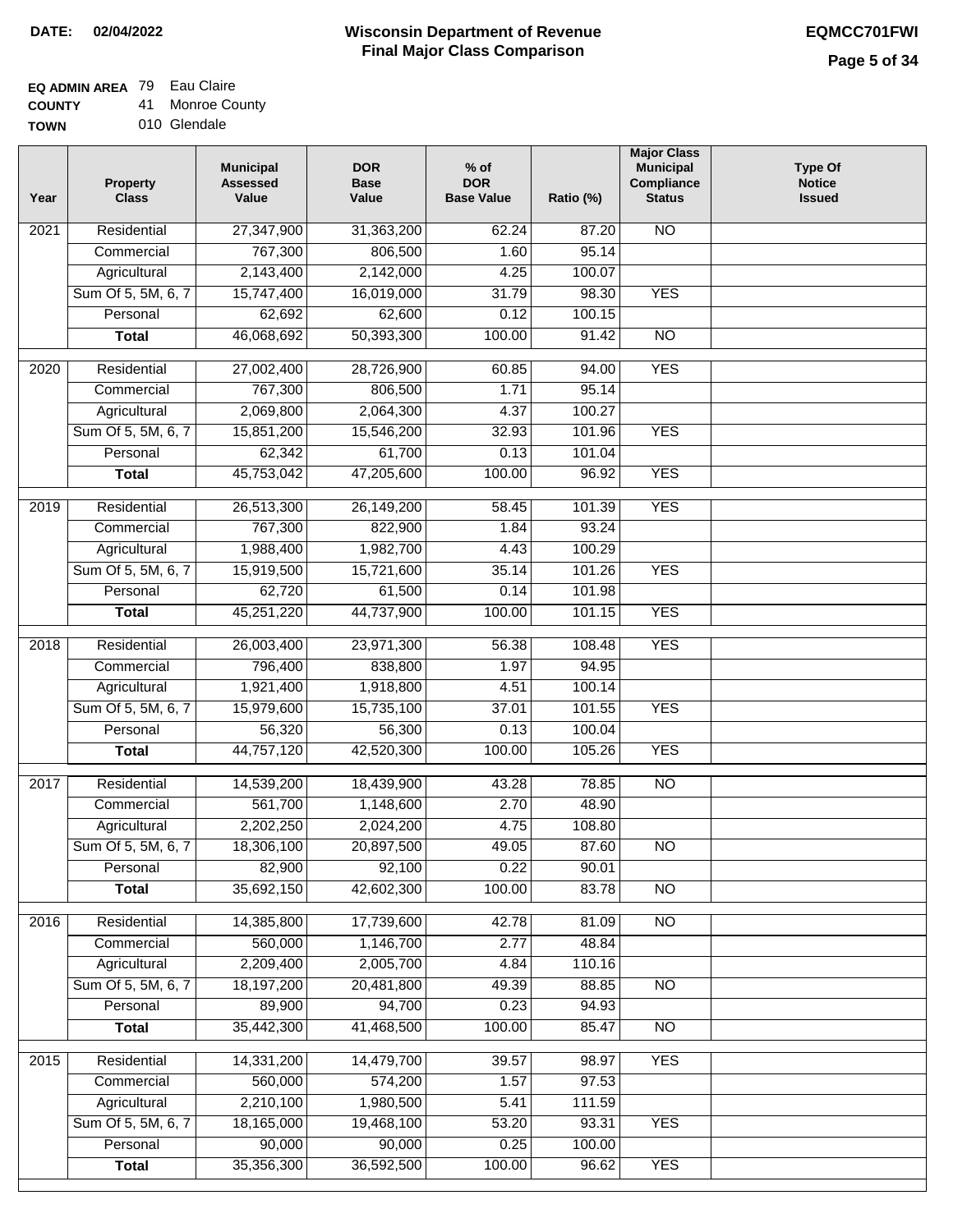**DATE: 02/04/2022**

# Wisconsin Department of Revenue
## Final Major Class Comparison

**EQMCC701FWI**

**EQ ADMIN AREA** 79 Eau Claire
**COUNTY** 41 Monroe County
**TOWN** 010 Glendale

| Year | Property Class | Municipal Assessed Value | DOR Base Value | % of DOR Base Value | Ratio (%) | Major Class Municipal Compliance Status | Type Of Notice Issued |
|---|---|---|---|---|---|---|---|
| 2021 | Residential | 27,347,900 | 31,363,200 | 62.24 | 87.20 | NO | |
| | Commercial | 767,300 | 806,500 | 1.60 | 95.14 | | |
| | Agricultural | 2,143,400 | 2,142,000 | 4.25 | 100.07 | | |
| | Sum Of 5, 5M, 6, 7 | 15,747,400 | 16,019,000 | 31.79 | 98.30 | YES | |
| | Personal | 62,692 | 62,600 | 0.12 | 100.15 | | |
| | **Total** | 46,068,692 | 50,393,300 | 100.00 | 91.42 | NO | |
| 2020 | Residential | 27,002,400 | 28,726,900 | 60.85 | 94.00 | YES | |
| | Commercial | 767,300 | 806,500 | 1.71 | 95.14 | | |
| | Agricultural | 2,069,800 | 2,064,300 | 4.37 | 100.27 | | |
| | Sum Of 5, 5M, 6, 7 | 15,851,200 | 15,546,200 | 32.93 | 101.96 | YES | |
| | Personal | 62,342 | 61,700 | 0.13 | 101.04 | | |
| | **Total** | 45,753,042 | 47,205,600 | 100.00 | 96.92 | YES | |
| 2019 | Residential | 26,513,300 | 26,149,200 | 58.45 | 101.39 | YES | |
| | Commercial | 767,300 | 822,900 | 1.84 | 93.24 | | |
| | Agricultural | 1,988,400 | 1,982,700 | 4.43 | 100.29 | | |
| | Sum Of 5, 5M, 6, 7 | 15,919,500 | 15,721,600 | 35.14 | 101.26 | YES | |
| | Personal | 62,720 | 61,500 | 0.14 | 101.98 | | |
| | **Total** | 45,251,220 | 44,737,900 | 100.00 | 101.15 | YES | |
| 2018 | Residential | 26,003,400 | 23,971,300 | 56.38 | 108.48 | YES | |
| | Commercial | 796,400 | 838,800 | 1.97 | 94.95 | | |
| | Agricultural | 1,921,400 | 1,918,800 | 4.51 | 100.14 | | |
| | Sum Of 5, 5M, 6, 7 | 15,979,600 | 15,735,100 | 37.01 | 101.55 | YES | |
| | Personal | 56,320 | 56,300 | 0.13 | 100.04 | | |
| | **Total** | 44,757,120 | 42,520,300 | 100.00 | 105.26 | YES | |
| 2017 | Residential | 14,539,200 | 18,439,900 | 43.28 | 78.85 | NO | |
| | Commercial | 561,700 | 1,148,600 | 2.70 | 48.90 | | |
| | Agricultural | 2,202,250 | 2,024,200 | 4.75 | 108.80 | | |
| | Sum Of 5, 5M, 6, 7 | 18,306,100 | 20,897,500 | 49.05 | 87.60 | NO | |
| | Personal | 82,900 | 92,100 | 0.22 | 90.01 | | |
| | **Total** | 35,692,150 | 42,602,300 | 100.00 | 83.78 | NO | |
| 2016 | Residential | 14,385,800 | 17,739,600 | 42.78 | 81.09 | NO | |
| | Commercial | 560,000 | 1,146,700 | 2.77 | 48.84 | | |
| | Agricultural | 2,209,400 | 2,005,700 | 4.84 | 110.16 | | |
| | Sum Of 5, 5M, 6, 7 | 18,197,200 | 20,481,800 | 49.39 | 88.85 | NO | |
| | Personal | 89,900 | 94,700 | 0.23 | 94.93 | | |
| | **Total** | 35,442,300 | 41,468,500 | 100.00 | 85.47 | NO | |
| 2015 | Residential | 14,331,200 | 14,479,700 | 39.57 | 98.97 | YES | |
| | Commercial | 560,000 | 574,200 | 1.57 | 97.53 | | |
| | Agricultural | 2,210,100 | 1,980,500 | 5.41 | 111.59 | | |
| | Sum Of 5, 5M, 6, 7 | 18,165,000 | 19,468,100 | 53.20 | 93.31 | YES | |
| | Personal | 90,000 | 90,000 | 0.25 | 100.00 | | |
| | **Total** | 35,356,300 | 36,592,500 | 100.00 | 96.62 | YES | |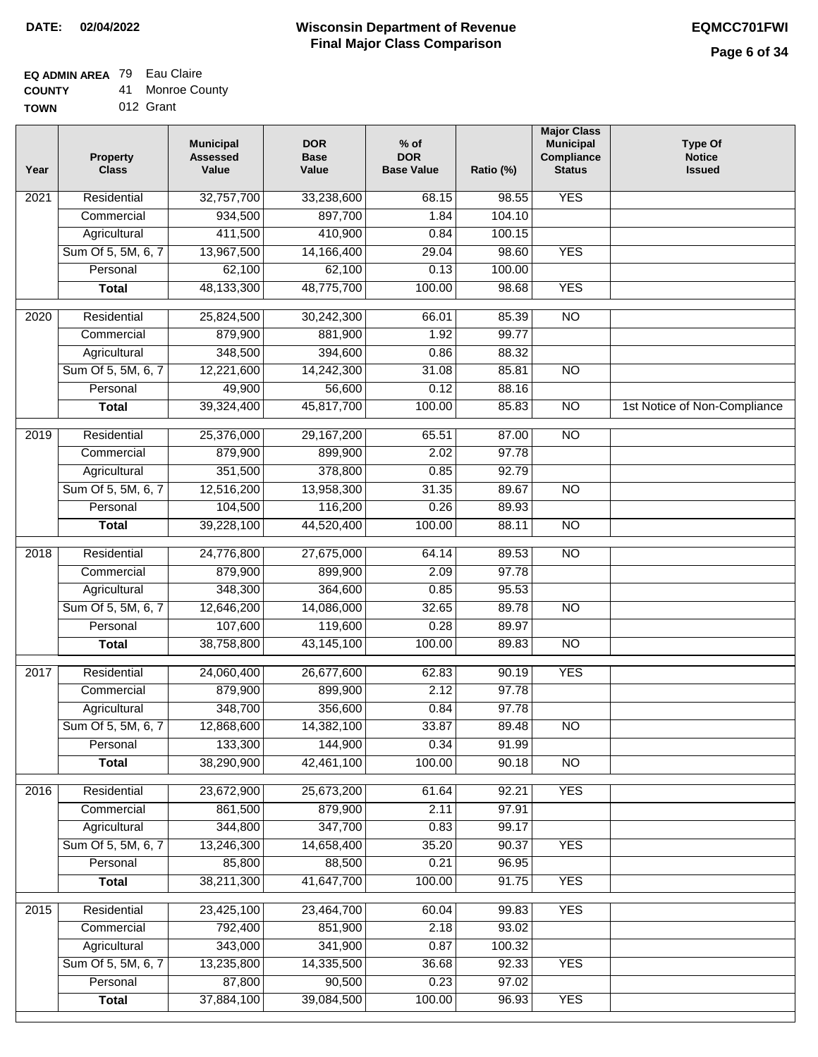**DATE:** 02/04/2022

# Wisconsin Department of Revenue
## Final Major Class Comparison

**EQMCC701FWI**

**EQ ADMIN AREA** 79 Eau Claire
**COUNTY** 41 Monroe County
**TOWN** 012 Grant

| Year | Property Class | Municipal Assessed Value | DOR Base Value | % of DOR Base Value | Ratio (%) | Major Class Municipal Compliance Status | Type Of Notice Issued |
|---|---|---|---|---|---|---|---|
| 2021 | Residential | 32,757,700 | 33,238,600 | 68.15 | 98.55 | YES | |
| | Commercial | 934,500 | 897,700 | 1.84 | 104.10 | | |
| | Agricultural | 411,500 | 410,900 | 0.84 | 100.15 | | |
| | Sum Of 5, 5M, 6, 7 | 13,967,500 | 14,166,400 | 29.04 | 98.60 | YES | |
| | Personal | 62,100 | 62,100 | 0.13 | 100.00 | | |
| | **Total** | 48,133,300 | 48,775,700 | 100.00 | 98.68 | YES | |
| 2020 | Residential | 25,824,500 | 30,242,300 | 66.01 | 85.39 | NO | |
| | Commercial | 879,900 | 881,900 | 1.92 | 99.77 | | |
| | Agricultural | 348,500 | 394,600 | 0.86 | 88.32 | | |
| | Sum Of 5, 5M, 6, 7 | 12,221,600 | 14,242,300 | 31.08 | 85.81 | NO | |
| | Personal | 49,900 | 56,600 | 0.12 | 88.16 | | |
| | **Total** | 39,324,400 | 45,817,700 | 100.00 | 85.83 | NO | 1st Notice of Non-Compliance |
| 2019 | Residential | 25,376,000 | 29,167,200 | 65.51 | 87.00 | NO | |
| | Commercial | 879,900 | 899,900 | 2.02 | 97.78 | | |
| | Agricultural | 351,500 | 378,800 | 0.85 | 92.79 | | |
| | Sum Of 5, 5M, 6, 7 | 12,516,200 | 13,958,300 | 31.35 | 89.67 | NO | |
| | Personal | 104,500 | 116,200 | 0.26 | 89.93 | | |
| | **Total** | 39,228,100 | 44,520,400 | 100.00 | 88.11 | NO | |
| 2018 | Residential | 24,776,800 | 27,675,000 | 64.14 | 89.53 | NO | |
| | Commercial | 879,900 | 899,900 | 2.09 | 97.78 | | |
| | Agricultural | 348,300 | 364,600 | 0.85 | 95.53 | | |
| | Sum Of 5, 5M, 6, 7 | 12,646,200 | 14,086,000 | 32.65 | 89.78 | NO | |
| | Personal | 107,600 | 119,600 | 0.28 | 89.97 | | |
| | **Total** | 38,758,800 | 43,145,100 | 100.00 | 89.83 | NO | |
| 2017 | Residential | 24,060,400 | 26,677,600 | 62.83 | 90.19 | YES | |
| | Commercial | 879,900 | 899,900 | 2.12 | 97.78 | | |
| | Agricultural | 348,700 | 356,600 | 0.84 | 97.78 | | |
| | Sum Of 5, 5M, 6, 7 | 12,868,600 | 14,382,100 | 33.87 | 89.48 | NO | |
| | Personal | 133,300 | 144,900 | 0.34 | 91.99 | | |
| | **Total** | 38,290,900 | 42,461,100 | 100.00 | 90.18 | NO | |
| 2016 | Residential | 23,672,900 | 25,673,200 | 61.64 | 92.21 | YES | |
| | Commercial | 861,500 | 879,900 | 2.11 | 97.91 | | |
| | Agricultural | 344,800 | 347,700 | 0.83 | 99.17 | | |
| | Sum Of 5, 5M, 6, 7 | 13,246,300 | 14,658,400 | 35.20 | 90.37 | YES | |
| | Personal | 85,800 | 88,500 | 0.21 | 96.95 | | |
| | **Total** | 38,211,300 | 41,647,700 | 100.00 | 91.75 | YES | |
| 2015 | Residential | 23,425,100 | 23,464,700 | 60.04 | 99.83 | YES | |
| | Commercial | 792,400 | 851,900 | 2.18 | 93.02 | | |
| | Agricultural | 343,000 | 341,900 | 0.87 | 100.32 | | |
| | Sum Of 5, 5M, 6, 7 | 13,235,800 | 14,335,500 | 36.68 | 92.33 | YES | |
| | Personal | 87,800 | 90,500 | 0.23 | 97.02 | | |
| | **Total** | 37,884,100 | 39,084,500 | 100.00 | 96.93 | YES | |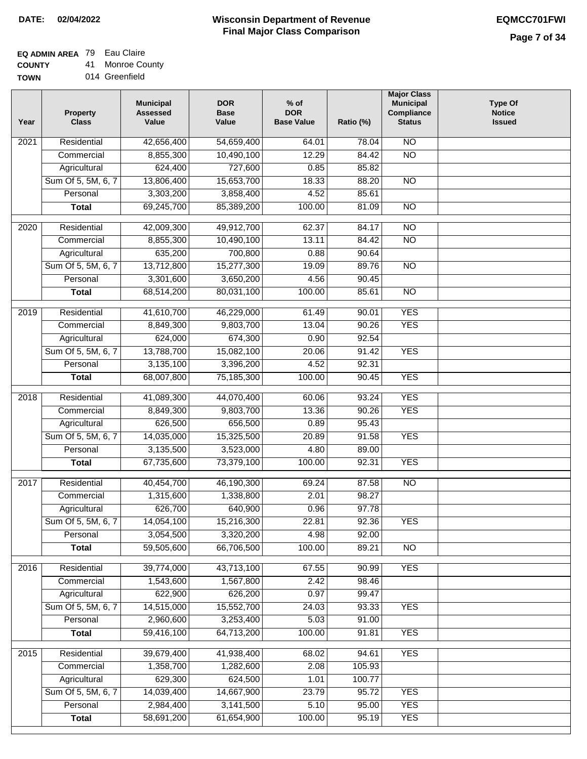**DATE: 02/04/2022**

# Wisconsin Department of Revenue
## Final Major Class Comparison

**EQMCC701FWI**

**EQ ADMIN AREA** 79 Eau Claire
**COUNTY** 41 Monroe County
**TOWN** 014 Greenfield

| Year | Property Class | Municipal Assessed Value | DOR Base Value | % of DOR Base Value | Ratio (%) | Major Class Municipal Compliance Status | Type Of Notice Issued |
|---|---|---|---|---|---|---|---|
| 2021 | Residential | 42,656,400 | 54,659,400 | 64.01 | 78.04 | NO | |
| | Commercial | 8,855,300 | 10,490,100 | 12.29 | 84.42 | NO | |
| | Agricultural | 624,400 | 727,600 | 0.85 | 85.82 | | |
| | Sum Of 5, 5M, 6, 7 | 13,806,400 | 15,653,700 | 18.33 | 88.20 | NO | |
| | Personal | 3,303,200 | 3,858,400 | 4.52 | 85.61 | | |
| | **Total** | 69,245,700 | 85,389,200 | 100.00 | 81.09 | NO | |
| 2020 | Residential | 42,009,300 | 49,912,700 | 62.37 | 84.17 | NO | |
| | Commercial | 8,855,300 | 10,490,100 | 13.11 | 84.42 | NO | |
| | Agricultural | 635,200 | 700,800 | 0.88 | 90.64 | | |
| | Sum Of 5, 5M, 6, 7 | 13,712,800 | 15,277,300 | 19.09 | 89.76 | NO | |
| | Personal | 3,301,600 | 3,650,200 | 4.56 | 90.45 | | |
| | **Total** | 68,514,200 | 80,031,100 | 100.00 | 85.61 | NO | |
| 2019 | Residential | 41,610,700 | 46,229,000 | 61.49 | 90.01 | YES | |
| | Commercial | 8,849,300 | 9,803,700 | 13.04 | 90.26 | YES | |
| | Agricultural | 624,000 | 674,300 | 0.90 | 92.54 | | |
| | Sum Of 5, 5M, 6, 7 | 13,788,700 | 15,082,100 | 20.06 | 91.42 | YES | |
| | Personal | 3,135,100 | 3,396,200 | 4.52 | 92.31 | | |
| | **Total** | 68,007,800 | 75,185,300 | 100.00 | 90.45 | YES | |
| 2018 | Residential | 41,089,300 | 44,070,400 | 60.06 | 93.24 | YES | |
| | Commercial | 8,849,300 | 9,803,700 | 13.36 | 90.26 | YES | |
| | Agricultural | 626,500 | 656,500 | 0.89 | 95.43 | | |
| | Sum Of 5, 5M, 6, 7 | 14,035,000 | 15,325,500 | 20.89 | 91.58 | YES | |
| | Personal | 3,135,500 | 3,523,000 | 4.80 | 89.00 | | |
| | **Total** | 67,735,600 | 73,379,100 | 100.00 | 92.31 | YES | |
| 2017 | Residential | 40,454,700 | 46,190,300 | 69.24 | 87.58 | NO | |
| | Commercial | 1,315,600 | 1,338,800 | 2.01 | 98.27 | | |
| | Agricultural | 626,700 | 640,900 | 0.96 | 97.78 | | |
| | Sum Of 5, 5M, 6, 7 | 14,054,100 | 15,216,300 | 22.81 | 92.36 | YES | |
| | Personal | 3,054,500 | 3,320,200 | 4.98 | 92.00 | | |
| | **Total** | 59,505,600 | 66,706,500 | 100.00 | 89.21 | NO | |
| 2016 | Residential | 39,774,000 | 43,713,100 | 67.55 | 90.99 | YES | |
| | Commercial | 1,543,600 | 1,567,800 | 2.42 | 98.46 | | |
| | Agricultural | 622,900 | 626,200 | 0.97 | 99.47 | | |
| | Sum Of 5, 5M, 6, 7 | 14,515,000 | 15,552,700 | 24.03 | 93.33 | YES | |
| | Personal | 2,960,600 | 3,253,400 | 5.03 | 91.00 | | |
| | **Total** | 59,416,100 | 64,713,200 | 100.00 | 91.81 | YES | |
| 2015 | Residential | 39,679,400 | 41,938,400 | 68.02 | 94.61 | YES | |
| | Commercial | 1,358,700 | 1,282,600 | 2.08 | 105.93 | | |
| | Agricultural | 629,300 | 624,500 | 1.01 | 100.77 | | |
| | Sum Of 5, 5M, 6, 7 | 14,039,400 | 14,667,900 | 23.79 | 95.72 | YES | |
| | Personal | 2,984,400 | 3,141,500 | 5.10 | 95.00 | YES | |
| | **Total** | 58,691,200 | 61,654,900 | 100.00 | 95.19 | YES | |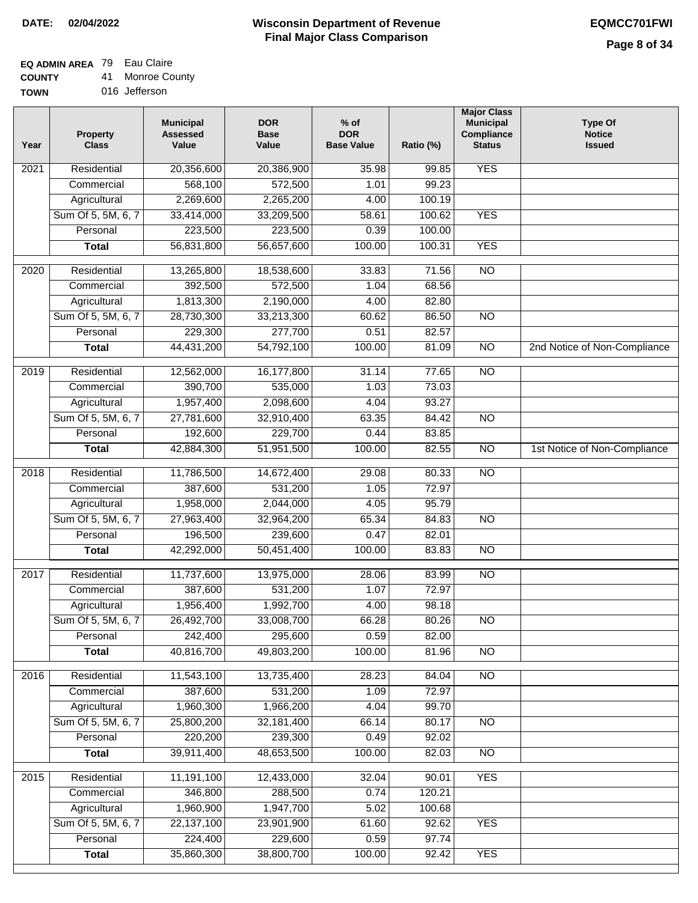**DATE: 02/04/2022**

# Wisconsin Department of Revenue
## Final Major Class Comparison

**EQMCC701FWI**

**EQ ADMIN AREA** 79 Eau Claire
**COUNTY** 41 Monroe County
**TOWN** 016 Jefferson

| Year | Property Class | Municipal Assessed Value | DOR Base Value | % of DOR Base Value | Ratio (%) | Major Class Municipal Compliance Status | Type Of Notice Issued |
|---|---|---|---|---|---|---|---|
| 2021 | Residential | 20,356,600 | 20,386,900 | 35.98 | 99.85 | YES | |
| | Commercial | 568,100 | 572,500 | 1.01 | 99.23 | | |
| | Agricultural | 2,269,600 | 2,265,200 | 4.00 | 100.19 | | |
| | Sum Of 5, 5M, 6, 7 | 33,414,000 | 33,209,500 | 58.61 | 100.62 | YES | |
| | Personal | 223,500 | 223,500 | 0.39 | 100.00 | | |
| | **Total** | 56,831,800 | 56,657,600 | 100.00 | 100.31 | YES | |
| 2020 | Residential | 13,265,800 | 18,538,600 | 33.83 | 71.56 | NO | |
| | Commercial | 392,500 | 572,500 | 1.04 | 68.56 | | |
| | Agricultural | 1,813,300 | 2,190,000 | 4.00 | 82.80 | | |
| | Sum Of 5, 5M, 6, 7 | 28,730,300 | 33,213,300 | 60.62 | 86.50 | NO | |
| | Personal | 229,300 | 277,700 | 0.51 | 82.57 | | |
| | **Total** | 44,431,200 | 54,792,100 | 100.00 | 81.09 | NO | 2nd Notice of Non-Compliance |
| 2019 | Residential | 12,562,000 | 16,177,800 | 31.14 | 77.65 | NO | |
| | Commercial | 390,700 | 535,000 | 1.03 | 73.03 | | |
| | Agricultural | 1,957,400 | 2,098,600 | 4.04 | 93.27 | | |
| | Sum Of 5, 5M, 6, 7 | 27,781,600 | 32,910,400 | 63.35 | 84.42 | NO | |
| | Personal | 192,600 | 229,700 | 0.44 | 83.85 | | |
| | **Total** | 42,884,300 | 51,951,500 | 100.00 | 82.55 | NO | 1st Notice of Non-Compliance |
| 2018 | Residential | 11,786,500 | 14,672,400 | 29.08 | 80.33 | NO | |
| | Commercial | 387,600 | 531,200 | 1.05 | 72.97 | | |
| | Agricultural | 1,958,000 | 2,044,000 | 4.05 | 95.79 | | |
| | Sum Of 5, 5M, 6, 7 | 27,963,400 | 32,964,200 | 65.34 | 84.83 | NO | |
| | Personal | 196,500 | 239,600 | 0.47 | 82.01 | | |
| | **Total** | 42,292,000 | 50,451,400 | 100.00 | 83.83 | NO | |
| 2017 | Residential | 11,737,600 | 13,975,000 | 28.06 | 83.99 | NO | |
| | Commercial | 387,600 | 531,200 | 1.07 | 72.97 | | |
| | Agricultural | 1,956,400 | 1,992,700 | 4.00 | 98.18 | | |
| | Sum Of 5, 5M, 6, 7 | 26,492,700 | 33,008,700 | 66.28 | 80.26 | NO | |
| | Personal | 242,400 | 295,600 | 0.59 | 82.00 | | |
| | **Total** | 40,816,700 | 49,803,200 | 100.00 | 81.96 | NO | |
| 2016 | Residential | 11,543,100 | 13,735,400 | 28.23 | 84.04 | NO | |
| | Commercial | 387,600 | 531,200 | 1.09 | 72.97 | | |
| | Agricultural | 1,960,300 | 1,966,200 | 4.04 | 99.70 | | |
| | Sum Of 5, 5M, 6, 7 | 25,800,200 | 32,181,400 | 66.14 | 80.17 | NO | |
| | Personal | 220,200 | 239,300 | 0.49 | 92.02 | | |
| | **Total** | 39,911,400 | 48,653,500 | 100.00 | 82.03 | NO | |
| 2015 | Residential | 11,191,100 | 12,433,000 | 32.04 | 90.01 | YES | |
| | Commercial | 346,800 | 288,500 | 0.74 | 120.21 | | |
| | Agricultural | 1,960,900 | 1,947,700 | 5.02 | 100.68 | | |
| | Sum Of 5, 5M, 6, 7 | 22,137,100 | 23,901,900 | 61.60 | 92.62 | YES | |
| | Personal | 224,400 | 229,600 | 0.59 | 97.74 | | |
| | **Total** | 35,860,300 | 38,800,700 | 100.00 | 92.42 | YES | |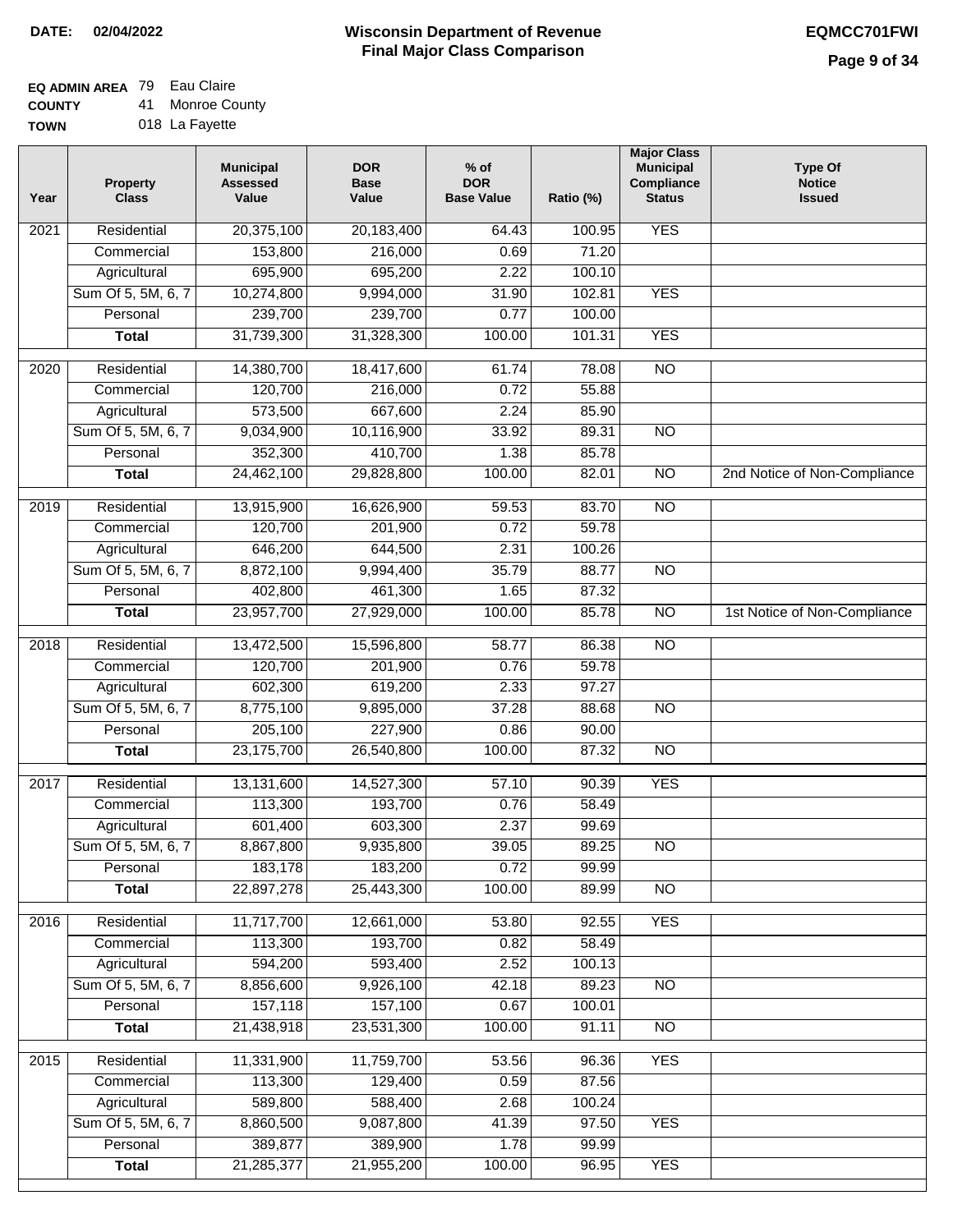**DATE:** 02/04/2022

# Wisconsin Department of Revenue
## Final Major Class Comparison

**EQMCC701FWI**

**EQ ADMIN AREA** 79 Eau Claire
**COUNTY** 41 Monroe County
**TOWN** 018 La Fayette

| Year | Property Class | Municipal Assessed Value | DOR Base Value | % of DOR Base Value | Ratio (%) | Major Class Municipal Compliance Status | Type Of Notice Issued |
|---|---|---|---|---|---|---|---|
| 2021 | Residential | 20,375,100 | 20,183,400 | 64.43 | 100.95 | YES | |
| | Commercial | 153,800 | 216,000 | 0.69 | 71.20 | | |
| | Agricultural | 695,900 | 695,200 | 2.22 | 100.10 | | |
| | Sum Of 5, 5M, 6, 7 | 10,274,800 | 9,994,000 | 31.90 | 102.81 | YES | |
| | Personal | 239,700 | 239,700 | 0.77 | 100.00 | | |
| | **Total** | 31,739,300 | 31,328,300 | 100.00 | 101.31 | YES | |
| 2020 | Residential | 14,380,700 | 18,417,600 | 61.74 | 78.08 | NO | |
| | Commercial | 120,700 | 216,000 | 0.72 | 55.88 | | |
| | Agricultural | 573,500 | 667,600 | 2.24 | 85.90 | | |
| | Sum Of 5, 5M, 6, 7 | 9,034,900 | 10,116,900 | 33.92 | 89.31 | NO | |
| | Personal | 352,300 | 410,700 | 1.38 | 85.78 | | |
| | **Total** | 24,462,100 | 29,828,800 | 100.00 | 82.01 | NO | 2nd Notice of Non-Compliance |
| 2019 | Residential | 13,915,900 | 16,626,900 | 59.53 | 83.70 | NO | |
| | Commercial | 120,700 | 201,900 | 0.72 | 59.78 | | |
| | Agricultural | 646,200 | 644,500 | 2.31 | 100.26 | | |
| | Sum Of 5, 5M, 6, 7 | 8,872,100 | 9,994,400 | 35.79 | 88.77 | NO | |
| | Personal | 402,800 | 461,300 | 1.65 | 87.32 | | |
| | **Total** | 23,957,700 | 27,929,000 | 100.00 | 85.78 | NO | 1st Notice of Non-Compliance |
| 2018 | Residential | 13,472,500 | 15,596,800 | 58.77 | 86.38 | NO | |
| | Commercial | 120,700 | 201,900 | 0.76 | 59.78 | | |
| | Agricultural | 602,300 | 619,200 | 2.33 | 97.27 | | |
| | Sum Of 5, 5M, 6, 7 | 8,775,100 | 9,895,000 | 37.28 | 88.68 | NO | |
| | Personal | 205,100 | 227,900 | 0.86 | 90.00 | | |
| | **Total** | 23,175,700 | 26,540,800 | 100.00 | 87.32 | NO | |
| 2017 | Residential | 13,131,600 | 14,527,300 | 57.10 | 90.39 | YES | |
| | Commercial | 113,300 | 193,700 | 0.76 | 58.49 | | |
| | Agricultural | 601,400 | 603,300 | 2.37 | 99.69 | | |
| | Sum Of 5, 5M, 6, 7 | 8,867,800 | 9,935,800 | 39.05 | 89.25 | NO | |
| | Personal | 183,178 | 183,200 | 0.72 | 99.99 | | |
| | **Total** | 22,897,278 | 25,443,300 | 100.00 | 89.99 | NO | |
| 2016 | Residential | 11,717,700 | 12,661,000 | 53.80 | 92.55 | YES | |
| | Commercial | 113,300 | 193,700 | 0.82 | 58.49 | | |
| | Agricultural | 594,200 | 593,400 | 2.52 | 100.13 | | |
| | Sum Of 5, 5M, 6, 7 | 8,856,600 | 9,926,100 | 42.18 | 89.23 | NO | |
| | Personal | 157,118 | 157,100 | 0.67 | 100.01 | | |
| | **Total** | 21,438,918 | 23,531,300 | 100.00 | 91.11 | NO | |
| 2015 | Residential | 11,331,900 | 11,759,700 | 53.56 | 96.36 | YES | |
| | Commercial | 113,300 | 129,400 | 0.59 | 87.56 | | |
| | Agricultural | 589,800 | 588,400 | 2.68 | 100.24 | | |
| | Sum Of 5, 5M, 6, 7 | 8,860,500 | 9,087,800 | 41.39 | 97.50 | YES | |
| | Personal | 389,877 | 389,900 | 1.78 | 99.99 | | |
| | **Total** | 21,285,377 | 21,955,200 | 100.00 | 96.95 | YES | |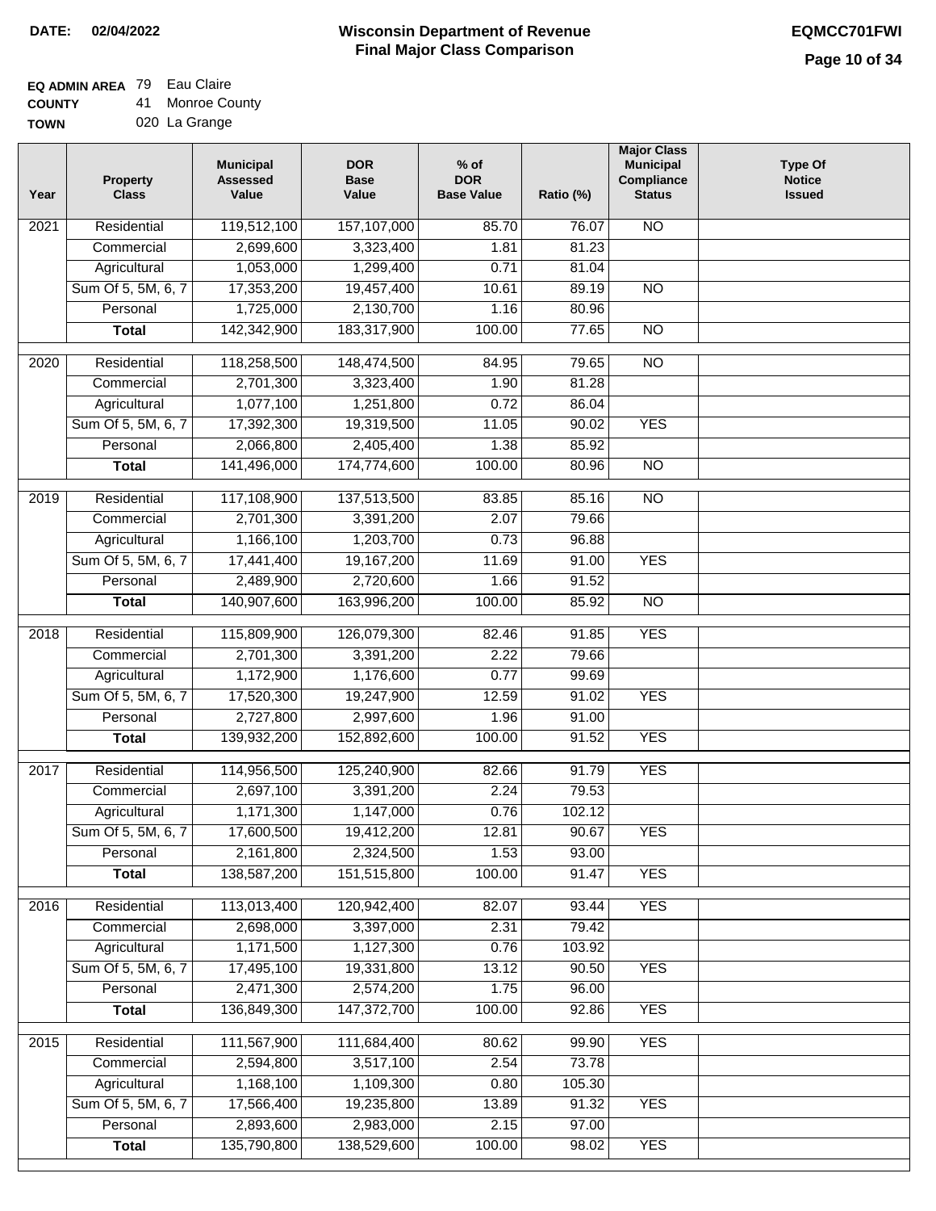**DATE: 02/04/2022**

# Wisconsin Department of Revenue
## Final Major Class Comparison

**EQMCC701FWI**

**EQ ADMIN AREA** 79 Eau Claire
**COUNTY** 41 Monroe County
**TOWN** 020 La Grange

| Year | Property Class | Municipal Assessed Value | DOR Base Value | % of DOR Base Value | Ratio (%) | Major Class Municipal Compliance Status | Type Of Notice Issued |
|---|---|---|---|---|---|---|---|
| 2021 | Residential | 119,512,100 | 157,107,000 | 85.70 | 76.07 | NO | |
| | Commercial | 2,699,600 | 3,323,400 | 1.81 | 81.23 | | |
| | Agricultural | 1,053,000 | 1,299,400 | 0.71 | 81.04 | | |
| | Sum Of 5, 5M, 6, 7 | 17,353,200 | 19,457,400 | 10.61 | 89.19 | NO | |
| | Personal | 1,725,000 | 2,130,700 | 1.16 | 80.96 | | |
| | **Total** | 142,342,900 | 183,317,900 | 100.00 | 77.65 | NO | |
| 2020 | Residential | 118,258,500 | 148,474,500 | 84.95 | 79.65 | NO | |
| | Commercial | 2,701,300 | 3,323,400 | 1.90 | 81.28 | | |
| | Agricultural | 1,077,100 | 1,251,800 | 0.72 | 86.04 | | |
| | Sum Of 5, 5M, 6, 7 | 17,392,300 | 19,319,500 | 11.05 | 90.02 | YES | |
| | Personal | 2,066,800 | 2,405,400 | 1.38 | 85.92 | | |
| | **Total** | 141,496,000 | 174,774,600 | 100.00 | 80.96 | NO | |
| 2019 | Residential | 117,108,900 | 137,513,500 | 83.85 | 85.16 | NO | |
| | Commercial | 2,701,300 | 3,391,200 | 2.07 | 79.66 | | |
| | Agricultural | 1,166,100 | 1,203,700 | 0.73 | 96.88 | | |
| | Sum Of 5, 5M, 6, 7 | 17,441,400 | 19,167,200 | 11.69 | 91.00 | YES | |
| | Personal | 2,489,900 | 2,720,600 | 1.66 | 91.52 | | |
| | **Total** | 140,907,600 | 163,996,200 | 100.00 | 85.92 | NO | |
| 2018 | Residential | 115,809,900 | 126,079,300 | 82.46 | 91.85 | YES | |
| | Commercial | 2,701,300 | 3,391,200 | 2.22 | 79.66 | | |
| | Agricultural | 1,172,900 | 1,176,600 | 0.77 | 99.69 | | |
| | Sum Of 5, 5M, 6, 7 | 17,520,300 | 19,247,900 | 12.59 | 91.02 | YES | |
| | Personal | 2,727,800 | 2,997,600 | 1.96 | 91.00 | | |
| | **Total** | 139,932,200 | 152,892,600 | 100.00 | 91.52 | YES | |
| 2017 | Residential | 114,956,500 | 125,240,900 | 82.66 | 91.79 | YES | |
| | Commercial | 2,697,100 | 3,391,200 | 2.24 | 79.53 | | |
| | Agricultural | 1,171,300 | 1,147,000 | 0.76 | 102.12 | | |
| | Sum Of 5, 5M, 6, 7 | 17,600,500 | 19,412,200 | 12.81 | 90.67 | YES | |
| | Personal | 2,161,800 | 2,324,500 | 1.53 | 93.00 | | |
| | **Total** | 138,587,200 | 151,515,800 | 100.00 | 91.47 | YES | |
| 2016 | Residential | 113,013,400 | 120,942,400 | 82.07 | 93.44 | YES | |
| | Commercial | 2,698,000 | 3,397,000 | 2.31 | 79.42 | | |
| | Agricultural | 1,171,500 | 1,127,300 | 0.76 | 103.92 | | |
| | Sum Of 5, 5M, 6, 7 | 17,495,100 | 19,331,800 | 13.12 | 90.50 | YES | |
| | Personal | 2,471,300 | 2,574,200 | 1.75 | 96.00 | | |
| | **Total** | 136,849,300 | 147,372,700 | 100.00 | 92.86 | YES | |
| 2015 | Residential | 111,567,900 | 111,684,400 | 80.62 | 99.90 | YES | |
| | Commercial | 2,594,800 | 3,517,100 | 2.54 | 73.78 | | |
| | Agricultural | 1,168,100 | 1,109,300 | 0.80 | 105.30 | | |
| | Sum Of 5, 5M, 6, 7 | 17,566,400 | 19,235,800 | 13.89 | 91.32 | YES | |
| | Personal | 2,893,600 | 2,983,000 | 2.15 | 97.00 | | |
| | **Total** | 135,790,800 | 138,529,600 | 100.00 | 98.02 | YES | |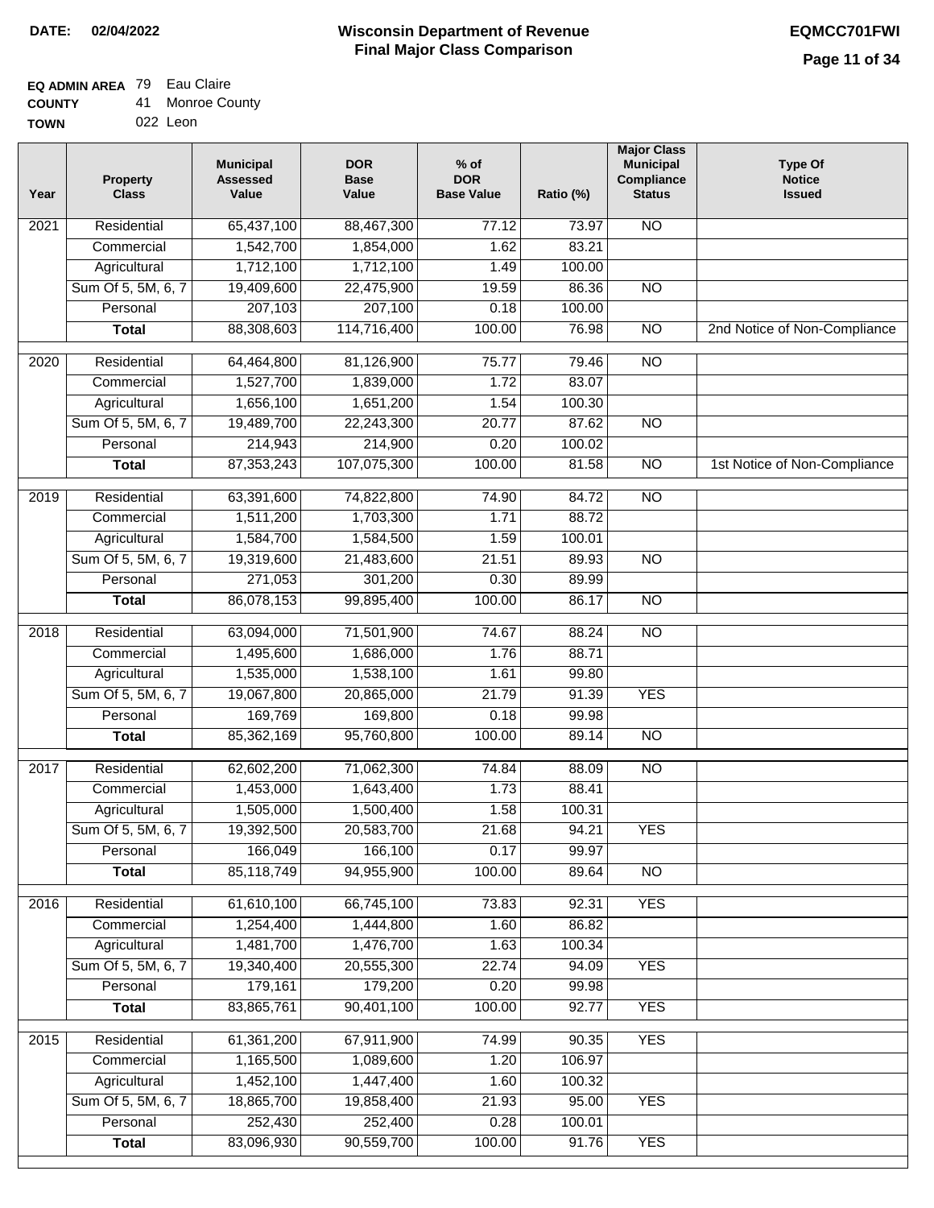**DATE:** 02/04/2022

# Wisconsin Department of Revenue
## Final Major Class Comparison

**EQMCC701FWI**

**EQ ADMIN AREA** 79 Eau Claire
**COUNTY** 41 Monroe County
**TOWN** 022 Leon

| Year | Property Class | Municipal Assessed Value | DOR Base Value | % of DOR Base Value | Ratio (%) | Major Class Municipal Compliance Status | Type Of Notice Issued |
|---|---|---|---|---|---|---|---|
| 2021 | Residential | 65,437,100 | 88,467,300 | 77.12 | 73.97 | NO | |
| | Commercial | 1,542,700 | 1,854,000 | 1.62 | 83.21 | | |
| | Agricultural | 1,712,100 | 1,712,100 | 1.49 | 100.00 | | |
| | Sum Of 5, 5M, 6, 7 | 19,409,600 | 22,475,900 | 19.59 | 86.36 | NO | |
| | Personal | 207,103 | 207,100 | 0.18 | 100.00 | | |
| | **Total** | 88,308,603 | 114,716,400 | 100.00 | 76.98 | NO | 2nd Notice of Non-Compliance |
| 2020 | Residential | 64,464,800 | 81,126,900 | 75.77 | 79.46 | NO | |
| | Commercial | 1,527,700 | 1,839,000 | 1.72 | 83.07 | | |
| | Agricultural | 1,656,100 | 1,651,200 | 1.54 | 100.30 | | |
| | Sum Of 5, 5M, 6, 7 | 19,489,700 | 22,243,300 | 20.77 | 87.62 | NO | |
| | Personal | 214,943 | 214,900 | 0.20 | 100.02 | | |
| | **Total** | 87,353,243 | 107,075,300 | 100.00 | 81.58 | NO | 1st Notice of Non-Compliance |
| 2019 | Residential | 63,391,600 | 74,822,800 | 74.90 | 84.72 | NO | |
| | Commercial | 1,511,200 | 1,703,300 | 1.71 | 88.72 | | |
| | Agricultural | 1,584,700 | 1,584,500 | 1.59 | 100.01 | | |
| | Sum Of 5, 5M, 6, 7 | 19,319,600 | 21,483,600 | 21.51 | 89.93 | NO | |
| | Personal | 271,053 | 301,200 | 0.30 | 89.99 | | |
| | **Total** | 86,078,153 | 99,895,400 | 100.00 | 86.17 | NO | |
| 2018 | Residential | 63,094,000 | 71,501,900 | 74.67 | 88.24 | NO | |
| | Commercial | 1,495,600 | 1,686,000 | 1.76 | 88.71 | | |
| | Agricultural | 1,535,000 | 1,538,100 | 1.61 | 99.80 | | |
| | Sum Of 5, 5M, 6, 7 | 19,067,800 | 20,865,000 | 21.79 | 91.39 | YES | |
| | Personal | 169,769 | 169,800 | 0.18 | 99.98 | | |
| | **Total** | 85,362,169 | 95,760,800 | 100.00 | 89.14 | NO | |
| 2017 | Residential | 62,602,200 | 71,062,300 | 74.84 | 88.09 | NO | |
| | Commercial | 1,453,000 | 1,643,400 | 1.73 | 88.41 | | |
| | Agricultural | 1,505,000 | 1,500,400 | 1.58 | 100.31 | | |
| | Sum Of 5, 5M, 6, 7 | 19,392,500 | 20,583,700 | 21.68 | 94.21 | YES | |
| | Personal | 166,049 | 166,100 | 0.17 | 99.97 | | |
| | **Total** | 85,118,749 | 94,955,900 | 100.00 | 89.64 | NO | |
| 2016 | Residential | 61,610,100 | 66,745,100 | 73.83 | 92.31 | YES | |
| | Commercial | 1,254,400 | 1,444,800 | 1.60 | 86.82 | | |
| | Agricultural | 1,481,700 | 1,476,700 | 1.63 | 100.34 | | |
| | Sum Of 5, 5M, 6, 7 | 19,340,400 | 20,555,300 | 22.74 | 94.09 | YES | |
| | Personal | 179,161 | 179,200 | 0.20 | 99.98 | | |
| | **Total** | 83,865,761 | 90,401,100 | 100.00 | 92.77 | YES | |
| 2015 | Residential | 61,361,200 | 67,911,900 | 74.99 | 90.35 | YES | |
| | Commercial | 1,165,500 | 1,089,600 | 1.20 | 106.97 | | |
| | Agricultural | 1,452,100 | 1,447,400 | 1.60 | 100.32 | | |
| | Sum Of 5, 5M, 6, 7 | 18,865,700 | 19,858,400 | 21.93 | 95.00 | YES | |
| | Personal | 252,430 | 252,400 | 0.28 | 100.01 | | |
| | **Total** | 83,096,930 | 90,559,700 | 100.00 | 91.76 | YES | |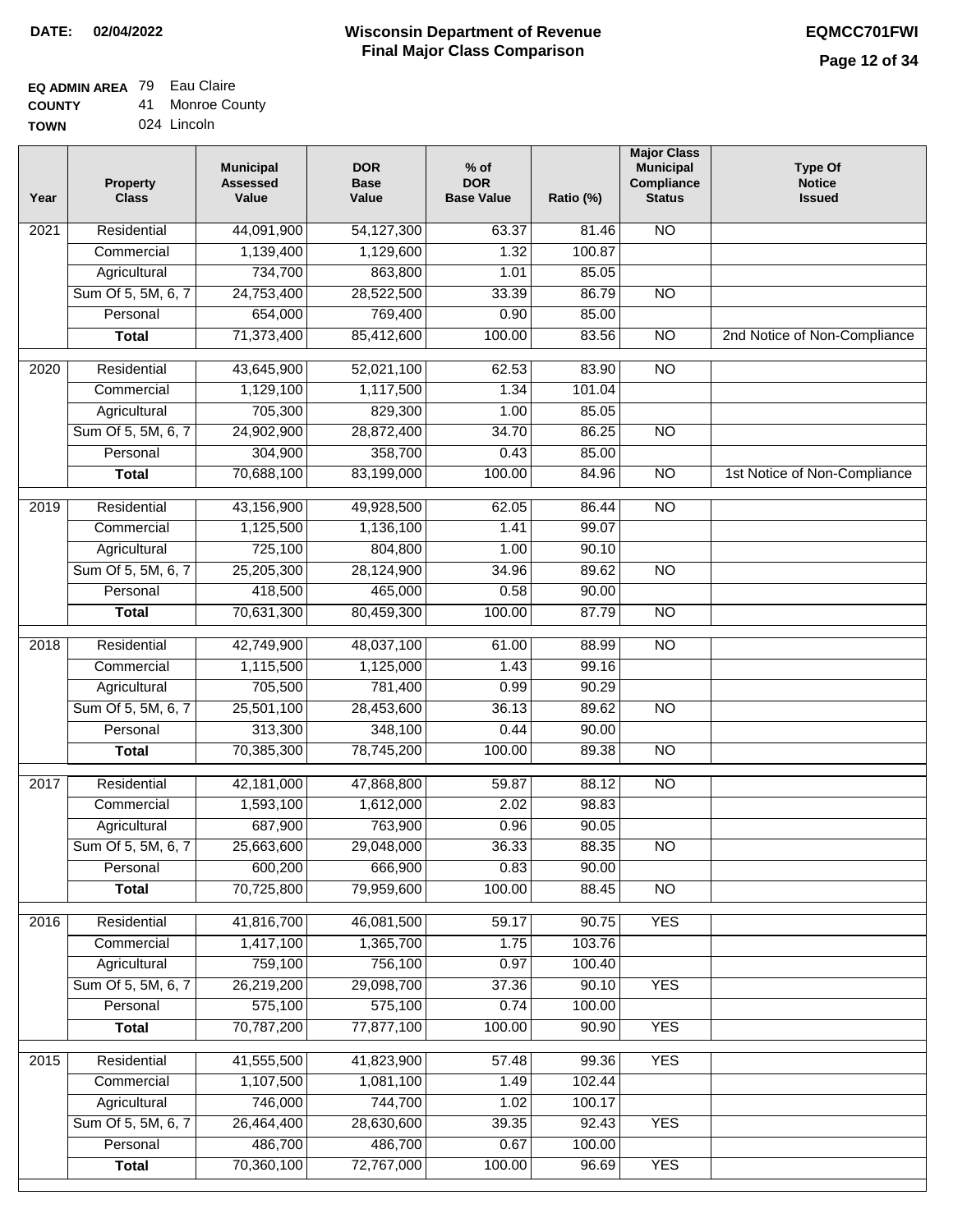# Wisconsin Department of Revenue
## Final Major Class Comparison

**DATE:** 02/04/2022

**EQMCC701FWI**

**EQ ADMIN AREA** 79 Eau Claire
**COUNTY** 41 Monroe County
**TOWN** 024 Lincoln

| Year | Property Class | Municipal Assessed Value | DOR Base Value | % of DOR Base Value | Ratio (%) | Major Class Municipal Compliance Status | Type Of Notice Issued |
|---|---|---|---|---|---|---|---|
| 2021 | Residential | 44,091,900 | 54,127,300 | 63.37 | 81.46 | NO | |
| | Commercial | 1,139,400 | 1,129,600 | 1.32 | 100.87 | | |
| | Agricultural | 734,700 | 863,800 | 1.01 | 85.05 | | |
| | Sum Of 5, 5M, 6, 7 | 24,753,400 | 28,522,500 | 33.39 | 86.79 | NO | |
| | Personal | 654,000 | 769,400 | 0.90 | 85.00 | | |
| | **Total** | 71,373,400 | 85,412,600 | 100.00 | 83.56 | NO | 2nd Notice of Non-Compliance |
| 2020 | Residential | 43,645,900 | 52,021,100 | 62.53 | 83.90 | NO | |
| | Commercial | 1,129,100 | 1,117,500 | 1.34 | 101.04 | | |
| | Agricultural | 705,300 | 829,300 | 1.00 | 85.05 | | |
| | Sum Of 5, 5M, 6, 7 | 24,902,900 | 28,872,400 | 34.70 | 86.25 | NO | |
| | Personal | 304,900 | 358,700 | 0.43 | 85.00 | | |
| | **Total** | 70,688,100 | 83,199,000 | 100.00 | 84.96 | NO | 1st Notice of Non-Compliance |
| 2019 | Residential | 43,156,900 | 49,928,500 | 62.05 | 86.44 | NO | |
| | Commercial | 1,125,500 | 1,136,100 | 1.41 | 99.07 | | |
| | Agricultural | 725,100 | 804,800 | 1.00 | 90.10 | | |
| | Sum Of 5, 5M, 6, 7 | 25,205,300 | 28,124,900 | 34.96 | 89.62 | NO | |
| | Personal | 418,500 | 465,000 | 0.58 | 90.00 | | |
| | **Total** | 70,631,300 | 80,459,300 | 100.00 | 87.79 | NO | |
| 2018 | Residential | 42,749,900 | 48,037,100 | 61.00 | 88.99 | NO | |
| | Commercial | 1,115,500 | 1,125,000 | 1.43 | 99.16 | | |
| | Agricultural | 705,500 | 781,400 | 0.99 | 90.29 | | |
| | Sum Of 5, 5M, 6, 7 | 25,501,100 | 28,453,600 | 36.13 | 89.62 | NO | |
| | Personal | 313,300 | 348,100 | 0.44 | 90.00 | | |
| | **Total** | 70,385,300 | 78,745,200 | 100.00 | 89.38 | NO | |
| 2017 | Residential | 42,181,000 | 47,868,800 | 59.87 | 88.12 | NO | |
| | Commercial | 1,593,100 | 1,612,000 | 2.02 | 98.83 | | |
| | Agricultural | 687,900 | 763,900 | 0.96 | 90.05 | | |
| | Sum Of 5, 5M, 6, 7 | 25,663,600 | 29,048,000 | 36.33 | 88.35 | NO | |
| | Personal | 600,200 | 666,900 | 0.83 | 90.00 | | |
| | **Total** | 70,725,800 | 79,959,600 | 100.00 | 88.45 | NO | |
| 2016 | Residential | 41,816,700 | 46,081,500 | 59.17 | 90.75 | YES | |
| | Commercial | 1,417,100 | 1,365,700 | 1.75 | 103.76 | | |
| | Agricultural | 759,100 | 756,100 | 0.97 | 100.40 | | |
| | Sum Of 5, 5M, 6, 7 | 26,219,200 | 29,098,700 | 37.36 | 90.10 | YES | |
| | Personal | 575,100 | 575,100 | 0.74 | 100.00 | | |
| | **Total** | 70,787,200 | 77,877,100 | 100.00 | 90.90 | YES | |
| 2015 | Residential | 41,555,500 | 41,823,900 | 57.48 | 99.36 | YES | |
| | Commercial | 1,107,500 | 1,081,100 | 1.49 | 102.44 | | |
| | Agricultural | 746,000 | 744,700 | 1.02 | 100.17 | | |
| | Sum Of 5, 5M, 6, 7 | 26,464,400 | 28,630,600 | 39.35 | 92.43 | YES | |
| | Personal | 486,700 | 486,700 | 0.67 | 100.00 | | |
| | **Total** | 70,360,100 | 72,767,000 | 100.00 | 96.69 | YES | |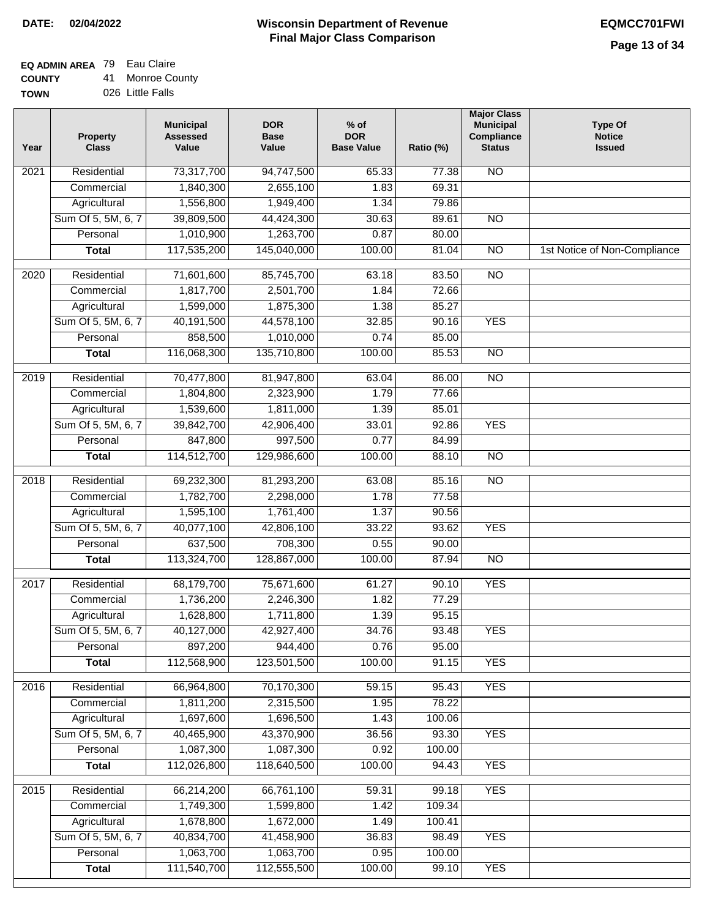**DATE: 02/04/2022**

# Wisconsin Department of Revenue
## Final Major Class Comparison

**EQMCC701FWI**

**EQ ADMIN AREA** 79 Eau Claire
**COUNTY** 41 Monroe County
**TOWN** 026 Little Falls

| Year | Property Class | Municipal Assessed Value | DOR Base Value | % of DOR Base Value | Ratio (%) | Major Class Municipal Compliance Status | Type Of Notice Issued |
|---|---|---|---|---|---|---|---|
| 2021 | Residential | 73,317,700 | 94,747,500 | 65.33 | 77.38 | NO | |
| | Commercial | 1,840,300 | 2,655,100 | 1.83 | 69.31 | | |
| | Agricultural | 1,556,800 | 1,949,400 | 1.34 | 79.86 | | |
| | Sum Of 5, 5M, 6, 7 | 39,809,500 | 44,424,300 | 30.63 | 89.61 | NO | |
| | Personal | 1,010,900 | 1,263,700 | 0.87 | 80.00 | | |
| | **Total** | 117,535,200 | 145,040,000 | 100.00 | 81.04 | NO | 1st Notice of Non-Compliance |
| 2020 | Residential | 71,601,600 | 85,745,700 | 63.18 | 83.50 | NO | |
| | Commercial | 1,817,700 | 2,501,700 | 1.84 | 72.66 | | |
| | Agricultural | 1,599,000 | 1,875,300 | 1.38 | 85.27 | | |
| | Sum Of 5, 5M, 6, 7 | 40,191,500 | 44,578,100 | 32.85 | 90.16 | YES | |
| | Personal | 858,500 | 1,010,000 | 0.74 | 85.00 | | |
| | **Total** | 116,068,300 | 135,710,800 | 100.00 | 85.53 | NO | |
| 2019 | Residential | 70,477,800 | 81,947,800 | 63.04 | 86.00 | NO | |
| | Commercial | 1,804,800 | 2,323,900 | 1.79 | 77.66 | | |
| | Agricultural | 1,539,600 | 1,811,000 | 1.39 | 85.01 | | |
| | Sum Of 5, 5M, 6, 7 | 39,842,700 | 42,906,400 | 33.01 | 92.86 | YES | |
| | Personal | 847,800 | 997,500 | 0.77 | 84.99 | | |
| | **Total** | 114,512,700 | 129,986,600 | 100.00 | 88.10 | NO | |
| 2018 | Residential | 69,232,300 | 81,293,200 | 63.08 | 85.16 | NO | |
| | Commercial | 1,782,700 | 2,298,000 | 1.78 | 77.58 | | |
| | Agricultural | 1,595,100 | 1,761,400 | 1.37 | 90.56 | | |
| | Sum Of 5, 5M, 6, 7 | 40,077,100 | 42,806,100 | 33.22 | 93.62 | YES | |
| | Personal | 637,500 | 708,300 | 0.55 | 90.00 | | |
| | **Total** | 113,324,700 | 128,867,000 | 100.00 | 87.94 | NO | |
| 2017 | Residential | 68,179,700 | 75,671,600 | 61.27 | 90.10 | YES | |
| | Commercial | 1,736,200 | 2,246,300 | 1.82 | 77.29 | | |
| | Agricultural | 1,628,800 | 1,711,800 | 1.39 | 95.15 | | |
| | Sum Of 5, 5M, 6, 7 | 40,127,000 | 42,927,400 | 34.76 | 93.48 | YES | |
| | Personal | 897,200 | 944,400 | 0.76 | 95.00 | | |
| | **Total** | 112,568,900 | 123,501,500 | 100.00 | 91.15 | YES | |
| 2016 | Residential | 66,964,800 | 70,170,300 | 59.15 | 95.43 | YES | |
| | Commercial | 1,811,200 | 2,315,500 | 1.95 | 78.22 | | |
| | Agricultural | 1,697,600 | 1,696,500 | 1.43 | 100.06 | | |
| | Sum Of 5, 5M, 6, 7 | 40,465,900 | 43,370,900 | 36.56 | 93.30 | YES | |
| | Personal | 1,087,300 | 1,087,300 | 0.92 | 100.00 | | |
| | **Total** | 112,026,800 | 118,640,500 | 100.00 | 94.43 | YES | |
| 2015 | Residential | 66,214,200 | 66,761,100 | 59.31 | 99.18 | YES | |
| | Commercial | 1,749,300 | 1,599,800 | 1.42 | 109.34 | | |
| | Agricultural | 1,678,800 | 1,672,000 | 1.49 | 100.41 | | |
| | Sum Of 5, 5M, 6, 7 | 40,834,700 | 41,458,900 | 36.83 | 98.49 | YES | |
| | Personal | 1,063,700 | 1,063,700 | 0.95 | 100.00 | | |
| | **Total** | 111,540,700 | 112,555,500 | 100.00 | 99.10 | YES | |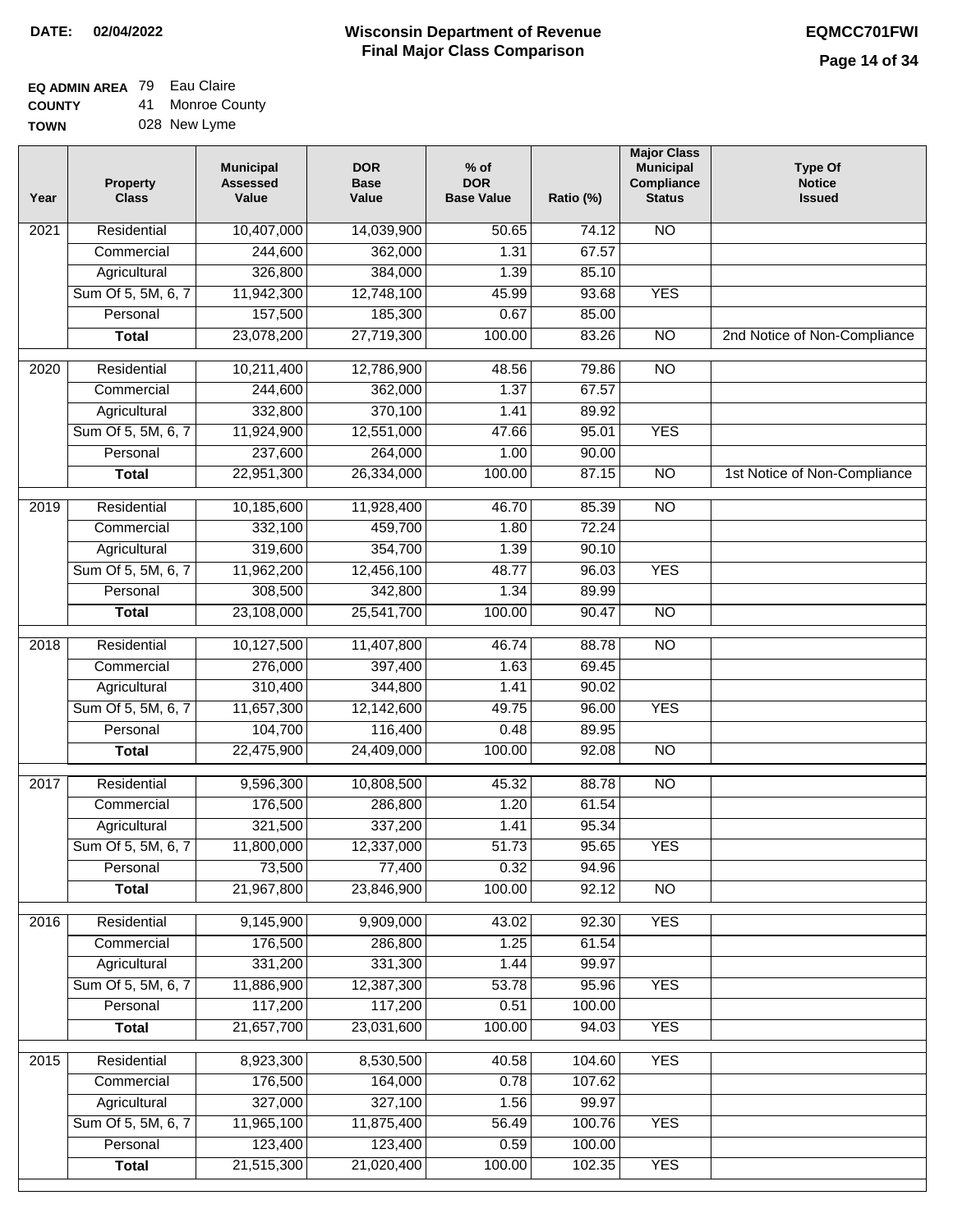**DATE: 02/04/2022**

# Wisconsin Department of Revenue
## Final Major Class Comparison

**EQMCC701FWI**

**EQ ADMIN AREA** 79 Eau Claire
**COUNTY** 41 Monroe County
**TOWN** 028 New Lyme

| Year | Property Class | Municipal Assessed Value | DOR Base Value | % of DOR Base Value | Ratio (%) | Major Class Municipal Compliance Status | Type Of Notice Issued |
|---|---|---|---|---|---|---|---|
| 2021 | Residential | 10,407,000 | 14,039,900 | 50.65 | 74.12 | NO | |
| | Commercial | 244,600 | 362,000 | 1.31 | 67.57 | | |
| | Agricultural | 326,800 | 384,000 | 1.39 | 85.10 | | |
| | Sum Of 5, 5M, 6, 7 | 11,942,300 | 12,748,100 | 45.99 | 93.68 | YES | |
| | Personal | 157,500 | 185,300 | 0.67 | 85.00 | | |
| | **Total** | 23,078,200 | 27,719,300 | 100.00 | 83.26 | NO | 2nd Notice of Non-Compliance |
| 2020 | Residential | 10,211,400 | 12,786,900 | 48.56 | 79.86 | NO | |
| | Commercial | 244,600 | 362,000 | 1.37 | 67.57 | | |
| | Agricultural | 332,800 | 370,100 | 1.41 | 89.92 | | |
| | Sum Of 5, 5M, 6, 7 | 11,924,900 | 12,551,000 | 47.66 | 95.01 | YES | |
| | Personal | 237,600 | 264,000 | 1.00 | 90.00 | | |
| | **Total** | 22,951,300 | 26,334,000 | 100.00 | 87.15 | NO | 1st Notice of Non-Compliance |
| 2019 | Residential | 10,185,600 | 11,928,400 | 46.70 | 85.39 | NO | |
| | Commercial | 332,100 | 459,700 | 1.80 | 72.24 | | |
| | Agricultural | 319,600 | 354,700 | 1.39 | 90.10 | | |
| | Sum Of 5, 5M, 6, 7 | 11,962,200 | 12,456,100 | 48.77 | 96.03 | YES | |
| | Personal | 308,500 | 342,800 | 1.34 | 89.99 | | |
| | **Total** | 23,108,000 | 25,541,700 | 100.00 | 90.47 | NO | |
| 2018 | Residential | 10,127,500 | 11,407,800 | 46.74 | 88.78 | NO | |
| | Commercial | 276,000 | 397,400 | 1.63 | 69.45 | | |
| | Agricultural | 310,400 | 344,800 | 1.41 | 90.02 | | |
| | Sum Of 5, 5M, 6, 7 | 11,657,300 | 12,142,600 | 49.75 | 96.00 | YES | |
| | Personal | 104,700 | 116,400 | 0.48 | 89.95 | | |
| | **Total** | 22,475,900 | 24,409,000 | 100.00 | 92.08 | NO | |
| 2017 | Residential | 9,596,300 | 10,808,500 | 45.32 | 88.78 | NO | |
| | Commercial | 176,500 | 286,800 | 1.20 | 61.54 | | |
| | Agricultural | 321,500 | 337,200 | 1.41 | 95.34 | | |
| | Sum Of 5, 5M, 6, 7 | 11,800,000 | 12,337,000 | 51.73 | 95.65 | YES | |
| | Personal | 73,500 | 77,400 | 0.32 | 94.96 | | |
| | **Total** | 21,967,800 | 23,846,900 | 100.00 | 92.12 | NO | |
| 2016 | Residential | 9,145,900 | 9,909,000 | 43.02 | 92.30 | YES | |
| | Commercial | 176,500 | 286,800 | 1.25 | 61.54 | | |
| | Agricultural | 331,200 | 331,300 | 1.44 | 99.97 | | |
| | Sum Of 5, 5M, 6, 7 | 11,886,900 | 12,387,300 | 53.78 | 95.96 | YES | |
| | Personal | 117,200 | 117,200 | 0.51 | 100.00 | | |
| | **Total** | 21,657,700 | 23,031,600 | 100.00 | 94.03 | YES | |
| 2015 | Residential | 8,923,300 | 8,530,500 | 40.58 | 104.60 | YES | |
| | Commercial | 176,500 | 164,000 | 0.78 | 107.62 | | |
| | Agricultural | 327,000 | 327,100 | 1.56 | 99.97 | | |
| | Sum Of 5, 5M, 6, 7 | 11,965,100 | 11,875,400 | 56.49 | 100.76 | YES | |
| | Personal | 123,400 | 123,400 | 0.59 | 100.00 | | |
| | **Total** | 21,515,300 | 21,020,400 | 100.00 | 102.35 | YES | |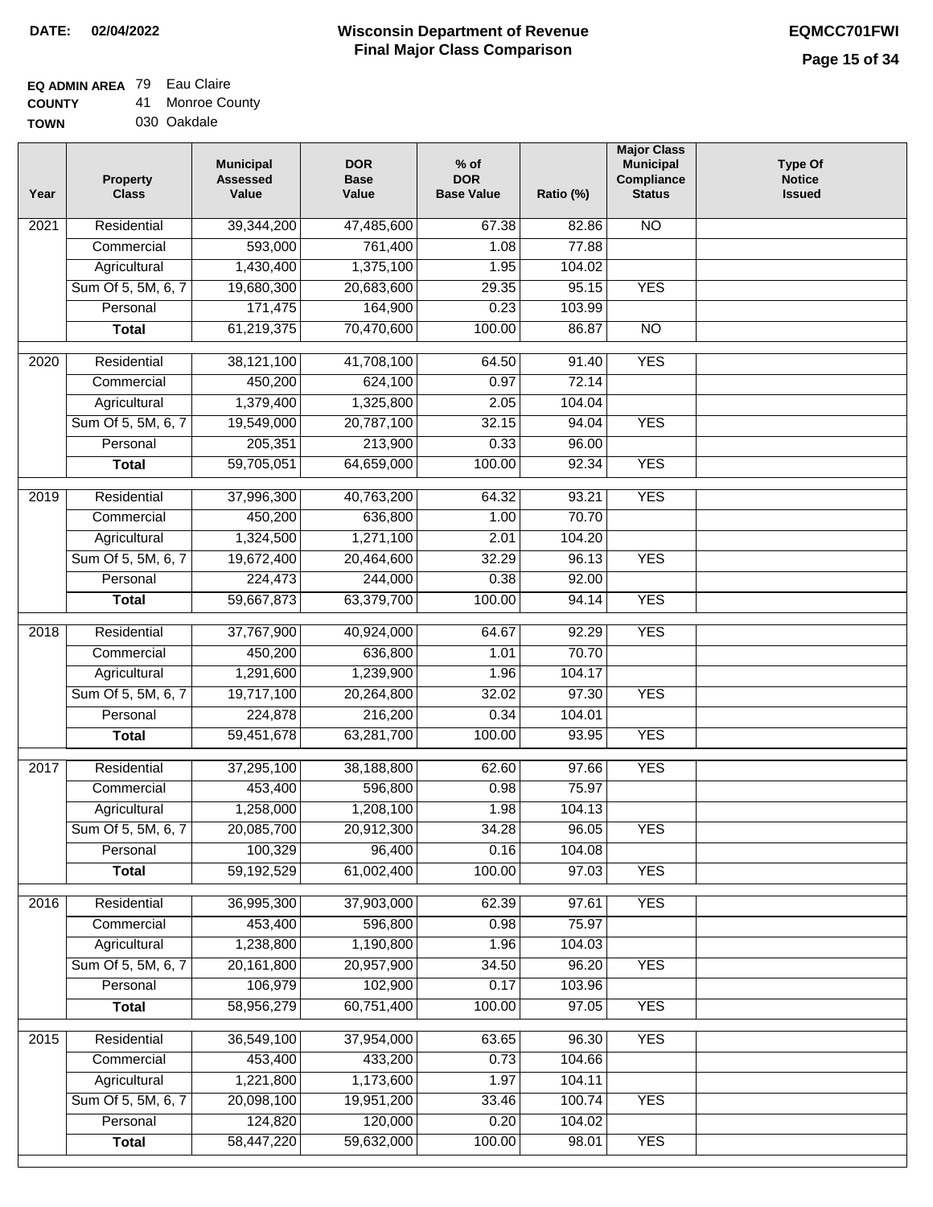**DATE:** 02/04/2022

# Wisconsin Department of Revenue
## Final Major Class Comparison

**EQMCC701FWI**

**EQ ADMIN AREA** 79 Eau Claire
**COUNTY** 41 Monroe County
**TOWN** 030 Oakdale

| Year | Property Class | Municipal Assessed Value | DOR Base Value | % of DOR Base Value | Ratio (%) | Major Class Municipal Compliance Status | Type Of Notice Issued |
|---|---|---|---|---|---|---|---|
| 2021 | Residential | 39,344,200 | 47,485,600 | 67.38 | 82.86 | NO | |
| | Commercial | 593,000 | 761,400 | 1.08 | 77.88 | | |
| | Agricultural | 1,430,400 | 1,375,100 | 1.95 | 104.02 | | |
| | Sum Of 5, 5M, 6, 7 | 19,680,300 | 20,683,600 | 29.35 | 95.15 | YES | |
| | Personal | 171,475 | 164,900 | 0.23 | 103.99 | | |
| | **Total** | 61,219,375 | 70,470,600 | 100.00 | 86.87 | NO | |
| 2020 | Residential | 38,121,100 | 41,708,100 | 64.50 | 91.40 | YES | |
| | Commercial | 450,200 | 624,100 | 0.97 | 72.14 | | |
| | Agricultural | 1,379,400 | 1,325,800 | 2.05 | 104.04 | | |
| | Sum Of 5, 5M, 6, 7 | 19,549,000 | 20,787,100 | 32.15 | 94.04 | YES | |
| | Personal | 205,351 | 213,900 | 0.33 | 96.00 | | |
| | **Total** | 59,705,051 | 64,659,000 | 100.00 | 92.34 | YES | |
| 2019 | Residential | 37,996,300 | 40,763,200 | 64.32 | 93.21 | YES | |
| | Commercial | 450,200 | 636,800 | 1.00 | 70.70 | | |
| | Agricultural | 1,324,500 | 1,271,100 | 2.01 | 104.20 | | |
| | Sum Of 5, 5M, 6, 7 | 19,672,400 | 20,464,600 | 32.29 | 96.13 | YES | |
| | Personal | 224,473 | 244,000 | 0.38 | 92.00 | | |
| | **Total** | 59,667,873 | 63,379,700 | 100.00 | 94.14 | YES | |
| 2018 | Residential | 37,767,900 | 40,924,000 | 64.67 | 92.29 | YES | |
| | Commercial | 450,200 | 636,800 | 1.01 | 70.70 | | |
| | Agricultural | 1,291,600 | 1,239,900 | 1.96 | 104.17 | | |
| | Sum Of 5, 5M, 6, 7 | 19,717,100 | 20,264,800 | 32.02 | 97.30 | YES | |
| | Personal | 224,878 | 216,200 | 0.34 | 104.01 | | |
| | **Total** | 59,451,678 | 63,281,700 | 100.00 | 93.95 | YES | |
| 2017 | Residential | 37,295,100 | 38,188,800 | 62.60 | 97.66 | YES | |
| | Commercial | 453,400 | 596,800 | 0.98 | 75.97 | | |
| | Agricultural | 1,258,000 | 1,208,100 | 1.98 | 104.13 | | |
| | Sum Of 5, 5M, 6, 7 | 20,085,700 | 20,912,300 | 34.28 | 96.05 | YES | |
| | Personal | 100,329 | 96,400 | 0.16 | 104.08 | | |
| | **Total** | 59,192,529 | 61,002,400 | 100.00 | 97.03 | YES | |
| 2016 | Residential | 36,995,300 | 37,903,000 | 62.39 | 97.61 | YES | |
| | Commercial | 453,400 | 596,800 | 0.98 | 75.97 | | |
| | Agricultural | 1,238,800 | 1,190,800 | 1.96 | 104.03 | | |
| | Sum Of 5, 5M, 6, 7 | 20,161,800 | 20,957,900 | 34.50 | 96.20 | YES | |
| | Personal | 106,979 | 102,900 | 0.17 | 103.96 | | |
| | **Total** | 58,956,279 | 60,751,400 | 100.00 | 97.05 | YES | |
| 2015 | Residential | 36,549,100 | 37,954,000 | 63.65 | 96.30 | YES | |
| | Commercial | 453,400 | 433,200 | 0.73 | 104.66 | | |
| | Agricultural | 1,221,800 | 1,173,600 | 1.97 | 104.11 | | |
| | Sum Of 5, 5M, 6, 7 | 20,098,100 | 19,951,200 | 33.46 | 100.74 | YES | |
| | Personal | 124,820 | 120,000 | 0.20 | 104.02 | | |
| | **Total** | 58,447,220 | 59,632,000 | 100.00 | 98.01 | YES | |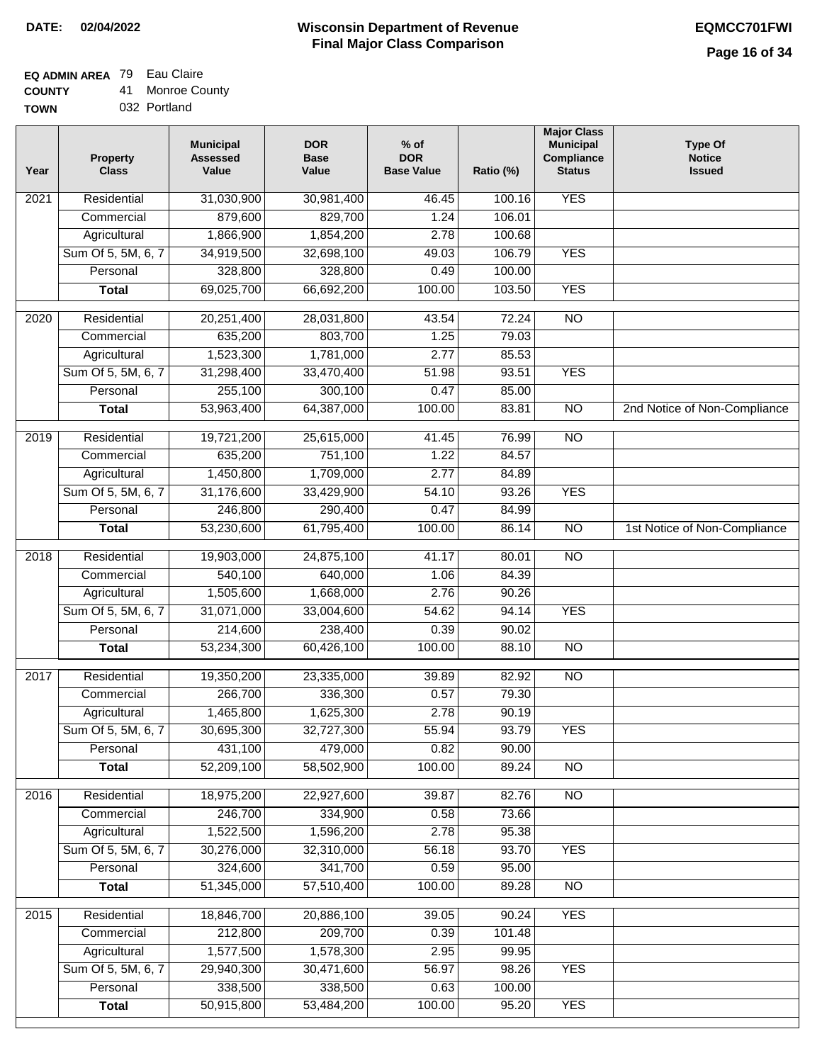**DATE: 02/04/2022**

# Wisconsin Department of Revenue
## Final Major Class Comparison

**EQMCC701FWI**

**EQ ADMIN AREA** 79 Eau Claire
**COUNTY** 41 Monroe County
**TOWN** 032 Portland

| Year | Property Class | Municipal Assessed Value | DOR Base Value | % of DOR Base Value | Ratio (%) | Major Class Municipal Compliance Status | Type Of Notice Issued |
|---|---|---|---|---|---|---|---|
| 2021 | Residential | 31,030,900 | 30,981,400 | 46.45 | 100.16 | YES | |
| | Commercial | 879,600 | 829,700 | 1.24 | 106.01 | | |
| | Agricultural | 1,866,900 | 1,854,200 | 2.78 | 100.68 | | |
| | Sum Of 5, 5M, 6, 7 | 34,919,500 | 32,698,100 | 49.03 | 106.79 | YES | |
| | Personal | 328,800 | 328,800 | 0.49 | 100.00 | | |
| | **Total** | 69,025,700 | 66,692,200 | 100.00 | 103.50 | YES | |
| 2020 | Residential | 20,251,400 | 28,031,800 | 43.54 | 72.24 | NO | |
| | Commercial | 635,200 | 803,700 | 1.25 | 79.03 | | |
| | Agricultural | 1,523,300 | 1,781,000 | 2.77 | 85.53 | | |
| | Sum Of 5, 5M, 6, 7 | 31,298,400 | 33,470,400 | 51.98 | 93.51 | YES | |
| | Personal | 255,100 | 300,100 | 0.47 | 85.00 | | |
| | **Total** | 53,963,400 | 64,387,000 | 100.00 | 83.81 | NO | 2nd Notice of Non-Compliance |
| 2019 | Residential | 19,721,200 | 25,615,000 | 41.45 | 76.99 | NO | |
| | Commercial | 635,200 | 751,100 | 1.22 | 84.57 | | |
| | Agricultural | 1,450,800 | 1,709,000 | 2.77 | 84.89 | | |
| | Sum Of 5, 5M, 6, 7 | 31,176,600 | 33,429,900 | 54.10 | 93.26 | YES | |
| | Personal | 246,800 | 290,400 | 0.47 | 84.99 | | |
| | **Total** | 53,230,600 | 61,795,400 | 100.00 | 86.14 | NO | 1st Notice of Non-Compliance |
| 2018 | Residential | 19,903,000 | 24,875,100 | 41.17 | 80.01 | NO | |
| | Commercial | 540,100 | 640,000 | 1.06 | 84.39 | | |
| | Agricultural | 1,505,600 | 1,668,000 | 2.76 | 90.26 | | |
| | Sum Of 5, 5M, 6, 7 | 31,071,000 | 33,004,600 | 54.62 | 94.14 | YES | |
| | Personal | 214,600 | 238,400 | 0.39 | 90.02 | | |
| | **Total** | 53,234,300 | 60,426,100 | 100.00 | 88.10 | NO | |
| 2017 | Residential | 19,350,200 | 23,335,000 | 39.89 | 82.92 | NO | |
| | Commercial | 266,700 | 336,300 | 0.57 | 79.30 | | |
| | Agricultural | 1,465,800 | 1,625,300 | 2.78 | 90.19 | | |
| | Sum Of 5, 5M, 6, 7 | 30,695,300 | 32,727,300 | 55.94 | 93.79 | YES | |
| | Personal | 431,100 | 479,000 | 0.82 | 90.00 | | |
| | **Total** | 52,209,100 | 58,502,900 | 100.00 | 89.24 | NO | |
| 2016 | Residential | 18,975,200 | 22,927,600 | 39.87 | 82.76 | NO | |
| | Commercial | 246,700 | 334,900 | 0.58 | 73.66 | | |
| | Agricultural | 1,522,500 | 1,596,200 | 2.78 | 95.38 | | |
| | Sum Of 5, 5M, 6, 7 | 30,276,000 | 32,310,000 | 56.18 | 93.70 | YES | |
| | Personal | 324,600 | 341,700 | 0.59 | 95.00 | | |
| | **Total** | 51,345,000 | 57,510,400 | 100.00 | 89.28 | NO | |
| 2015 | Residential | 18,846,700 | 20,886,100 | 39.05 | 90.24 | YES | |
| | Commercial | 212,800 | 209,700 | 0.39 | 101.48 | | |
| | Agricultural | 1,577,500 | 1,578,300 | 2.95 | 99.95 | | |
| | Sum Of 5, 5M, 6, 7 | 29,940,300 | 30,471,600 | 56.97 | 98.26 | YES | |
| | Personal | 338,500 | 338,500 | 0.63 | 100.00 | | |
| | **Total** | 50,915,800 | 53,484,200 | 100.00 | 95.20 | YES | |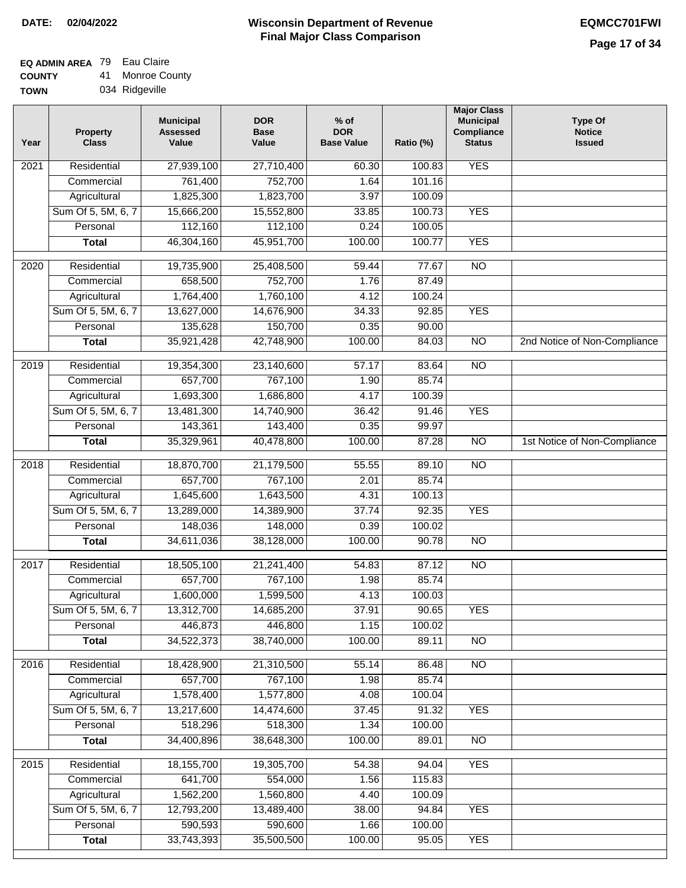**DATE:** 02/04/2022

# Wisconsin Department of Revenue
## Final Major Class Comparison

**EQMCC701FWI**

**EQ ADMIN AREA** 79 Eau Claire
**COUNTY** 41 Monroe County
**TOWN** 034 Ridgeville

| Year | Property Class | Municipal Assessed Value | DOR Base Value | % of DOR Base Value | Ratio (%) | Major Class Municipal Compliance Status | Type Of Notice Issued |
|---|---|---|---|---|---|---|---|
| 2021 | Residential | 27,939,100 | 27,710,400 | 60.30 | 100.83 | YES | |
| | Commercial | 761,400 | 752,700 | 1.64 | 101.16 | | |
| | Agricultural | 1,825,300 | 1,823,700 | 3.97 | 100.09 | | |
| | Sum Of 5, 5M, 6, 7 | 15,666,200 | 15,552,800 | 33.85 | 100.73 | YES | |
| | Personal | 112,160 | 112,100 | 0.24 | 100.05 | | |
| | **Total** | 46,304,160 | 45,951,700 | 100.00 | 100.77 | YES | |
| 2020 | Residential | 19,735,900 | 25,408,500 | 59.44 | 77.67 | NO | |
| | Commercial | 658,500 | 752,700 | 1.76 | 87.49 | | |
| | Agricultural | 1,764,400 | 1,760,100 | 4.12 | 100.24 | | |
| | Sum Of 5, 5M, 6, 7 | 13,627,000 | 14,676,900 | 34.33 | 92.85 | YES | |
| | Personal | 135,628 | 150,700 | 0.35 | 90.00 | | |
| | **Total** | 35,921,428 | 42,748,900 | 100.00 | 84.03 | NO | 2nd Notice of Non-Compliance |
| 2019 | Residential | 19,354,300 | 23,140,600 | 57.17 | 83.64 | NO | |
| | Commercial | 657,700 | 767,100 | 1.90 | 85.74 | | |
| | Agricultural | 1,693,300 | 1,686,800 | 4.17 | 100.39 | | |
| | Sum Of 5, 5M, 6, 7 | 13,481,300 | 14,740,900 | 36.42 | 91.46 | YES | |
| | Personal | 143,361 | 143,400 | 0.35 | 99.97 | | |
| | **Total** | 35,329,961 | 40,478,800 | 100.00 | 87.28 | NO | 1st Notice of Non-Compliance |
| 2018 | Residential | 18,870,700 | 21,179,500 | 55.55 | 89.10 | NO | |
| | Commercial | 657,700 | 767,100 | 2.01 | 85.74 | | |
| | Agricultural | 1,645,600 | 1,643,500 | 4.31 | 100.13 | | |
| | Sum Of 5, 5M, 6, 7 | 13,289,000 | 14,389,900 | 37.74 | 92.35 | YES | |
| | Personal | 148,036 | 148,000 | 0.39 | 100.02 | | |
| | **Total** | 34,611,036 | 38,128,000 | 100.00 | 90.78 | NO | |
| 2017 | Residential | 18,505,100 | 21,241,400 | 54.83 | 87.12 | NO | |
| | Commercial | 657,700 | 767,100 | 1.98 | 85.74 | | |
| | Agricultural | 1,600,000 | 1,599,500 | 4.13 | 100.03 | | |
| | Sum Of 5, 5M, 6, 7 | 13,312,700 | 14,685,200 | 37.91 | 90.65 | YES | |
| | Personal | 446,873 | 446,800 | 1.15 | 100.02 | | |
| | **Total** | 34,522,373 | 38,740,000 | 100.00 | 89.11 | NO | |
| 2016 | Residential | 18,428,900 | 21,310,500 | 55.14 | 86.48 | NO | |
| | Commercial | 657,700 | 767,100 | 1.98 | 85.74 | | |
| | Agricultural | 1,578,400 | 1,577,800 | 4.08 | 100.04 | | |
| | Sum Of 5, 5M, 6, 7 | 13,217,600 | 14,474,600 | 37.45 | 91.32 | YES | |
| | Personal | 518,296 | 518,300 | 1.34 | 100.00 | | |
| | **Total** | 34,400,896 | 38,648,300 | 100.00 | 89.01 | NO | |
| 2015 | Residential | 18,155,700 | 19,305,700 | 54.38 | 94.04 | YES | |
| | Commercial | 641,700 | 554,000 | 1.56 | 115.83 | | |
| | Agricultural | 1,562,200 | 1,560,800 | 4.40 | 100.09 | | |
| | Sum Of 5, 5M, 6, 7 | 12,793,200 | 13,489,400 | 38.00 | 94.84 | YES | |
| | Personal | 590,593 | 590,600 | 1.66 | 100.00 | | |
| | **Total** | 33,743,393 | 35,500,500 | 100.00 | 95.05 | YES | |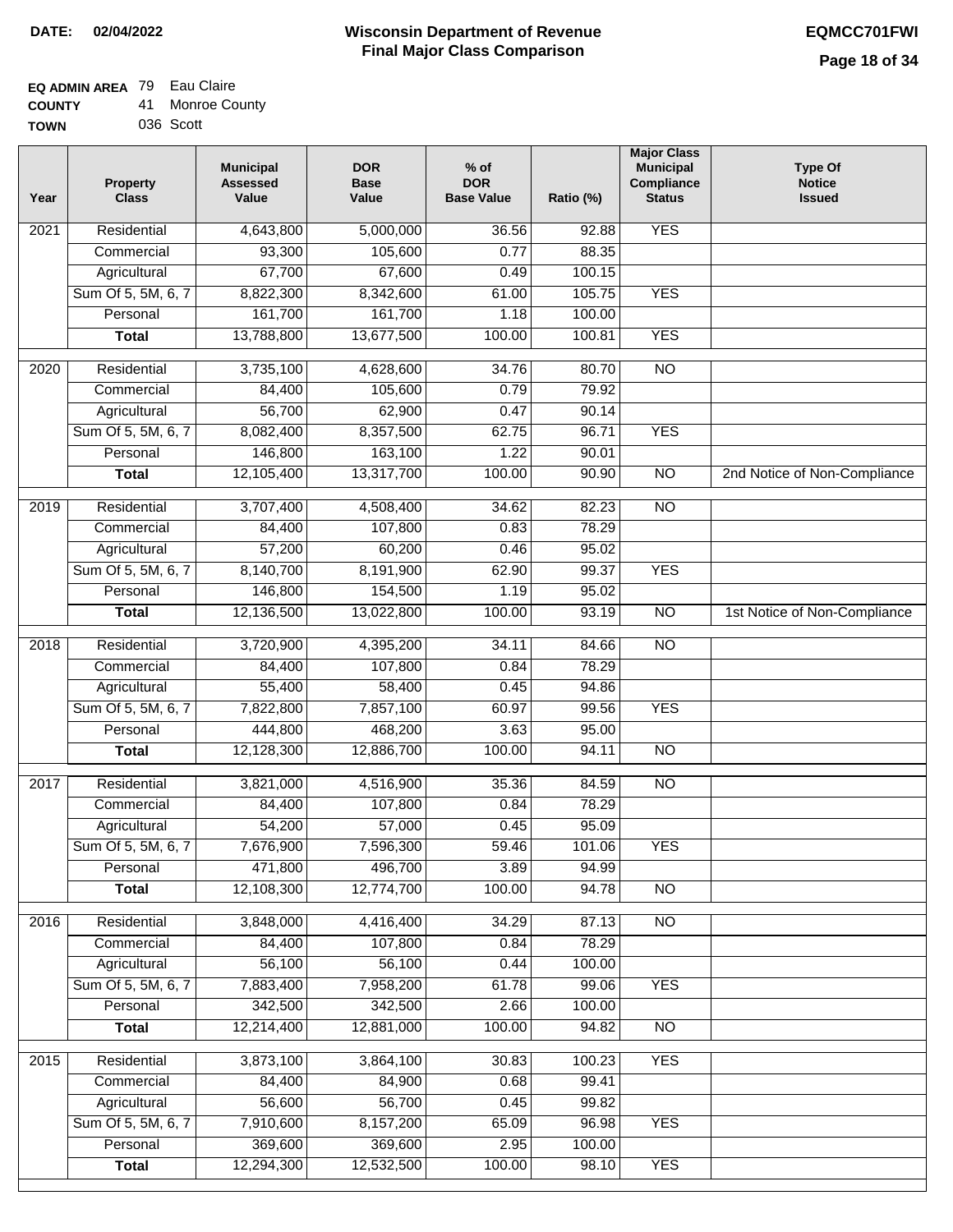**DATE:** 02/04/2022

# Wisconsin Department of Revenue
## Final Major Class Comparison

**EQMCC701FWI**

**EQ ADMIN AREA** 79 Eau Claire
**COUNTY** 41 Monroe County
**TOWN** 036 Scott

| Year | Property Class | Municipal Assessed Value | DOR Base Value | % of DOR Base Value | Ratio (%) | Major Class Municipal Compliance Status | Type Of Notice Issued |
|---|---|---|---|---|---|---|---|
| 2021 | Residential | 4,643,800 | 5,000,000 | 36.56 | 92.88 | YES | |
| | Commercial | 93,300 | 105,600 | 0.77 | 88.35 | | |
| | Agricultural | 67,700 | 67,600 | 0.49 | 100.15 | | |
| | Sum Of 5, 5M, 6, 7 | 8,822,300 | 8,342,600 | 61.00 | 105.75 | YES | |
| | Personal | 161,700 | 161,700 | 1.18 | 100.00 | | |
| | **Total** | 13,788,800 | 13,677,500 | 100.00 | 100.81 | YES | |
| 2020 | Residential | 3,735,100 | 4,628,600 | 34.76 | 80.70 | NO | |
| | Commercial | 84,400 | 105,600 | 0.79 | 79.92 | | |
| | Agricultural | 56,700 | 62,900 | 0.47 | 90.14 | | |
| | Sum Of 5, 5M, 6, 7 | 8,082,400 | 8,357,500 | 62.75 | 96.71 | YES | |
| | Personal | 146,800 | 163,100 | 1.22 | 90.01 | | |
| | **Total** | 12,105,400 | 13,317,700 | 100.00 | 90.90 | NO | 2nd Notice of Non-Compliance |
| 2019 | Residential | 3,707,400 | 4,508,400 | 34.62 | 82.23 | NO | |
| | Commercial | 84,400 | 107,800 | 0.83 | 78.29 | | |
| | Agricultural | 57,200 | 60,200 | 0.46 | 95.02 | | |
| | Sum Of 5, 5M, 6, 7 | 8,140,700 | 8,191,900 | 62.90 | 99.37 | YES | |
| | Personal | 146,800 | 154,500 | 1.19 | 95.02 | | |
| | **Total** | 12,136,500 | 13,022,800 | 100.00 | 93.19 | NO | 1st Notice of Non-Compliance |
| 2018 | Residential | 3,720,900 | 4,395,200 | 34.11 | 84.66 | NO | |
| | Commercial | 84,400 | 107,800 | 0.84 | 78.29 | | |
| | Agricultural | 55,400 | 58,400 | 0.45 | 94.86 | | |
| | Sum Of 5, 5M, 6, 7 | 7,822,800 | 7,857,100 | 60.97 | 99.56 | YES | |
| | Personal | 444,800 | 468,200 | 3.63 | 95.00 | | |
| | **Total** | 12,128,300 | 12,886,700 | 100.00 | 94.11 | NO | |
| 2017 | Residential | 3,821,000 | 4,516,900 | 35.36 | 84.59 | NO | |
| | Commercial | 84,400 | 107,800 | 0.84 | 78.29 | | |
| | Agricultural | 54,200 | 57,000 | 0.45 | 95.09 | | |
| | Sum Of 5, 5M, 6, 7 | 7,676,900 | 7,596,300 | 59.46 | 101.06 | YES | |
| | Personal | 471,800 | 496,700 | 3.89 | 94.99 | | |
| | **Total** | 12,108,300 | 12,774,700 | 100.00 | 94.78 | NO | |
| 2016 | Residential | 3,848,000 | 4,416,400 | 34.29 | 87.13 | NO | |
| | Commercial | 84,400 | 107,800 | 0.84 | 78.29 | | |
| | Agricultural | 56,100 | 56,100 | 0.44 | 100.00 | | |
| | Sum Of 5, 5M, 6, 7 | 7,883,400 | 7,958,200 | 61.78 | 99.06 | YES | |
| | Personal | 342,500 | 342,500 | 2.66 | 100.00 | | |
| | **Total** | 12,214,400 | 12,881,000 | 100.00 | 94.82 | NO | |
| 2015 | Residential | 3,873,100 | 3,864,100 | 30.83 | 100.23 | YES | |
| | Commercial | 84,400 | 84,900 | 0.68 | 99.41 | | |
| | Agricultural | 56,600 | 56,700 | 0.45 | 99.82 | | |
| | Sum Of 5, 5M, 6, 7 | 7,910,600 | 8,157,200 | 65.09 | 96.98 | YES | |
| | Personal | 369,600 | 369,600 | 2.95 | 100.00 | | |
| | **Total** | 12,294,300 | 12,532,500 | 100.00 | 98.10 | YES | |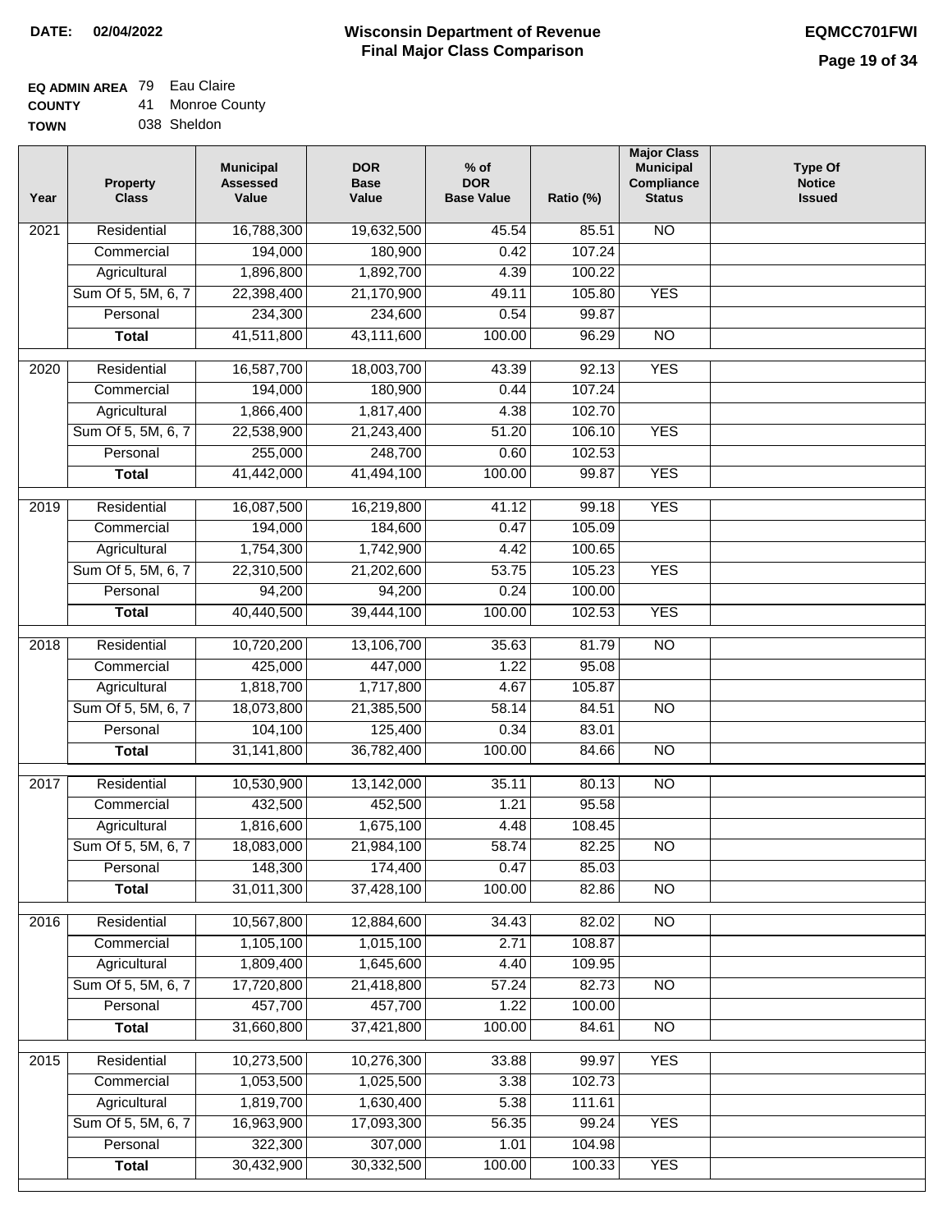**DATE: 02/04/2022**

# Wisconsin Department of Revenue
## Final Major Class Comparison

**EQMCC701FWI**

**EQ ADMIN AREA** 79 Eau Claire
**COUNTY** 41 Monroe County
**TOWN** 038 Sheldon

| Year | Property Class | Municipal Assessed Value | DOR Base Value | % of DOR Base Value | Ratio (%) | Major Class Municipal Compliance Status | Type Of Notice Issued |
|---|---|---|---|---|---|---|---|
| 2021 | Residential | 16,788,300 | 19,632,500 | 45.54 | 85.51 | NO | |
| | Commercial | 194,000 | 180,900 | 0.42 | 107.24 | | |
| | Agricultural | 1,896,800 | 1,892,700 | 4.39 | 100.22 | | |
| | Sum Of 5, 5M, 6, 7 | 22,398,400 | 21,170,900 | 49.11 | 105.80 | YES | |
| | Personal | 234,300 | 234,600 | 0.54 | 99.87 | | |
| | **Total** | 41,511,800 | 43,111,600 | 100.00 | 96.29 | NO | |
| 2020 | Residential | 16,587,700 | 18,003,700 | 43.39 | 92.13 | YES | |
| | Commercial | 194,000 | 180,900 | 0.44 | 107.24 | | |
| | Agricultural | 1,866,400 | 1,817,400 | 4.38 | 102.70 | | |
| | Sum Of 5, 5M, 6, 7 | 22,538,900 | 21,243,400 | 51.20 | 106.10 | YES | |
| | Personal | 255,000 | 248,700 | 0.60 | 102.53 | | |
| | **Total** | 41,442,000 | 41,494,100 | 100.00 | 99.87 | YES | |
| 2019 | Residential | 16,087,500 | 16,219,800 | 41.12 | 99.18 | YES | |
| | Commercial | 194,000 | 184,600 | 0.47 | 105.09 | | |
| | Agricultural | 1,754,300 | 1,742,900 | 4.42 | 100.65 | | |
| | Sum Of 5, 5M, 6, 7 | 22,310,500 | 21,202,600 | 53.75 | 105.23 | YES | |
| | Personal | 94,200 | 94,200 | 0.24 | 100.00 | | |
| | **Total** | 40,440,500 | 39,444,100 | 100.00 | 102.53 | YES | |
| 2018 | Residential | 10,720,200 | 13,106,700 | 35.63 | 81.79 | NO | |
| | Commercial | 425,000 | 447,000 | 1.22 | 95.08 | | |
| | Agricultural | 1,818,700 | 1,717,800 | 4.67 | 105.87 | | |
| | Sum Of 5, 5M, 6, 7 | 18,073,800 | 21,385,500 | 58.14 | 84.51 | NO | |
| | Personal | 104,100 | 125,400 | 0.34 | 83.01 | | |
| | **Total** | 31,141,800 | 36,782,400 | 100.00 | 84.66 | NO | |
| 2017 | Residential | 10,530,900 | 13,142,000 | 35.11 | 80.13 | NO | |
| | Commercial | 432,500 | 452,500 | 1.21 | 95.58 | | |
| | Agricultural | 1,816,600 | 1,675,100 | 4.48 | 108.45 | | |
| | Sum Of 5, 5M, 6, 7 | 18,083,000 | 21,984,100 | 58.74 | 82.25 | NO | |
| | Personal | 148,300 | 174,400 | 0.47 | 85.03 | | |
| | **Total** | 31,011,300 | 37,428,100 | 100.00 | 82.86 | NO | |
| 2016 | Residential | 10,567,800 | 12,884,600 | 34.43 | 82.02 | NO | |
| | Commercial | 1,105,100 | 1,015,100 | 2.71 | 108.87 | | |
| | Agricultural | 1,809,400 | 1,645,600 | 4.40 | 109.95 | | |
| | Sum Of 5, 5M, 6, 7 | 17,720,800 | 21,418,800 | 57.24 | 82.73 | NO | |
| | Personal | 457,700 | 457,700 | 1.22 | 100.00 | | |
| | **Total** | 31,660,800 | 37,421,800 | 100.00 | 84.61 | NO | |
| 2015 | Residential | 10,273,500 | 10,276,300 | 33.88 | 99.97 | YES | |
| | Commercial | 1,053,500 | 1,025,500 | 3.38 | 102.73 | | |
| | Agricultural | 1,819,700 | 1,630,400 | 5.38 | 111.61 | | |
| | Sum Of 5, 5M, 6, 7 | 16,963,900 | 17,093,300 | 56.35 | 99.24 | YES | |
| | Personal | 322,300 | 307,000 | 1.01 | 104.98 | | |
| | **Total** | 30,432,900 | 30,332,500 | 100.00 | 100.33 | YES | |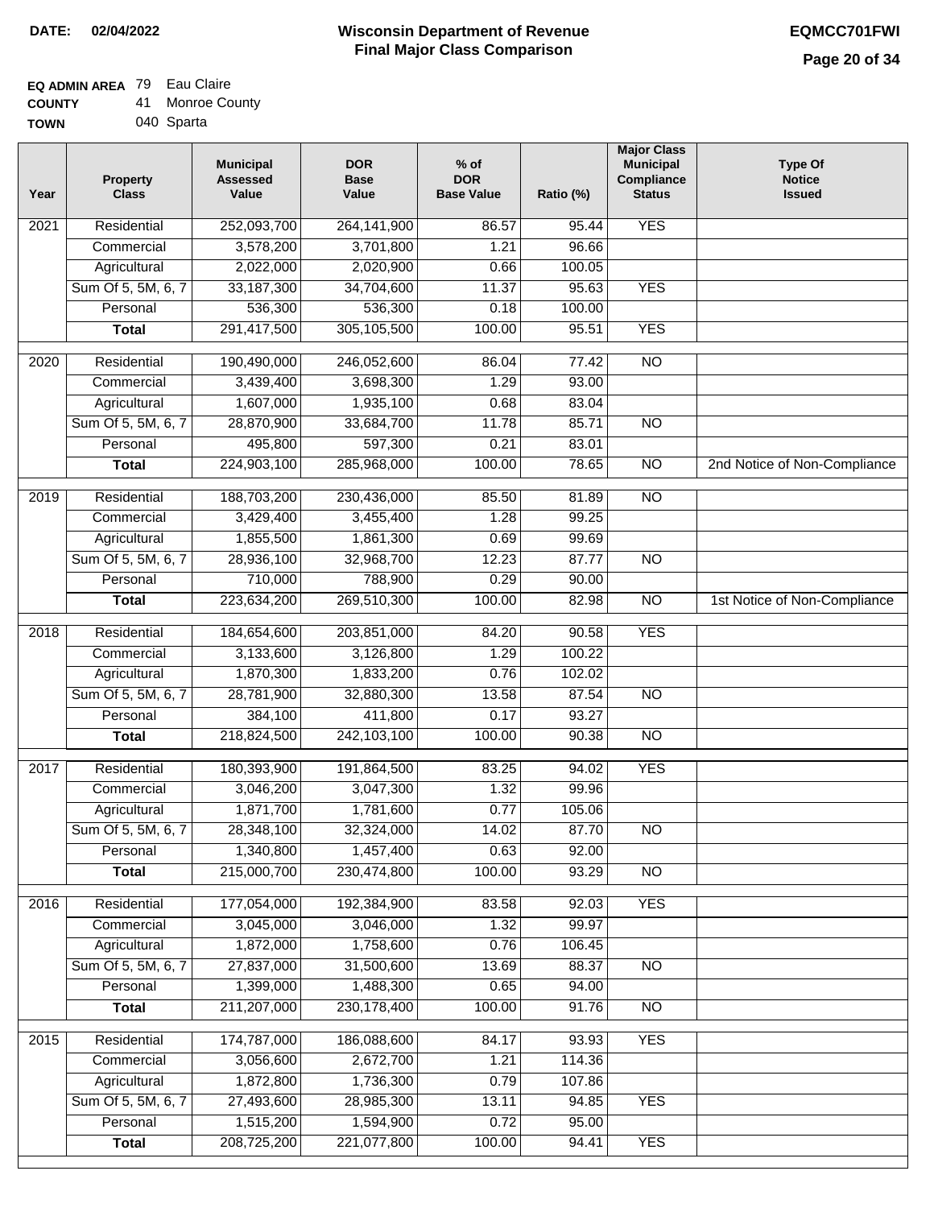**DATE:** 02/04/2022

# Wisconsin Department of Revenue
## Final Major Class Comparison

**EQMCC701FWI**

**EQ ADMIN AREA** 79 Eau Claire
**COUNTY** 41 Monroe County
**TOWN** 040 Sparta

| Year | Property Class | Municipal Assessed Value | DOR Base Value | % of DOR Base Value | Ratio (%) | Major Class Municipal Compliance Status | Type Of Notice Issued |
|---|---|---|---|---|---|---|---|
| 2021 | Residential | 252,093,700 | 264,141,900 | 86.57 | 95.44 | YES | |
| | Commercial | 3,578,200 | 3,701,800 | 1.21 | 96.66 | | |
| | Agricultural | 2,022,000 | 2,020,900 | 0.66 | 100.05 | | |
| | Sum Of 5, 5M, 6, 7 | 33,187,300 | 34,704,600 | 11.37 | 95.63 | YES | |
| | Personal | 536,300 | 536,300 | 0.18 | 100.00 | | |
| | **Total** | 291,417,500 | 305,105,500 | 100.00 | 95.51 | YES | |
| 2020 | Residential | 190,490,000 | 246,052,600 | 86.04 | 77.42 | NO | |
| | Commercial | 3,439,400 | 3,698,300 | 1.29 | 93.00 | | |
| | Agricultural | 1,607,000 | 1,935,100 | 0.68 | 83.04 | | |
| | Sum Of 5, 5M, 6, 7 | 28,870,900 | 33,684,700 | 11.78 | 85.71 | NO | |
| | Personal | 495,800 | 597,300 | 0.21 | 83.01 | | |
| | **Total** | 224,903,100 | 285,968,000 | 100.00 | 78.65 | NO | 2nd Notice of Non-Compliance |
| 2019 | Residential | 188,703,200 | 230,436,000 | 85.50 | 81.89 | NO | |
| | Commercial | 3,429,400 | 3,455,400 | 1.28 | 99.25 | | |
| | Agricultural | 1,855,500 | 1,861,300 | 0.69 | 99.69 | | |
| | Sum Of 5, 5M, 6, 7 | 28,936,100 | 32,968,700 | 12.23 | 87.77 | NO | |
| | Personal | 710,000 | 788,900 | 0.29 | 90.00 | | |
| | **Total** | 223,634,200 | 269,510,300 | 100.00 | 82.98 | NO | 1st Notice of Non-Compliance |
| 2018 | Residential | 184,654,600 | 203,851,000 | 84.20 | 90.58 | YES | |
| | Commercial | 3,133,600 | 3,126,800 | 1.29 | 100.22 | | |
| | Agricultural | 1,870,300 | 1,833,200 | 0.76 | 102.02 | | |
| | Sum Of 5, 5M, 6, 7 | 28,781,900 | 32,880,300 | 13.58 | 87.54 | NO | |
| | Personal | 384,100 | 411,800 | 0.17 | 93.27 | | |
| | **Total** | 218,824,500 | 242,103,100 | 100.00 | 90.38 | NO | |
| 2017 | Residential | 180,393,900 | 191,864,500 | 83.25 | 94.02 | YES | |
| | Commercial | 3,046,200 | 3,047,300 | 1.32 | 99.96 | | |
| | Agricultural | 1,871,700 | 1,781,600 | 0.77 | 105.06 | | |
| | Sum Of 5, 5M, 6, 7 | 28,348,100 | 32,324,000 | 14.02 | 87.70 | NO | |
| | Personal | 1,340,800 | 1,457,400 | 0.63 | 92.00 | | |
| | **Total** | 215,000,700 | 230,474,800 | 100.00 | 93.29 | NO | |
| 2016 | Residential | 177,054,000 | 192,384,900 | 83.58 | 92.03 | YES | |
| | Commercial | 3,045,000 | 3,046,000 | 1.32 | 99.97 | | |
| | Agricultural | 1,872,000 | 1,758,600 | 0.76 | 106.45 | | |
| | Sum Of 5, 5M, 6, 7 | 27,837,000 | 31,500,600 | 13.69 | 88.37 | NO | |
| | Personal | 1,399,000 | 1,488,300 | 0.65 | 94.00 | | |
| | **Total** | 211,207,000 | 230,178,400 | 100.00 | 91.76 | NO | |
| 2015 | Residential | 174,787,000 | 186,088,600 | 84.17 | 93.93 | YES | |
| | Commercial | 3,056,600 | 2,672,700 | 1.21 | 114.36 | | |
| | Agricultural | 1,872,800 | 1,736,300 | 0.79 | 107.86 | | |
| | Sum Of 5, 5M, 6, 7 | 27,493,600 | 28,985,300 | 13.11 | 94.85 | YES | |
| | Personal | 1,515,200 | 1,594,900 | 0.72 | 95.00 | | |
| | **Total** | 208,725,200 | 221,077,800 | 100.00 | 94.41 | YES | |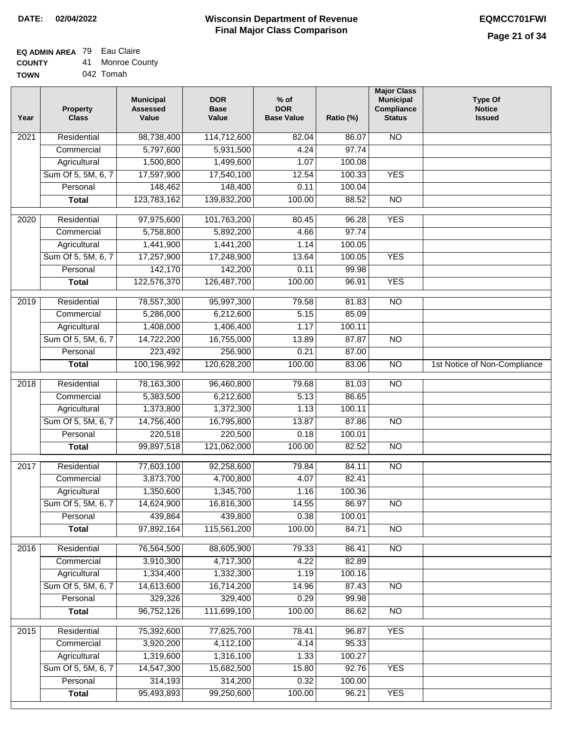**DATE: 02/04/2022**

# Wisconsin Department of Revenue
## Final Major Class Comparison

**EQMCC701FWI**

**EQ ADMIN AREA** 79 Eau Claire
**COUNTY** 41 Monroe County
**TOWN** 042 Tomah

| Year | Property Class | Municipal Assessed Value | DOR Base Value | % of DOR Base Value | Ratio (%) | Major Class Municipal Compliance Status | Type Of Notice Issued |
|---|---|---|---|---|---|---|---|
| 2021 | Residential | 98,738,400 | 114,712,600 | 82.04 | 86.07 | NO | |
| | Commercial | 5,797,600 | 5,931,500 | 4.24 | 97.74 | | |
| | Agricultural | 1,500,800 | 1,499,600 | 1.07 | 100.08 | | |
| | Sum Of 5, 5M, 6, 7 | 17,597,900 | 17,540,100 | 12.54 | 100.33 | YES | |
| | Personal | 148,462 | 148,400 | 0.11 | 100.04 | | |
| | **Total** | 123,783,162 | 139,832,200 | 100.00 | 88.52 | NO | |
| 2020 | Residential | 97,975,600 | 101,763,200 | 80.45 | 96.28 | YES | |
| | Commercial | 5,758,800 | 5,892,200 | 4.66 | 97.74 | | |
| | Agricultural | 1,441,900 | 1,441,200 | 1.14 | 100.05 | | |
| | Sum Of 5, 5M, 6, 7 | 17,257,900 | 17,248,900 | 13.64 | 100.05 | YES | |
| | Personal | 142,170 | 142,200 | 0.11 | 99.98 | | |
| | **Total** | 122,576,370 | 126,487,700 | 100.00 | 96.91 | YES | |
| 2019 | Residential | 78,557,300 | 95,997,300 | 79.58 | 81.83 | NO | |
| | Commercial | 5,286,000 | 6,212,600 | 5.15 | 85.09 | | |
| | Agricultural | 1,408,000 | 1,406,400 | 1.17 | 100.11 | | |
| | Sum Of 5, 5M, 6, 7 | 14,722,200 | 16,755,000 | 13.89 | 87.87 | NO | |
| | Personal | 223,492 | 256,900 | 0.21 | 87.00 | | |
| | **Total** | 100,196,992 | 120,628,200 | 100.00 | 83.06 | NO | 1st Notice of Non-Compliance |
| 2018 | Residential | 78,163,300 | 96,460,800 | 79.68 | 81.03 | NO | |
| | Commercial | 5,383,500 | 6,212,600 | 5.13 | 86.65 | | |
| | Agricultural | 1,373,800 | 1,372,300 | 1.13 | 100.11 | | |
| | Sum Of 5, 5M, 6, 7 | 14,756,400 | 16,795,800 | 13.87 | 87.86 | NO | |
| | Personal | 220,518 | 220,500 | 0.18 | 100.01 | | |
| | **Total** | 99,897,518 | 121,062,000 | 100.00 | 82.52 | NO | |
| 2017 | Residential | 77,603,100 | 92,258,600 | 79.84 | 84.11 | NO | |
| | Commercial | 3,873,700 | 4,700,800 | 4.07 | 82.41 | | |
| | Agricultural | 1,350,600 | 1,345,700 | 1.16 | 100.36 | | |
| | Sum Of 5, 5M, 6, 7 | 14,624,900 | 16,816,300 | 14.55 | 86.97 | NO | |
| | Personal | 439,864 | 439,800 | 0.38 | 100.01 | | |
| | **Total** | 97,892,164 | 115,561,200 | 100.00 | 84.71 | NO | |
| 2016 | Residential | 76,564,500 | 88,605,900 | 79.33 | 86.41 | NO | |
| | Commercial | 3,910,300 | 4,717,300 | 4.22 | 82.89 | | |
| | Agricultural | 1,334,400 | 1,332,300 | 1.19 | 100.16 | | |
| | Sum Of 5, 5M, 6, 7 | 14,613,600 | 16,714,200 | 14.96 | 87.43 | NO | |
| | Personal | 329,326 | 329,400 | 0.29 | 99.98 | | |
| | **Total** | 96,752,126 | 111,699,100 | 100.00 | 86.62 | NO | |
| 2015 | Residential | 75,392,600 | 77,825,700 | 78.41 | 96.87 | YES | |
| | Commercial | 3,920,200 | 4,112,100 | 4.14 | 95.33 | | |
| | Agricultural | 1,319,600 | 1,316,100 | 1.33 | 100.27 | | |
| | Sum Of 5, 5M, 6, 7 | 14,547,300 | 15,682,500 | 15.80 | 92.76 | YES | |
| | Personal | 314,193 | 314,200 | 0.32 | 100.00 | | |
| | **Total** | 95,493,893 | 99,250,600 | 100.00 | 96.21 | YES | |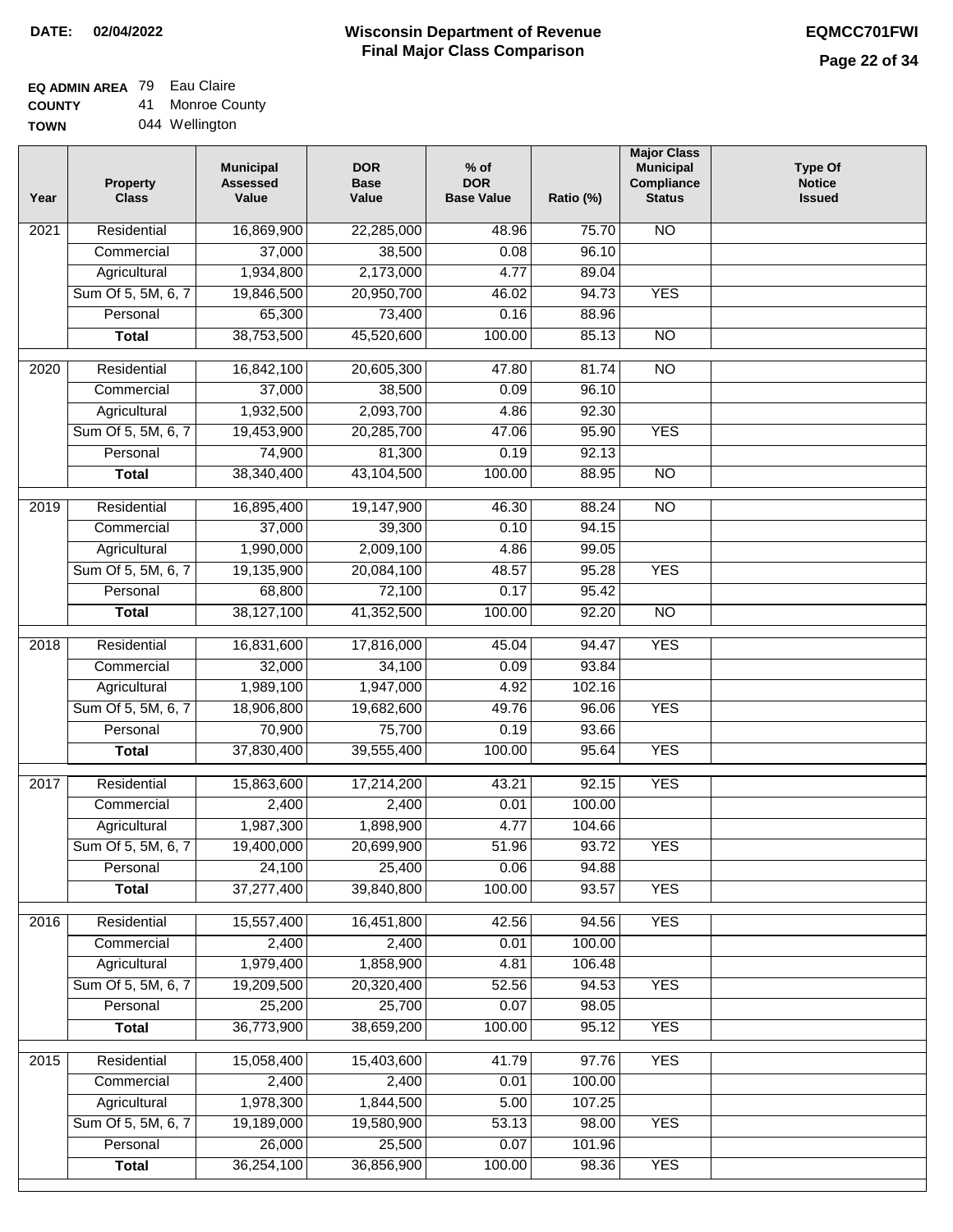**DATE:** 02/04/2022

# Wisconsin Department of Revenue
## Final Major Class Comparison

**EQMCC701FWI**

**EQ ADMIN AREA** 79 Eau Claire
**COUNTY** 41 Monroe County
**TOWN** 044 Wellington

| Year | Property Class | Municipal Assessed Value | DOR Base Value | % of DOR Base Value | Ratio (%) | Major Class Municipal Compliance Status | Type Of Notice Issued |
|---|---|---|---|---|---|---|---|
| 2021 | Residential | 16,869,900 | 22,285,000 | 48.96 | 75.70 | NO | |
| | Commercial | 37,000 | 38,500 | 0.08 | 96.10 | | |
| | Agricultural | 1,934,800 | 2,173,000 | 4.77 | 89.04 | | |
| | Sum Of 5, 5M, 6, 7 | 19,846,500 | 20,950,700 | 46.02 | 94.73 | YES | |
| | Personal | 65,300 | 73,400 | 0.16 | 88.96 | | |
| | **Total** | 38,753,500 | 45,520,600 | 100.00 | 85.13 | NO | |
| 2020 | Residential | 16,842,100 | 20,605,300 | 47.80 | 81.74 | NO | |
| | Commercial | 37,000 | 38,500 | 0.09 | 96.10 | | |
| | Agricultural | 1,932,500 | 2,093,700 | 4.86 | 92.30 | | |
| | Sum Of 5, 5M, 6, 7 | 19,453,900 | 20,285,700 | 47.06 | 95.90 | YES | |
| | Personal | 74,900 | 81,300 | 0.19 | 92.13 | | |
| | **Total** | 38,340,400 | 43,104,500 | 100.00 | 88.95 | NO | |
| 2019 | Residential | 16,895,400 | 19,147,900 | 46.30 | 88.24 | NO | |
| | Commercial | 37,000 | 39,300 | 0.10 | 94.15 | | |
| | Agricultural | 1,990,000 | 2,009,100 | 4.86 | 99.05 | | |
| | Sum Of 5, 5M, 6, 7 | 19,135,900 | 20,084,100 | 48.57 | 95.28 | YES | |
| | Personal | 68,800 | 72,100 | 0.17 | 95.42 | | |
| | **Total** | 38,127,100 | 41,352,500 | 100.00 | 92.20 | NO | |
| 2018 | Residential | 16,831,600 | 17,816,000 | 45.04 | 94.47 | YES | |
| | Commercial | 32,000 | 34,100 | 0.09 | 93.84 | | |
| | Agricultural | 1,989,100 | 1,947,000 | 4.92 | 102.16 | | |
| | Sum Of 5, 5M, 6, 7 | 18,906,800 | 19,682,600 | 49.76 | 96.06 | YES | |
| | Personal | 70,900 | 75,700 | 0.19 | 93.66 | | |
| | **Total** | 37,830,400 | 39,555,400 | 100.00 | 95.64 | YES | |
| 2017 | Residential | 15,863,600 | 17,214,200 | 43.21 | 92.15 | YES | |
| | Commercial | 2,400 | 2,400 | 0.01 | 100.00 | | |
| | Agricultural | 1,987,300 | 1,898,900 | 4.77 | 104.66 | | |
| | Sum Of 5, 5M, 6, 7 | 19,400,000 | 20,699,900 | 51.96 | 93.72 | YES | |
| | Personal | 24,100 | 25,400 | 0.06 | 94.88 | | |
| | **Total** | 37,277,400 | 39,840,800 | 100.00 | 93.57 | YES | |
| 2016 | Residential | 15,557,400 | 16,451,800 | 42.56 | 94.56 | YES | |
| | Commercial | 2,400 | 2,400 | 0.01 | 100.00 | | |
| | Agricultural | 1,979,400 | 1,858,900 | 4.81 | 106.48 | | |
| | Sum Of 5, 5M, 6, 7 | 19,209,500 | 20,320,400 | 52.56 | 94.53 | YES | |
| | Personal | 25,200 | 25,700 | 0.07 | 98.05 | | |
| | **Total** | 36,773,900 | 38,659,200 | 100.00 | 95.12 | YES | |
| 2015 | Residential | 15,058,400 | 15,403,600 | 41.79 | 97.76 | YES | |
| | Commercial | 2,400 | 2,400 | 0.01 | 100.00 | | |
| | Agricultural | 1,978,300 | 1,844,500 | 5.00 | 107.25 | | |
| | Sum Of 5, 5M, 6, 7 | 19,189,000 | 19,580,900 | 53.13 | 98.00 | YES | |
| | Personal | 26,000 | 25,500 | 0.07 | 101.96 | | |
| | **Total** | 36,254,100 | 36,856,900 | 100.00 | 98.36 | YES | |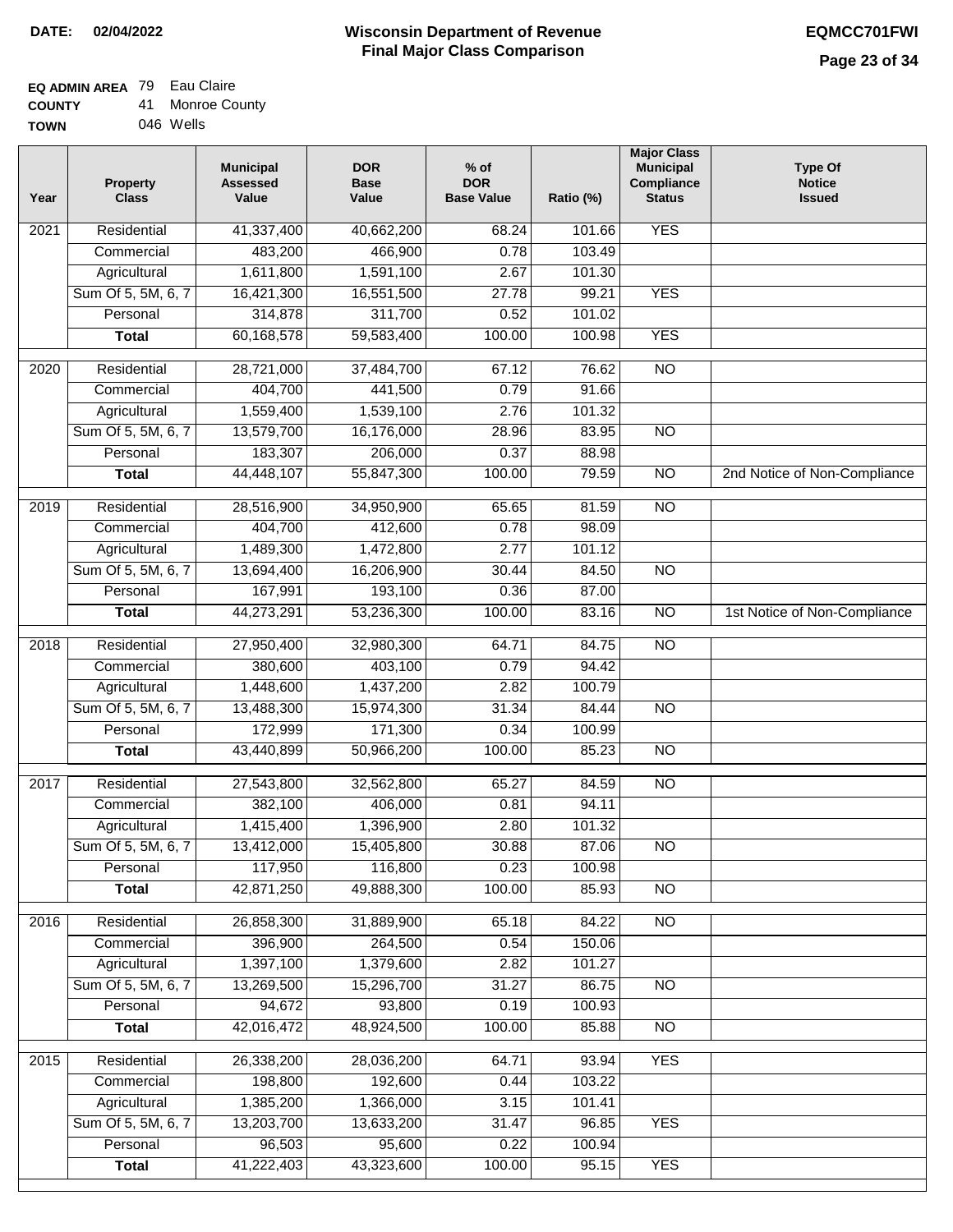**DATE:** 02/04/2022

# Wisconsin Department of Revenue
## Final Major Class Comparison

**EQMCC701FWI**

**EQ ADMIN AREA** 79 Eau Claire
**COUNTY** 41 Monroe County
**TOWN** 046 Wells

| Year | Property Class | Municipal Assessed Value | DOR Base Value | % of DOR Base Value | Ratio (%) | Major Class Municipal Compliance Status | Type Of Notice Issued |
|---|---|---|---|---|---|---|---|
| 2021 | Residential | 41,337,400 | 40,662,200 | 68.24 | 101.66 | YES | |
| | Commercial | 483,200 | 466,900 | 0.78 | 103.49 | | |
| | Agricultural | 1,611,800 | 1,591,100 | 2.67 | 101.30 | | |
| | Sum Of 5, 5M, 6, 7 | 16,421,300 | 16,551,500 | 27.78 | 99.21 | YES | |
| | Personal | 314,878 | 311,700 | 0.52 | 101.02 | | |
| | **Total** | 60,168,578 | 59,583,400 | 100.00 | 100.98 | YES | |
| 2020 | Residential | 28,721,000 | 37,484,700 | 67.12 | 76.62 | NO | |
| | Commercial | 404,700 | 441,500 | 0.79 | 91.66 | | |
| | Agricultural | 1,559,400 | 1,539,100 | 2.76 | 101.32 | | |
| | Sum Of 5, 5M, 6, 7 | 13,579,700 | 16,176,000 | 28.96 | 83.95 | NO | |
| | Personal | 183,307 | 206,000 | 0.37 | 88.98 | | |
| | **Total** | 44,448,107 | 55,847,300 | 100.00 | 79.59 | NO | 2nd Notice of Non-Compliance |
| 2019 | Residential | 28,516,900 | 34,950,900 | 65.65 | 81.59 | NO | |
| | Commercial | 404,700 | 412,600 | 0.78 | 98.09 | | |
| | Agricultural | 1,489,300 | 1,472,800 | 2.77 | 101.12 | | |
| | Sum Of 5, 5M, 6, 7 | 13,694,400 | 16,206,900 | 30.44 | 84.50 | NO | |
| | Personal | 167,991 | 193,100 | 0.36 | 87.00 | | |
| | **Total** | 44,273,291 | 53,236,300 | 100.00 | 83.16 | NO | 1st Notice of Non-Compliance |
| 2018 | Residential | 27,950,400 | 32,980,300 | 64.71 | 84.75 | NO | |
| | Commercial | 380,600 | 403,100 | 0.79 | 94.42 | | |
| | Agricultural | 1,448,600 | 1,437,200 | 2.82 | 100.79 | | |
| | Sum Of 5, 5M, 6, 7 | 13,488,300 | 15,974,300 | 31.34 | 84.44 | NO | |
| | Personal | 172,999 | 171,300 | 0.34 | 100.99 | | |
| | **Total** | 43,440,899 | 50,966,200 | 100.00 | 85.23 | NO | |
| 2017 | Residential | 27,543,800 | 32,562,800 | 65.27 | 84.59 | NO | |
| | Commercial | 382,100 | 406,000 | 0.81 | 94.11 | | |
| | Agricultural | 1,415,400 | 1,396,900 | 2.80 | 101.32 | | |
| | Sum Of 5, 5M, 6, 7 | 13,412,000 | 15,405,800 | 30.88 | 87.06 | NO | |
| | Personal | 117,950 | 116,800 | 0.23 | 100.98 | | |
| | **Total** | 42,871,250 | 49,888,300 | 100.00 | 85.93 | NO | |
| 2016 | Residential | 26,858,300 | 31,889,900 | 65.18 | 84.22 | NO | |
| | Commercial | 396,900 | 264,500 | 0.54 | 150.06 | | |
| | Agricultural | 1,397,100 | 1,379,600 | 2.82 | 101.27 | | |
| | Sum Of 5, 5M, 6, 7 | 13,269,500 | 15,296,700 | 31.27 | 86.75 | NO | |
| | Personal | 94,672 | 93,800 | 0.19 | 100.93 | | |
| | **Total** | 42,016,472 | 48,924,500 | 100.00 | 85.88 | NO | |
| 2015 | Residential | 26,338,200 | 28,036,200 | 64.71 | 93.94 | YES | |
| | Commercial | 198,800 | 192,600 | 0.44 | 103.22 | | |
| | Agricultural | 1,385,200 | 1,366,000 | 3.15 | 101.41 | | |
| | Sum Of 5, 5M, 6, 7 | 13,203,700 | 13,633,200 | 31.47 | 96.85 | YES | |
| | Personal | 96,503 | 95,600 | 0.22 | 100.94 | | |
| | **Total** | 41,222,403 | 43,323,600 | 100.00 | 95.15 | YES | |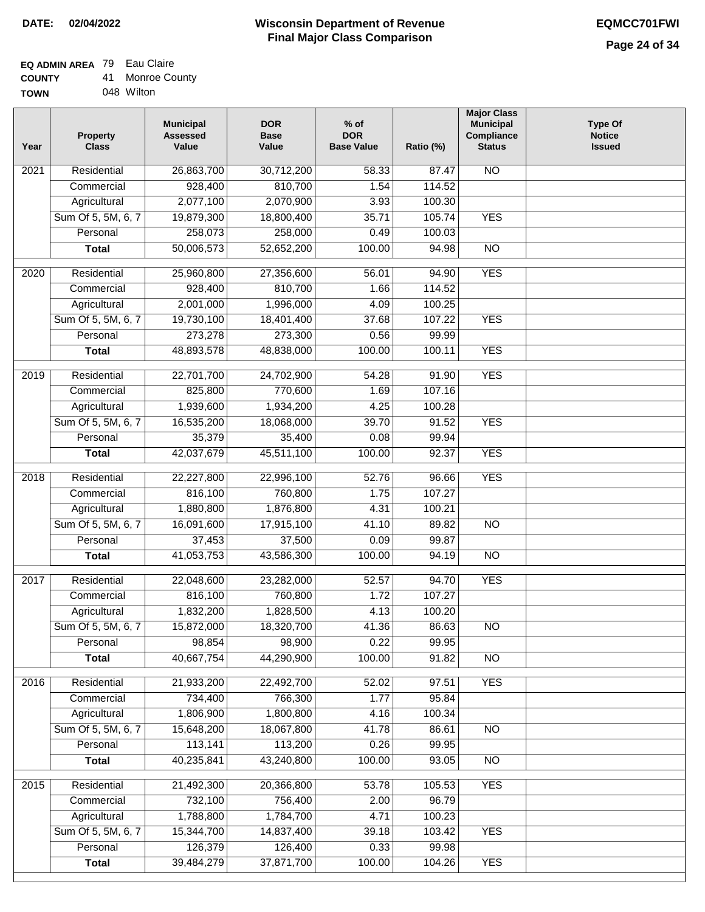**DATE:** 02/04/2022

# Wisconsin Department of Revenue
## Final Major Class Comparison

**EQMCC701FWI**

**EQ ADMIN AREA** 79 Eau Claire
**COUNTY** 41 Monroe County
**TOWN** 048 Wilton

| Year | Property Class | Municipal Assessed Value | DOR Base Value | % of DOR Base Value | Ratio (%) | Major Class Municipal Compliance Status | Type Of Notice Issued |
|---|---|---|---|---|---|---|---|
| 2021 | Residential | 26,863,700 | 30,712,200 | 58.33 | 87.47 | NO | |
| | Commercial | 928,400 | 810,700 | 1.54 | 114.52 | | |
| | Agricultural | 2,077,100 | 2,070,900 | 3.93 | 100.30 | | |
| | Sum Of 5, 5M, 6, 7 | 19,879,300 | 18,800,400 | 35.71 | 105.74 | YES | |
| | Personal | 258,073 | 258,000 | 0.49 | 100.03 | | |
| | **Total** | 50,006,573 | 52,652,200 | 100.00 | 94.98 | NO | |
| 2020 | Residential | 25,960,800 | 27,356,600 | 56.01 | 94.90 | YES | |
| | Commercial | 928,400 | 810,700 | 1.66 | 114.52 | | |
| | Agricultural | 2,001,000 | 1,996,000 | 4.09 | 100.25 | | |
| | Sum Of 5, 5M, 6, 7 | 19,730,100 | 18,401,400 | 37.68 | 107.22 | YES | |
| | Personal | 273,278 | 273,300 | 0.56 | 99.99 | | |
| | **Total** | 48,893,578 | 48,838,000 | 100.00 | 100.11 | YES | |
| 2019 | Residential | 22,701,700 | 24,702,900 | 54.28 | 91.90 | YES | |
| | Commercial | 825,800 | 770,600 | 1.69 | 107.16 | | |
| | Agricultural | 1,939,600 | 1,934,200 | 4.25 | 100.28 | | |
| | Sum Of 5, 5M, 6, 7 | 16,535,200 | 18,068,000 | 39.70 | 91.52 | YES | |
| | Personal | 35,379 | 35,400 | 0.08 | 99.94 | | |
| | **Total** | 42,037,679 | 45,511,100 | 100.00 | 92.37 | YES | |
| 2018 | Residential | 22,227,800 | 22,996,100 | 52.76 | 96.66 | YES | |
| | Commercial | 816,100 | 760,800 | 1.75 | 107.27 | | |
| | Agricultural | 1,880,800 | 1,876,800 | 4.31 | 100.21 | | |
| | Sum Of 5, 5M, 6, 7 | 16,091,600 | 17,915,100 | 41.10 | 89.82 | NO | |
| | Personal | 37,453 | 37,500 | 0.09 | 99.87 | | |
| | **Total** | 41,053,753 | 43,586,300 | 100.00 | 94.19 | NO | |
| 2017 | Residential | 22,048,600 | 23,282,000 | 52.57 | 94.70 | YES | |
| | Commercial | 816,100 | 760,800 | 1.72 | 107.27 | | |
| | Agricultural | 1,832,200 | 1,828,500 | 4.13 | 100.20 | | |
| | Sum Of 5, 5M, 6, 7 | 15,872,000 | 18,320,700 | 41.36 | 86.63 | NO | |
| | Personal | 98,854 | 98,900 | 0.22 | 99.95 | | |
| | **Total** | 40,667,754 | 44,290,900 | 100.00 | 91.82 | NO | |
| 2016 | Residential | 21,933,200 | 22,492,700 | 52.02 | 97.51 | YES | |
| | Commercial | 734,400 | 766,300 | 1.77 | 95.84 | | |
| | Agricultural | 1,806,900 | 1,800,800 | 4.16 | 100.34 | | |
| | Sum Of 5, 5M, 6, 7 | 15,648,200 | 18,067,800 | 41.78 | 86.61 | NO | |
| | Personal | 113,141 | 113,200 | 0.26 | 99.95 | | |
| | **Total** | 40,235,841 | 43,240,800 | 100.00 | 93.05 | NO | |
| 2015 | Residential | 21,492,300 | 20,366,800 | 53.78 | 105.53 | YES | |
| | Commercial | 732,100 | 756,400 | 2.00 | 96.79 | | |
| | Agricultural | 1,788,800 | 1,784,700 | 4.71 | 100.23 | | |
| | Sum Of 5, 5M, 6, 7 | 15,344,700 | 14,837,400 | 39.18 | 103.42 | YES | |
| | Personal | 126,379 | 126,400 | 0.33 | 99.98 | | |
| | **Total** | 39,484,279 | 37,871,700 | 100.00 | 104.26 | YES | |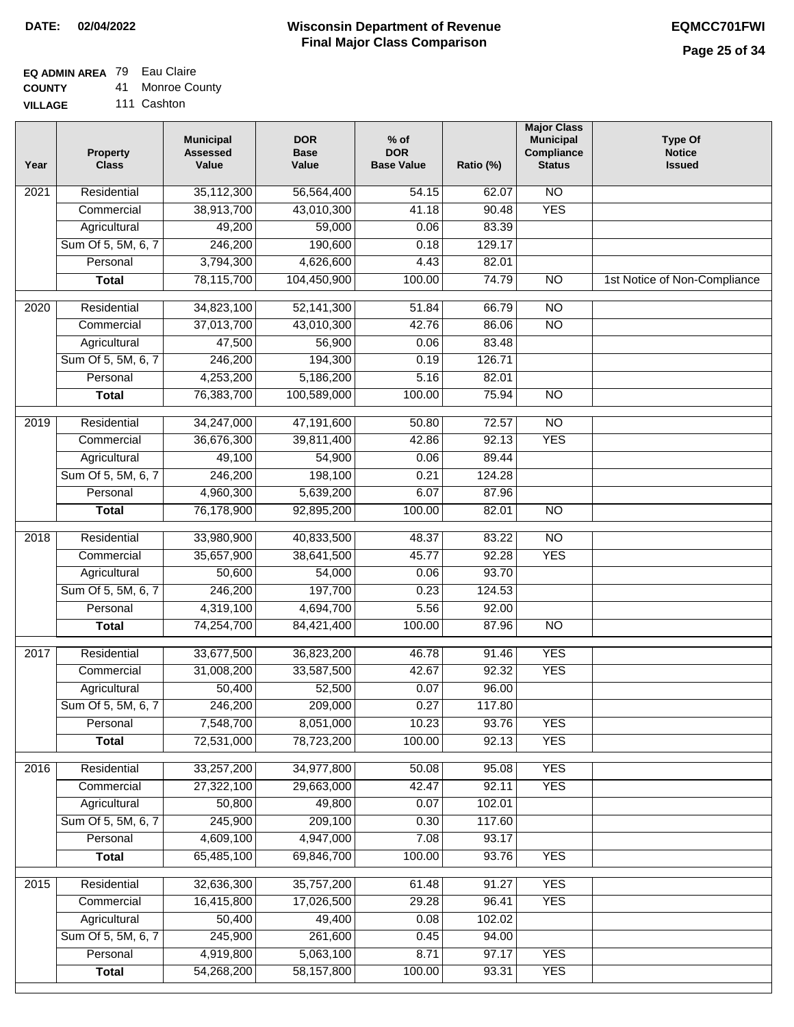**DATE: 02/04/2022**

# Wisconsin Department of Revenue
## Final Major Class Comparison

**EQMCC701FWI**

**EQ ADMIN AREA** 79 Eau Claire
**COUNTY** 41 Monroe County
**VILLAGE** 111 Cashton

| Year | Property Class | Municipal Assessed Value | DOR Base Value | % of DOR Base Value | Ratio (%) | Major Class Municipal Compliance Status | Type Of Notice Issued |
|---|---|---|---|---|---|---|---|
| 2021 | Residential | 35,112,300 | 56,564,400 | 54.15 | 62.07 | NO | |
| | Commercial | 38,913,700 | 43,010,300 | 41.18 | 90.48 | YES | |
| | Agricultural | 49,200 | 59,000 | 0.06 | 83.39 | | |
| | Sum Of 5, 5M, 6, 7 | 246,200 | 190,600 | 0.18 | 129.17 | | |
| | Personal | 3,794,300 | 4,626,600 | 4.43 | 82.01 | | |
| | **Total** | 78,115,700 | 104,450,900 | 100.00 | 74.79 | NO | 1st Notice of Non-Compliance |
| 2020 | Residential | 34,823,100 | 52,141,300 | 51.84 | 66.79 | NO | |
| | Commercial | 37,013,700 | 43,010,300 | 42.76 | 86.06 | NO | |
| | Agricultural | 47,500 | 56,900 | 0.06 | 83.48 | | |
| | Sum Of 5, 5M, 6, 7 | 246,200 | 194,300 | 0.19 | 126.71 | | |
| | Personal | 4,253,200 | 5,186,200 | 5.16 | 82.01 | | |
| | **Total** | 76,383,700 | 100,589,000 | 100.00 | 75.94 | NO | |
| 2019 | Residential | 34,247,000 | 47,191,600 | 50.80 | 72.57 | NO | |
| | Commercial | 36,676,300 | 39,811,400 | 42.86 | 92.13 | YES | |
| | Agricultural | 49,100 | 54,900 | 0.06 | 89.44 | | |
| | Sum Of 5, 5M, 6, 7 | 246,200 | 198,100 | 0.21 | 124.28 | | |
| | Personal | 4,960,300 | 5,639,200 | 6.07 | 87.96 | | |
| | **Total** | 76,178,900 | 92,895,200 | 100.00 | 82.01 | NO | |
| 2018 | Residential | 33,980,900 | 40,833,500 | 48.37 | 83.22 | NO | |
| | Commercial | 35,657,900 | 38,641,500 | 45.77 | 92.28 | YES | |
| | Agricultural | 50,600 | 54,000 | 0.06 | 93.70 | | |
| | Sum Of 5, 5M, 6, 7 | 246,200 | 197,700 | 0.23 | 124.53 | | |
| | Personal | 4,319,100 | 4,694,700 | 5.56 | 92.00 | | |
| | **Total** | 74,254,700 | 84,421,400 | 100.00 | 87.96 | NO | |
| 2017 | Residential | 33,677,500 | 36,823,200 | 46.78 | 91.46 | YES | |
| | Commercial | 31,008,200 | 33,587,500 | 42.67 | 92.32 | YES | |
| | Agricultural | 50,400 | 52,500 | 0.07 | 96.00 | | |
| | Sum Of 5, 5M, 6, 7 | 246,200 | 209,000 | 0.27 | 117.80 | | |
| | Personal | 7,548,700 | 8,051,000 | 10.23 | 93.76 | YES | |
| | **Total** | 72,531,000 | 78,723,200 | 100.00 | 92.13 | YES | |
| 2016 | Residential | 33,257,200 | 34,977,800 | 50.08 | 95.08 | YES | |
| | Commercial | 27,322,100 | 29,663,000 | 42.47 | 92.11 | YES | |
| | Agricultural | 50,800 | 49,800 | 0.07 | 102.01 | | |
| | Sum Of 5, 5M, 6, 7 | 245,900 | 209,100 | 0.30 | 117.60 | | |
| | Personal | 4,609,100 | 4,947,000 | 7.08 | 93.17 | | |
| | **Total** | 65,485,100 | 69,846,700 | 100.00 | 93.76 | YES | |
| 2015 | Residential | 32,636,300 | 35,757,200 | 61.48 | 91.27 | YES | |
| | Commercial | 16,415,800 | 17,026,500 | 29.28 | 96.41 | YES | |
| | Agricultural | 50,400 | 49,400 | 0.08 | 102.02 | | |
| | Sum Of 5, 5M, 6, 7 | 245,900 | 261,600 | 0.45 | 94.00 | | |
| | Personal | 4,919,800 | 5,063,100 | 8.71 | 97.17 | YES | |
| | **Total** | 54,268,200 | 58,157,800 | 100.00 | 93.31 | YES | |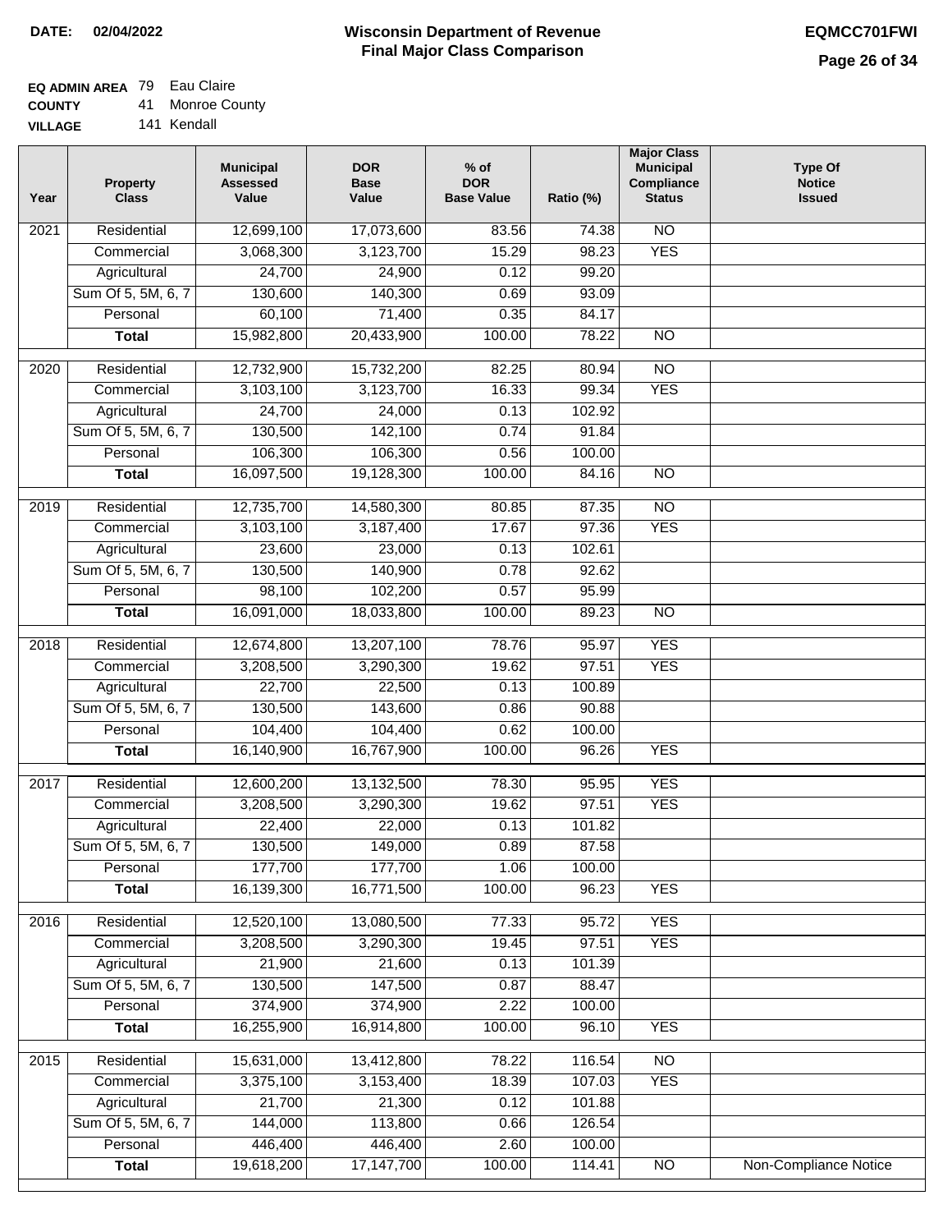**DATE:** 02/04/2022

# Wisconsin Department of Revenue
## Final Major Class Comparison

**EQMCC701FWI**

**EQ ADMIN AREA** 79 Eau Claire
**COUNTY** 41 Monroe County
**VILLAGE** 141 Kendall

| Year | Property Class | Municipal Assessed Value | DOR Base Value | % of DOR Base Value | Ratio (%) | Major Class Municipal Compliance Status | Type Of Notice Issued |
|---|---|---|---|---|---|---|---|
| 2021 | Residential | 12,699,100 | 17,073,600 | 83.56 | 74.38 | NO | |
| | Commercial | 3,068,300 | 3,123,700 | 15.29 | 98.23 | YES | |
| | Agricultural | 24,700 | 24,900 | 0.12 | 99.20 | | |
| | Sum Of 5, 5M, 6, 7 | 130,600 | 140,300 | 0.69 | 93.09 | | |
| | Personal | 60,100 | 71,400 | 0.35 | 84.17 | | |
| | **Total** | 15,982,800 | 20,433,900 | 100.00 | 78.22 | NO | |
| 2020 | Residential | 12,732,900 | 15,732,200 | 82.25 | 80.94 | NO | |
| | Commercial | 3,103,100 | 3,123,700 | 16.33 | 99.34 | YES | |
| | Agricultural | 24,700 | 24,000 | 0.13 | 102.92 | | |
| | Sum Of 5, 5M, 6, 7 | 130,500 | 142,100 | 0.74 | 91.84 | | |
| | Personal | 106,300 | 106,300 | 0.56 | 100.00 | | |
| | **Total** | 16,097,500 | 19,128,300 | 100.00 | 84.16 | NO | |
| 2019 | Residential | 12,735,700 | 14,580,300 | 80.85 | 87.35 | NO | |
| | Commercial | 3,103,100 | 3,187,400 | 17.67 | 97.36 | YES | |
| | Agricultural | 23,600 | 23,000 | 0.13 | 102.61 | | |
| | Sum Of 5, 5M, 6, 7 | 130,500 | 140,900 | 0.78 | 92.62 | | |
| | Personal | 98,100 | 102,200 | 0.57 | 95.99 | | |
| | **Total** | 16,091,000 | 18,033,800 | 100.00 | 89.23 | NO | |
| 2018 | Residential | 12,674,800 | 13,207,100 | 78.76 | 95.97 | YES | |
| | Commercial | 3,208,500 | 3,290,300 | 19.62 | 97.51 | YES | |
| | Agricultural | 22,700 | 22,500 | 0.13 | 100.89 | | |
| | Sum Of 5, 5M, 6, 7 | 130,500 | 143,600 | 0.86 | 90.88 | | |
| | Personal | 104,400 | 104,400 | 0.62 | 100.00 | | |
| | **Total** | 16,140,900 | 16,767,900 | 100.00 | 96.26 | YES | |
| 2017 | Residential | 12,600,200 | 13,132,500 | 78.30 | 95.95 | YES | |
| | Commercial | 3,208,500 | 3,290,300 | 19.62 | 97.51 | YES | |
| | Agricultural | 22,400 | 22,000 | 0.13 | 101.82 | | |
| | Sum Of 5, 5M, 6, 7 | 130,500 | 149,000 | 0.89 | 87.58 | | |
| | Personal | 177,700 | 177,700 | 1.06 | 100.00 | | |
| | **Total** | 16,139,300 | 16,771,500 | 100.00 | 96.23 | YES | |
| 2016 | Residential | 12,520,100 | 13,080,500 | 77.33 | 95.72 | YES | |
| | Commercial | 3,208,500 | 3,290,300 | 19.45 | 97.51 | YES | |
| | Agricultural | 21,900 | 21,600 | 0.13 | 101.39 | | |
| | Sum Of 5, 5M, 6, 7 | 130,500 | 147,500 | 0.87 | 88.47 | | |
| | Personal | 374,900 | 374,900 | 2.22 | 100.00 | | |
| | **Total** | 16,255,900 | 16,914,800 | 100.00 | 96.10 | YES | |
| 2015 | Residential | 15,631,000 | 13,412,800 | 78.22 | 116.54 | NO | |
| | Commercial | 3,375,100 | 3,153,400 | 18.39 | 107.03 | YES | |
| | Agricultural | 21,700 | 21,300 | 0.12 | 101.88 | | |
| | Sum Of 5, 5M, 6, 7 | 144,000 | 113,800 | 0.66 | 126.54 | | |
| | Personal | 446,400 | 446,400 | 2.60 | 100.00 | | |
| | **Total** | 19,618,200 | 17,147,700 | 100.00 | 114.41 | NO | Non-Compliance Notice |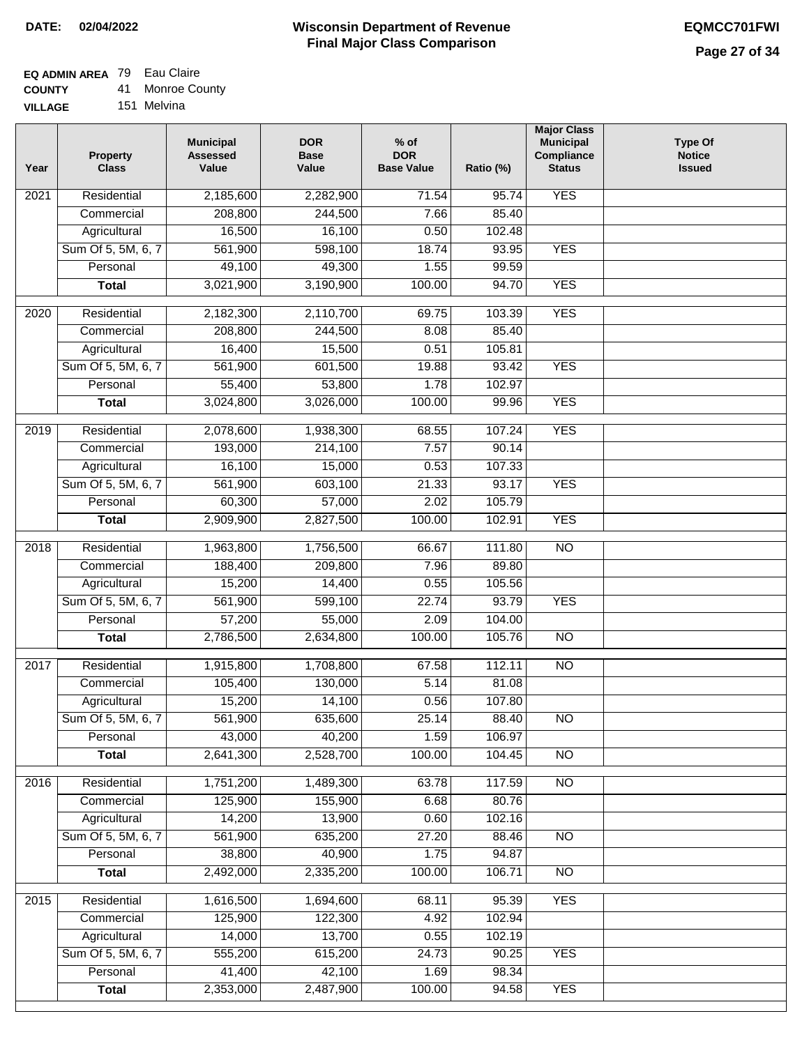DATE: 02/04/2022

# Wisconsin Department of Revenue
## Final Major Class Comparison

EQMCC701FWI

**EQ ADMIN AREA** 79 Eau Claire
**COUNTY** 41 Monroe County
**VILLAGE** 151 Melvina

| Year | Property Class | Municipal Assessed Value | DOR Base Value | % of DOR Base Value | Ratio (%) | Major Class Municipal Compliance Status | Type Of Notice Issued |
|---|---|---|---|---|---|---|---|
| 2021 | Residential | 2,185,600 | 2,282,900 | 71.54 | 95.74 | YES | |
| | Commercial | 208,800 | 244,500 | 7.66 | 85.40 | | |
| | Agricultural | 16,500 | 16,100 | 0.50 | 102.48 | | |
| | Sum Of 5, 5M, 6, 7 | 561,900 | 598,100 | 18.74 | 93.95 | YES | |
| | Personal | 49,100 | 49,300 | 1.55 | 99.59 | | |
| | **Total** | 3,021,900 | 3,190,900 | 100.00 | 94.70 | YES | |
| 2020 | Residential | 2,182,300 | 2,110,700 | 69.75 | 103.39 | YES | |
| | Commercial | 208,800 | 244,500 | 8.08 | 85.40 | | |
| | Agricultural | 16,400 | 15,500 | 0.51 | 105.81 | | |
| | Sum Of 5, 5M, 6, 7 | 561,900 | 601,500 | 19.88 | 93.42 | YES | |
| | Personal | 55,400 | 53,800 | 1.78 | 102.97 | | |
| | **Total** | 3,024,800 | 3,026,000 | 100.00 | 99.96 | YES | |
| 2019 | Residential | 2,078,600 | 1,938,300 | 68.55 | 107.24 | YES | |
| | Commercial | 193,000 | 214,100 | 7.57 | 90.14 | | |
| | Agricultural | 16,100 | 15,000 | 0.53 | 107.33 | | |
| | Sum Of 5, 5M, 6, 7 | 561,900 | 603,100 | 21.33 | 93.17 | YES | |
| | Personal | 60,300 | 57,000 | 2.02 | 105.79 | | |
| | **Total** | 2,909,900 | 2,827,500 | 100.00 | 102.91 | YES | |
| 2018 | Residential | 1,963,800 | 1,756,500 | 66.67 | 111.80 | NO | |
| | Commercial | 188,400 | 209,800 | 7.96 | 89.80 | | |
| | Agricultural | 15,200 | 14,400 | 0.55 | 105.56 | | |
| | Sum Of 5, 5M, 6, 7 | 561,900 | 599,100 | 22.74 | 93.79 | YES | |
| | Personal | 57,200 | 55,000 | 2.09 | 104.00 | | |
| | **Total** | 2,786,500 | 2,634,800 | 100.00 | 105.76 | NO | |
| 2017 | Residential | 1,915,800 | 1,708,800 | 67.58 | 112.11 | NO | |
| | Commercial | 105,400 | 130,000 | 5.14 | 81.08 | | |
| | Agricultural | 15,200 | 14,100 | 0.56 | 107.80 | | |
| | Sum Of 5, 5M, 6, 7 | 561,900 | 635,600 | 25.14 | 88.40 | NO | |
| | Personal | 43,000 | 40,200 | 1.59 | 106.97 | | |
| | **Total** | 2,641,300 | 2,528,700 | 100.00 | 104.45 | NO | |
| 2016 | Residential | 1,751,200 | 1,489,300 | 63.78 | 117.59 | NO | |
| | Commercial | 125,900 | 155,900 | 6.68 | 80.76 | | |
| | Agricultural | 14,200 | 13,900 | 0.60 | 102.16 | | |
| | Sum Of 5, 5M, 6, 7 | 561,900 | 635,200 | 27.20 | 88.46 | NO | |
| | Personal | 38,800 | 40,900 | 1.75 | 94.87 | | |
| | **Total** | 2,492,000 | 2,335,200 | 100.00 | 106.71 | NO | |
| 2015 | Residential | 1,616,500 | 1,694,600 | 68.11 | 95.39 | YES | |
| | Commercial | 125,900 | 122,300 | 4.92 | 102.94 | | |
| | Agricultural | 14,000 | 13,700 | 0.55 | 102.19 | | |
| | Sum Of 5, 5M, 6, 7 | 555,200 | 615,200 | 24.73 | 90.25 | YES | |
| | Personal | 41,400 | 42,100 | 1.69 | 98.34 | | |
| | **Total** | 2,353,000 | 2,487,900 | 100.00 | 94.58 | YES | |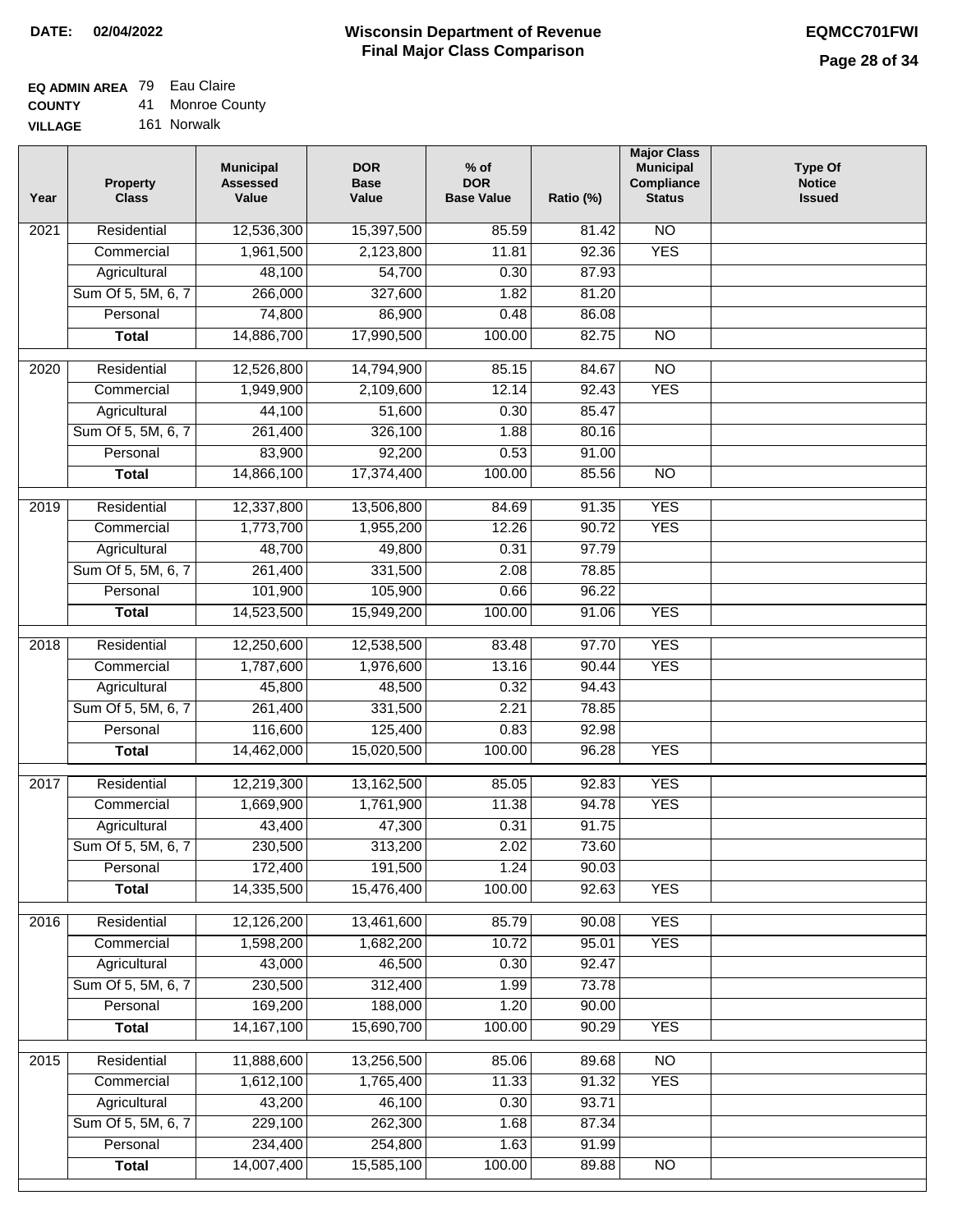**DATE: 02/04/2022**

# Wisconsin Department of Revenue
## Final Major Class Comparison

**EQMCC701FWI**

**EQ ADMIN AREA** 79 Eau Claire
**COUNTY** 41 Monroe County
**VILLAGE** 161 Norwalk

| Year | Property Class | Municipal Assessed Value | DOR Base Value | % of DOR Base Value | Ratio (%) | Major Class Municipal Compliance Status | Type Of Notice Issued |
|---|---|---|---|---|---|---|---|
| 2021 | Residential | 12,536,300 | 15,397,500 | 85.59 | 81.42 | NO | |
| | Commercial | 1,961,500 | 2,123,800 | 11.81 | 92.36 | YES | |
| | Agricultural | 48,100 | 54,700 | 0.30 | 87.93 | | |
| | Sum Of 5, 5M, 6, 7 | 266,000 | 327,600 | 1.82 | 81.20 | | |
| | Personal | 74,800 | 86,900 | 0.48 | 86.08 | | |
| | **Total** | 14,886,700 | 17,990,500 | 100.00 | 82.75 | NO | |
| 2020 | Residential | 12,526,800 | 14,794,900 | 85.15 | 84.67 | NO | |
| | Commercial | 1,949,900 | 2,109,600 | 12.14 | 92.43 | YES | |
| | Agricultural | 44,100 | 51,600 | 0.30 | 85.47 | | |
| | Sum Of 5, 5M, 6, 7 | 261,400 | 326,100 | 1.88 | 80.16 | | |
| | Personal | 83,900 | 92,200 | 0.53 | 91.00 | | |
| | **Total** | 14,866,100 | 17,374,400 | 100.00 | 85.56 | NO | |
| 2019 | Residential | 12,337,800 | 13,506,800 | 84.69 | 91.35 | YES | |
| | Commercial | 1,773,700 | 1,955,200 | 12.26 | 90.72 | YES | |
| | Agricultural | 48,700 | 49,800 | 0.31 | 97.79 | | |
| | Sum Of 5, 5M, 6, 7 | 261,400 | 331,500 | 2.08 | 78.85 | | |
| | Personal | 101,900 | 105,900 | 0.66 | 96.22 | | |
| | **Total** | 14,523,500 | 15,949,200 | 100.00 | 91.06 | YES | |
| 2018 | Residential | 12,250,600 | 12,538,500 | 83.48 | 97.70 | YES | |
| | Commercial | 1,787,600 | 1,976,600 | 13.16 | 90.44 | YES | |
| | Agricultural | 45,800 | 48,500 | 0.32 | 94.43 | | |
| | Sum Of 5, 5M, 6, 7 | 261,400 | 331,500 | 2.21 | 78.85 | | |
| | Personal | 116,600 | 125,400 | 0.83 | 92.98 | | |
| | **Total** | 14,462,000 | 15,020,500 | 100.00 | 96.28 | YES | |
| 2017 | Residential | 12,219,300 | 13,162,500 | 85.05 | 92.83 | YES | |
| | Commercial | 1,669,900 | 1,761,900 | 11.38 | 94.78 | YES | |
| | Agricultural | 43,400 | 47,300 | 0.31 | 91.75 | | |
| | Sum Of 5, 5M, 6, 7 | 230,500 | 313,200 | 2.02 | 73.60 | | |
| | Personal | 172,400 | 191,500 | 1.24 | 90.03 | | |
| | **Total** | 14,335,500 | 15,476,400 | 100.00 | 92.63 | YES | |
| 2016 | Residential | 12,126,200 | 13,461,600 | 85.79 | 90.08 | YES | |
| | Commercial | 1,598,200 | 1,682,200 | 10.72 | 95.01 | YES | |
| | Agricultural | 43,000 | 46,500 | 0.30 | 92.47 | | |
| | Sum Of 5, 5M, 6, 7 | 230,500 | 312,400 | 1.99 | 73.78 | | |
| | Personal | 169,200 | 188,000 | 1.20 | 90.00 | | |
| | **Total** | 14,167,100 | 15,690,700 | 100.00 | 90.29 | YES | |
| 2015 | Residential | 11,888,600 | 13,256,500 | 85.06 | 89.68 | NO | |
| | Commercial | 1,612,100 | 1,765,400 | 11.33 | 91.32 | YES | |
| | Agricultural | 43,200 | 46,100 | 0.30 | 93.71 | | |
| | Sum Of 5, 5M, 6, 7 | 229,100 | 262,300 | 1.68 | 87.34 | | |
| | Personal | 234,400 | 254,800 | 1.63 | 91.99 | | |
| | **Total** | 14,007,400 | 15,585,100 | 100.00 | 89.88 | NO | |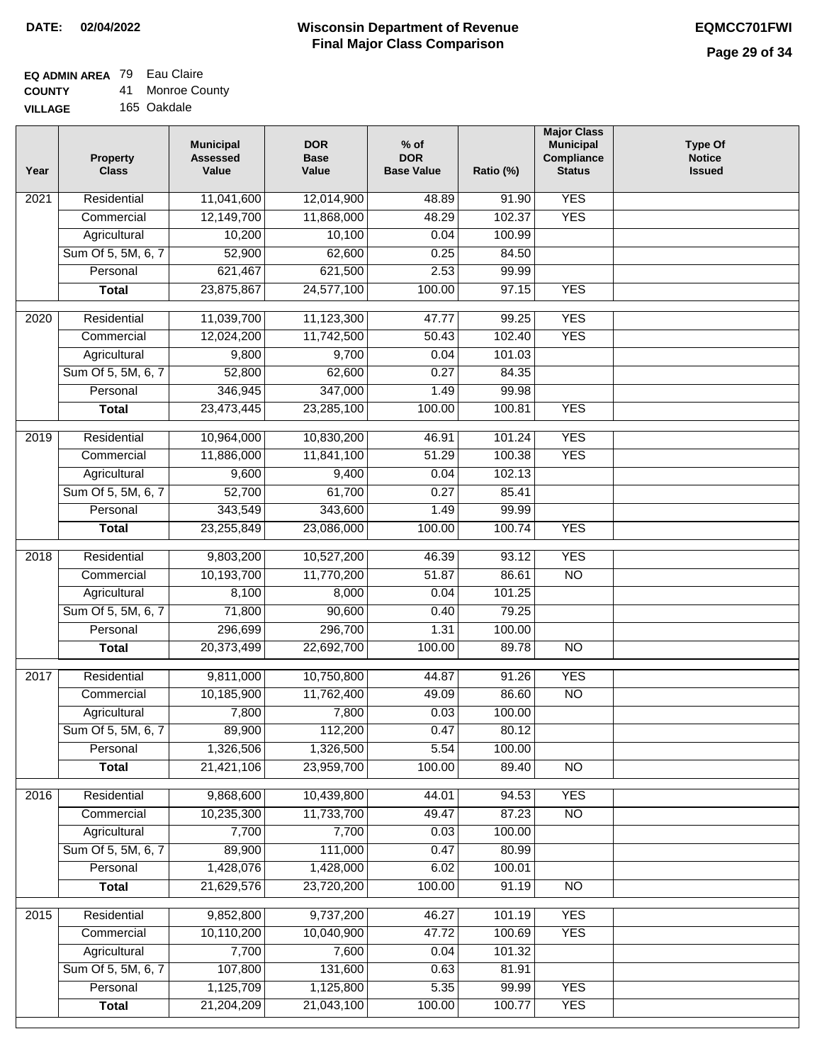**DATE:** 02/04/2022

# Wisconsin Department of Revenue
## Final Major Class Comparison

**EQMCC701FWI**

**EQ ADMIN AREA** 79 Eau Claire
**COUNTY** 41 Monroe County
**VILLAGE** 165 Oakdale

| Year | Property Class | Municipal Assessed Value | DOR Base Value | % of DOR Base Value | Ratio (%) | Major Class Municipal Compliance Status | Type Of Notice Issued |
|---|---|---|---|---|---|---|---|
| 2021 | Residential | 11,041,600 | 12,014,900 | 48.89 | 91.90 | YES | |
| | Commercial | 12,149,700 | 11,868,000 | 48.29 | 102.37 | YES | |
| | Agricultural | 10,200 | 10,100 | 0.04 | 100.99 | | |
| | Sum Of 5, 5M, 6, 7 | 52,900 | 62,600 | 0.25 | 84.50 | | |
| | Personal | 621,467 | 621,500 | 2.53 | 99.99 | | |
| | **Total** | 23,875,867 | 24,577,100 | 100.00 | 97.15 | YES | |
| 2020 | Residential | 11,039,700 | 11,123,300 | 47.77 | 99.25 | YES | |
| | Commercial | 12,024,200 | 11,742,500 | 50.43 | 102.40 | YES | |
| | Agricultural | 9,800 | 9,700 | 0.04 | 101.03 | | |
| | Sum Of 5, 5M, 6, 7 | 52,800 | 62,600 | 0.27 | 84.35 | | |
| | Personal | 346,945 | 347,000 | 1.49 | 99.98 | | |
| | **Total** | 23,473,445 | 23,285,100 | 100.00 | 100.81 | YES | |
| 2019 | Residential | 10,964,000 | 10,830,200 | 46.91 | 101.24 | YES | |
| | Commercial | 11,886,000 | 11,841,100 | 51.29 | 100.38 | YES | |
| | Agricultural | 9,600 | 9,400 | 0.04 | 102.13 | | |
| | Sum Of 5, 5M, 6, 7 | 52,700 | 61,700 | 0.27 | 85.41 | | |
| | Personal | 343,549 | 343,600 | 1.49 | 99.99 | | |
| | **Total** | 23,255,849 | 23,086,000 | 100.00 | 100.74 | YES | |
| 2018 | Residential | 9,803,200 | 10,527,200 | 46.39 | 93.12 | YES | |
| | Commercial | 10,193,700 | 11,770,200 | 51.87 | 86.61 | NO | |
| | Agricultural | 8,100 | 8,000 | 0.04 | 101.25 | | |
| | Sum Of 5, 5M, 6, 7 | 71,800 | 90,600 | 0.40 | 79.25 | | |
| | Personal | 296,699 | 296,700 | 1.31 | 100.00 | | |
| | **Total** | 20,373,499 | 22,692,700 | 100.00 | 89.78 | NO | |
| 2017 | Residential | 9,811,000 | 10,750,800 | 44.87 | 91.26 | YES | |
| | Commercial | 10,185,900 | 11,762,400 | 49.09 | 86.60 | NO | |
| | Agricultural | 7,800 | 7,800 | 0.03 | 100.00 | | |
| | Sum Of 5, 5M, 6, 7 | 89,900 | 112,200 | 0.47 | 80.12 | | |
| | Personal | 1,326,506 | 1,326,500 | 5.54 | 100.00 | | |
| | **Total** | 21,421,106 | 23,959,700 | 100.00 | 89.40 | NO | |
| 2016 | Residential | 9,868,600 | 10,439,800 | 44.01 | 94.53 | YES | |
| | Commercial | 10,235,300 | 11,733,700 | 49.47 | 87.23 | NO | |
| | Agricultural | 7,700 | 7,700 | 0.03 | 100.00 | | |
| | Sum Of 5, 5M, 6, 7 | 89,900 | 111,000 | 0.47 | 80.99 | | |
| | Personal | 1,428,076 | 1,428,000 | 6.02 | 100.01 | | |
| | **Total** | 21,629,576 | 23,720,200 | 100.00 | 91.19 | NO | |
| 2015 | Residential | 9,852,800 | 9,737,200 | 46.27 | 101.19 | YES | |
| | Commercial | 10,110,200 | 10,040,900 | 47.72 | 100.69 | YES | |
| | Agricultural | 7,700 | 7,600 | 0.04 | 101.32 | | |
| | Sum Of 5, 5M, 6, 7 | 107,800 | 131,600 | 0.63 | 81.91 | | |
| | Personal | 1,125,709 | 1,125,800 | 5.35 | 99.99 | YES | |
| | **Total** | 21,204,209 | 21,043,100 | 100.00 | 100.77 | YES | |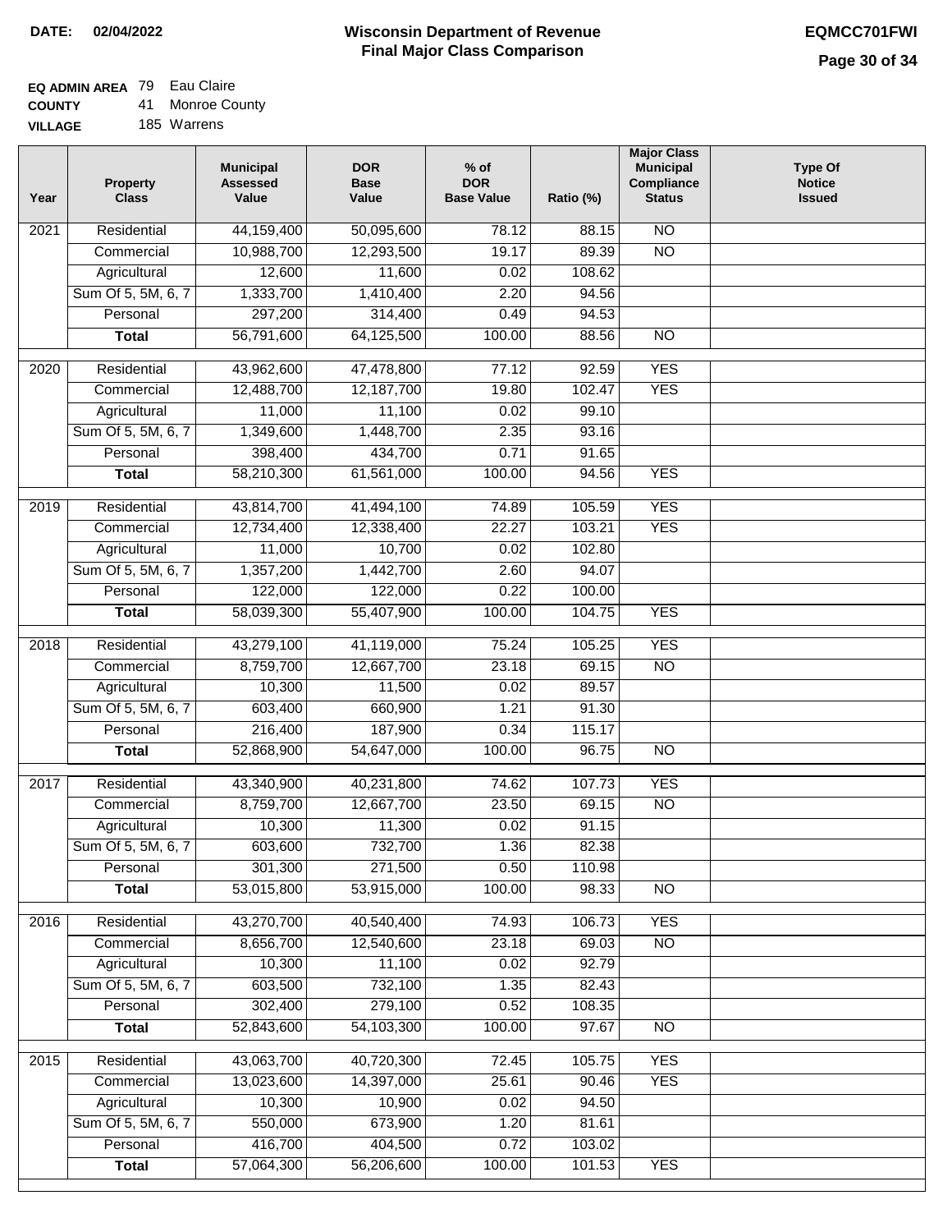**DATE: 02/04/2022**

# Wisconsin Department of Revenue
## Final Major Class Comparison

**EQMCC701FWI**

**EQ ADMIN AREA** 79 Eau Claire
**COUNTY** 41 Monroe County
**VILLAGE** 185 Warrens

| Year | Property Class | Municipal Assessed Value | DOR Base Value | % of DOR Base Value | Ratio (%) | Major Class Municipal Compliance Status | Type Of Notice Issued |
|---|---|---|---|---|---|---|---|
| 2021 | Residential | 44,159,400 | 50,095,600 | 78.12 | 88.15 | NO | |
| | Commercial | 10,988,700 | 12,293,500 | 19.17 | 89.39 | NO | |
| | Agricultural | 12,600 | 11,600 | 0.02 | 108.62 | | |
| | Sum Of 5, 5M, 6, 7 | 1,333,700 | 1,410,400 | 2.20 | 94.56 | | |
| | Personal | 297,200 | 314,400 | 0.49 | 94.53 | | |
| | **Total** | 56,791,600 | 64,125,500 | 100.00 | 88.56 | NO | |
| 2020 | Residential | 43,962,600 | 47,478,800 | 77.12 | 92.59 | YES | |
| | Commercial | 12,488,700 | 12,187,700 | 19.80 | 102.47 | YES | |
| | Agricultural | 11,000 | 11,100 | 0.02 | 99.10 | | |
| | Sum Of 5, 5M, 6, 7 | 1,349,600 | 1,448,700 | 2.35 | 93.16 | | |
| | Personal | 398,400 | 434,700 | 0.71 | 91.65 | | |
| | **Total** | 58,210,300 | 61,561,000 | 100.00 | 94.56 | YES | |
| 2019 | Residential | 43,814,700 | 41,494,100 | 74.89 | 105.59 | YES | |
| | Commercial | 12,734,400 | 12,338,400 | 22.27 | 103.21 | YES | |
| | Agricultural | 11,000 | 10,700 | 0.02 | 102.80 | | |
| | Sum Of 5, 5M, 6, 7 | 1,357,200 | 1,442,700 | 2.60 | 94.07 | | |
| | Personal | 122,000 | 122,000 | 0.22 | 100.00 | | |
| | **Total** | 58,039,300 | 55,407,900 | 100.00 | 104.75 | YES | |
| 2018 | Residential | 43,279,100 | 41,119,000 | 75.24 | 105.25 | YES | |
| | Commercial | 8,759,700 | 12,667,700 | 23.18 | 69.15 | NO | |
| | Agricultural | 10,300 | 11,500 | 0.02 | 89.57 | | |
| | Sum Of 5, 5M, 6, 7 | 603,400 | 660,900 | 1.21 | 91.30 | | |
| | Personal | 216,400 | 187,900 | 0.34 | 115.17 | | |
| | **Total** | 52,868,900 | 54,647,000 | 100.00 | 96.75 | NO | |
| 2017 | Residential | 43,340,900 | 40,231,800 | 74.62 | 107.73 | YES | |
| | Commercial | 8,759,700 | 12,667,700 | 23.50 | 69.15 | NO | |
| | Agricultural | 10,300 | 11,300 | 0.02 | 91.15 | | |
| | Sum Of 5, 5M, 6, 7 | 603,600 | 732,700 | 1.36 | 82.38 | | |
| | Personal | 301,300 | 271,500 | 0.50 | 110.98 | | |
| | **Total** | 53,015,800 | 53,915,000 | 100.00 | 98.33 | NO | |
| 2016 | Residential | 43,270,700 | 40,540,400 | 74.93 | 106.73 | YES | |
| | Commercial | 8,656,700 | 12,540,600 | 23.18 | 69.03 | NO | |
| | Agricultural | 10,300 | 11,100 | 0.02 | 92.79 | | |
| | Sum Of 5, 5M, 6, 7 | 603,500 | 732,100 | 1.35 | 82.43 | | |
| | Personal | 302,400 | 279,100 | 0.52 | 108.35 | | |
| | **Total** | 52,843,600 | 54,103,300 | 100.00 | 97.67 | NO | |
| 2015 | Residential | 43,063,700 | 40,720,300 | 72.45 | 105.75 | YES | |
| | Commercial | 13,023,600 | 14,397,000 | 25.61 | 90.46 | YES | |
| | Agricultural | 10,300 | 10,900 | 0.02 | 94.50 | | |
| | Sum Of 5, 5M, 6, 7 | 550,000 | 673,900 | 1.20 | 81.61 | | |
| | Personal | 416,700 | 404,500 | 0.72 | 103.02 | | |
| | **Total** | 57,064,300 | 56,206,600 | 100.00 | 101.53 | YES | |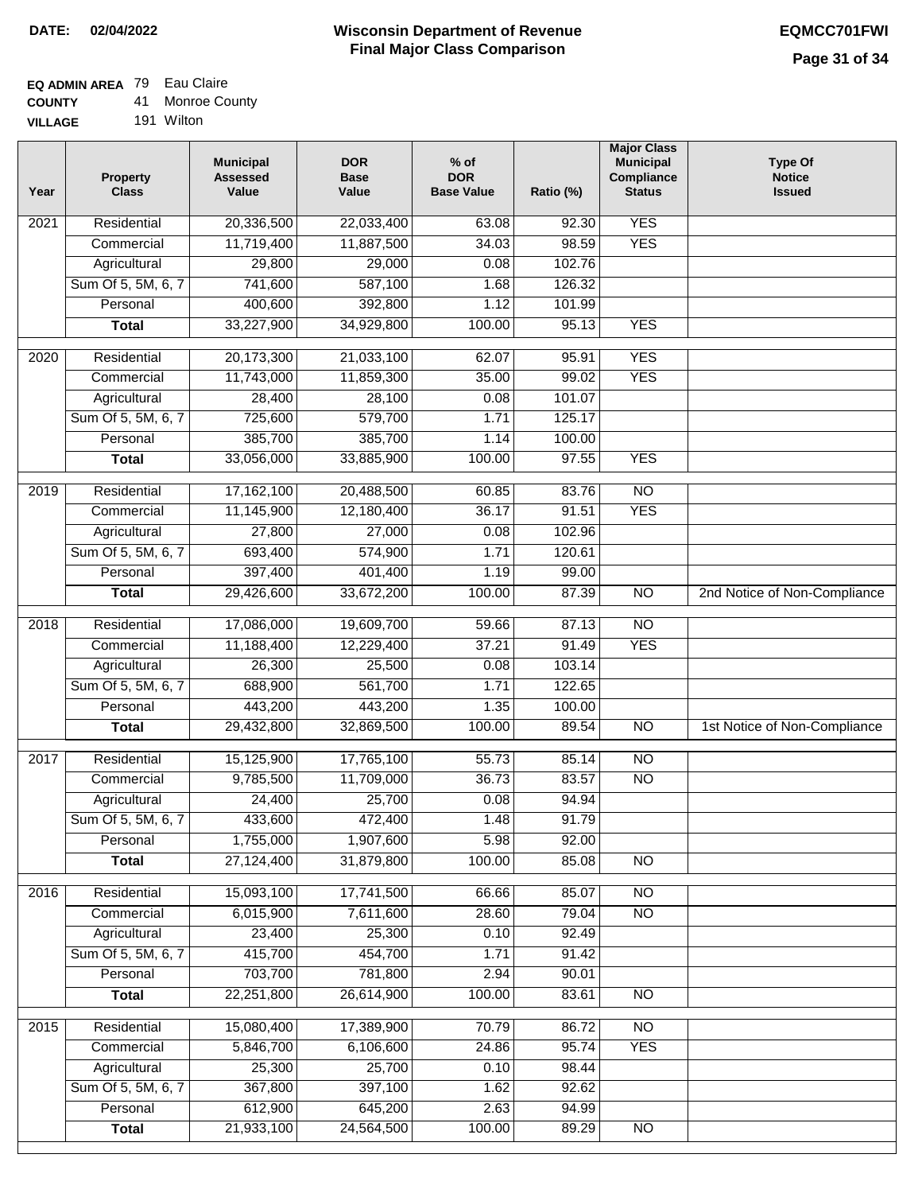**DATE:** 02/04/2022

# Wisconsin Department of Revenue
## Final Major Class Comparison

**EQMCC701FWI**

**EQ ADMIN AREA** 79 Eau Claire
**COUNTY** 41 Monroe County
**VILLAGE** 191 Wilton

| Year | Property Class | Municipal Assessed Value | DOR Base Value | % of DOR Base Value | Ratio (%) | Major Class Municipal Compliance Status | Type Of Notice Issued |
|---|---|---|---|---|---|---|---|
| 2021 | Residential | 20,336,500 | 22,033,400 | 63.08 | 92.30 | YES | |
| | Commercial | 11,719,400 | 11,887,500 | 34.03 | 98.59 | YES | |
| | Agricultural | 29,800 | 29,000 | 0.08 | 102.76 | | |
| | Sum Of 5, 5M, 6, 7 | 741,600 | 587,100 | 1.68 | 126.32 | | |
| | Personal | 400,600 | 392,800 | 1.12 | 101.99 | | |
| | **Total** | 33,227,900 | 34,929,800 | 100.00 | 95.13 | YES | |
| 2020 | Residential | 20,173,300 | 21,033,100 | 62.07 | 95.91 | YES | |
| | Commercial | 11,743,000 | 11,859,300 | 35.00 | 99.02 | YES | |
| | Agricultural | 28,400 | 28,100 | 0.08 | 101.07 | | |
| | Sum Of 5, 5M, 6, 7 | 725,600 | 579,700 | 1.71 | 125.17 | | |
| | Personal | 385,700 | 385,700 | 1.14 | 100.00 | | |
| | **Total** | 33,056,000 | 33,885,900 | 100.00 | 97.55 | YES | |
| 2019 | Residential | 17,162,100 | 20,488,500 | 60.85 | 83.76 | NO | |
| | Commercial | 11,145,900 | 12,180,400 | 36.17 | 91.51 | YES | |
| | Agricultural | 27,800 | 27,000 | 0.08 | 102.96 | | |
| | Sum Of 5, 5M, 6, 7 | 693,400 | 574,900 | 1.71 | 120.61 | | |
| | Personal | 397,400 | 401,400 | 1.19 | 99.00 | | |
| | **Total** | 29,426,600 | 33,672,200 | 100.00 | 87.39 | NO | 2nd Notice of Non-Compliance |
| 2018 | Residential | 17,086,000 | 19,609,700 | 59.66 | 87.13 | NO | |
| | Commercial | 11,188,400 | 12,229,400 | 37.21 | 91.49 | YES | |
| | Agricultural | 26,300 | 25,500 | 0.08 | 103.14 | | |
| | Sum Of 5, 5M, 6, 7 | 688,900 | 561,700 | 1.71 | 122.65 | | |
| | Personal | 443,200 | 443,200 | 1.35 | 100.00 | | |
| | **Total** | 29,432,800 | 32,869,500 | 100.00 | 89.54 | NO | 1st Notice of Non-Compliance |
| 2017 | Residential | 15,125,900 | 17,765,100 | 55.73 | 85.14 | NO | |
| | Commercial | 9,785,500 | 11,709,000 | 36.73 | 83.57 | NO | |
| | Agricultural | 24,400 | 25,700 | 0.08 | 94.94 | | |
| | Sum Of 5, 5M, 6, 7 | 433,600 | 472,400 | 1.48 | 91.79 | | |
| | Personal | 1,755,000 | 1,907,600 | 5.98 | 92.00 | | |
| | **Total** | 27,124,400 | 31,879,800 | 100.00 | 85.08 | NO | |
| 2016 | Residential | 15,093,100 | 17,741,500 | 66.66 | 85.07 | NO | |
| | Commercial | 6,015,900 | 7,611,600 | 28.60 | 79.04 | NO | |
| | Agricultural | 23,400 | 25,300 | 0.10 | 92.49 | | |
| | Sum Of 5, 5M, 6, 7 | 415,700 | 454,700 | 1.71 | 91.42 | | |
| | Personal | 703,700 | 781,800 | 2.94 | 90.01 | | |
| | **Total** | 22,251,800 | 26,614,900 | 100.00 | 83.61 | NO | |
| 2015 | Residential | 15,080,400 | 17,389,900 | 70.79 | 86.72 | NO | |
| | Commercial | 5,846,700 | 6,106,600 | 24.86 | 95.74 | YES | |
| | Agricultural | 25,300 | 25,700 | 0.10 | 98.44 | | |
| | Sum Of 5, 5M, 6, 7 | 367,800 | 397,100 | 1.62 | 92.62 | | |
| | Personal | 612,900 | 645,200 | 2.63 | 94.99 | | |
| | **Total** | 21,933,100 | 24,564,500 | 100.00 | 89.29 | NO | |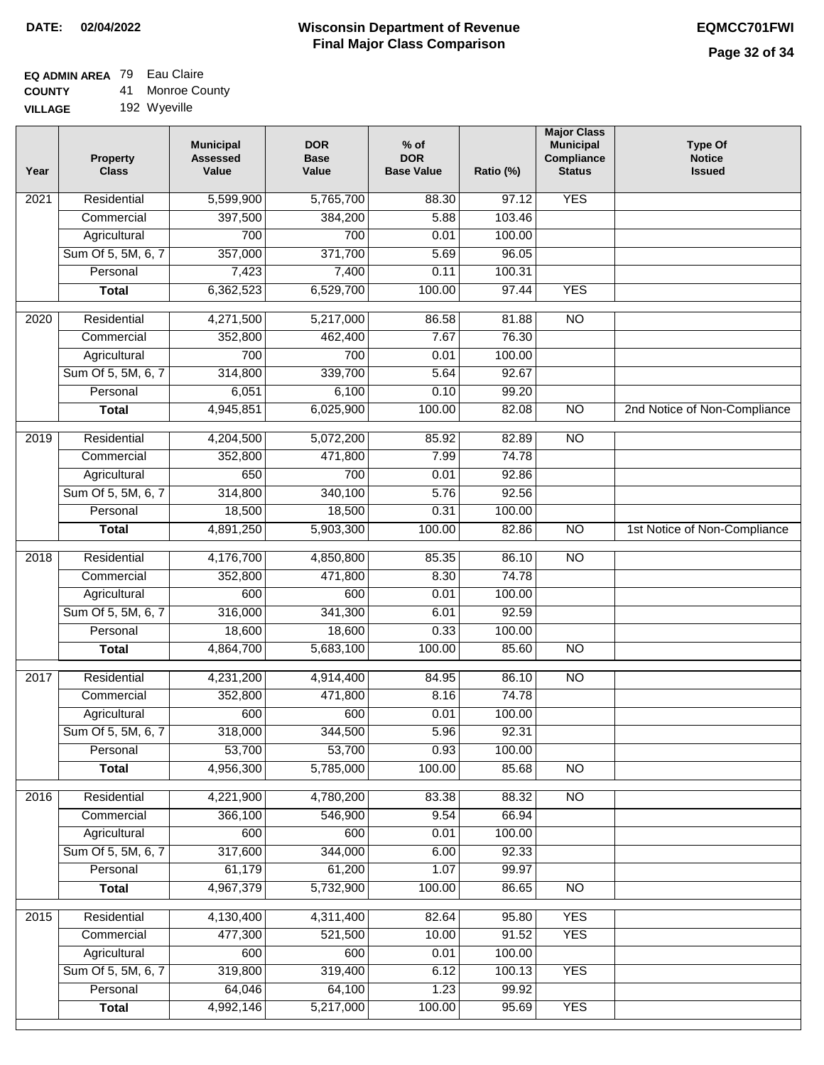**DATE: 02/04/2022**

# Wisconsin Department of Revenue
## Final Major Class Comparison

**EQMCC701FWI**

**EQ ADMIN AREA** 79 Eau Claire
**COUNTY** 41 Monroe County
**VILLAGE** 192 Wyeville

| Year | Property Class | Municipal Assessed Value | DOR Base Value | % of DOR Base Value | Ratio (%) | Major Class Municipal Compliance Status | Type Of Notice Issued |
|---|---|---|---|---|---|---|---|
| 2021 | Residential | 5,599,900 | 5,765,700 | 88.30 | 97.12 | YES | |
| | Commercial | 397,500 | 384,200 | 5.88 | 103.46 | | |
| | Agricultural | 700 | 700 | 0.01 | 100.00 | | |
| | Sum Of 5, 5M, 6, 7 | 357,000 | 371,700 | 5.69 | 96.05 | | |
| | Personal | 7,423 | 7,400 | 0.11 | 100.31 | | |
| | **Total** | 6,362,523 | 6,529,700 | 100.00 | 97.44 | YES | |
| 2020 | Residential | 4,271,500 | 5,217,000 | 86.58 | 81.88 | NO | |
| | Commercial | 352,800 | 462,400 | 7.67 | 76.30 | | |
| | Agricultural | 700 | 700 | 0.01 | 100.00 | | |
| | Sum Of 5, 5M, 6, 7 | 314,800 | 339,700 | 5.64 | 92.67 | | |
| | Personal | 6,051 | 6,100 | 0.10 | 99.20 | | |
| | **Total** | 4,945,851 | 6,025,900 | 100.00 | 82.08 | NO | 2nd Notice of Non-Compliance |
| 2019 | Residential | 4,204,500 | 5,072,200 | 85.92 | 82.89 | NO | |
| | Commercial | 352,800 | 471,800 | 7.99 | 74.78 | | |
| | Agricultural | 650 | 700 | 0.01 | 92.86 | | |
| | Sum Of 5, 5M, 6, 7 | 314,800 | 340,100 | 5.76 | 92.56 | | |
| | Personal | 18,500 | 18,500 | 0.31 | 100.00 | | |
| | **Total** | 4,891,250 | 5,903,300 | 100.00 | 82.86 | NO | 1st Notice of Non-Compliance |
| 2018 | Residential | 4,176,700 | 4,850,800 | 85.35 | 86.10 | NO | |
| | Commercial | 352,800 | 471,800 | 8.30 | 74.78 | | |
| | Agricultural | 600 | 600 | 0.01 | 100.00 | | |
| | Sum Of 5, 5M, 6, 7 | 316,000 | 341,300 | 6.01 | 92.59 | | |
| | Personal | 18,600 | 18,600 | 0.33 | 100.00 | | |
| | **Total** | 4,864,700 | 5,683,100 | 100.00 | 85.60 | NO | |
| 2017 | Residential | 4,231,200 | 4,914,400 | 84.95 | 86.10 | NO | |
| | Commercial | 352,800 | 471,800 | 8.16 | 74.78 | | |
| | Agricultural | 600 | 600 | 0.01 | 100.00 | | |
| | Sum Of 5, 5M, 6, 7 | 318,000 | 344,500 | 5.96 | 92.31 | | |
| | Personal | 53,700 | 53,700 | 0.93 | 100.00 | | |
| | **Total** | 4,956,300 | 5,785,000 | 100.00 | 85.68 | NO | |
| 2016 | Residential | 4,221,900 | 4,780,200 | 83.38 | 88.32 | NO | |
| | Commercial | 366,100 | 546,900 | 9.54 | 66.94 | | |
| | Agricultural | 600 | 600 | 0.01 | 100.00 | | |
| | Sum Of 5, 5M, 6, 7 | 317,600 | 344,000 | 6.00 | 92.33 | | |
| | Personal | 61,179 | 61,200 | 1.07 | 99.97 | | |
| | **Total** | 4,967,379 | 5,732,900 | 100.00 | 86.65 | NO | |
| 2015 | Residential | 4,130,400 | 4,311,400 | 82.64 | 95.80 | YES | |
| | Commercial | 477,300 | 521,500 | 10.00 | 91.52 | YES | |
| | Agricultural | 600 | 600 | 0.01 | 100.00 | | |
| | Sum Of 5, 5M, 6, 7 | 319,800 | 319,400 | 6.12 | 100.13 | YES | |
| | Personal | 64,046 | 64,100 | 1.23 | 99.92 | | |
| | **Total** | 4,992,146 | 5,217,000 | 100.00 | 95.69 | YES | |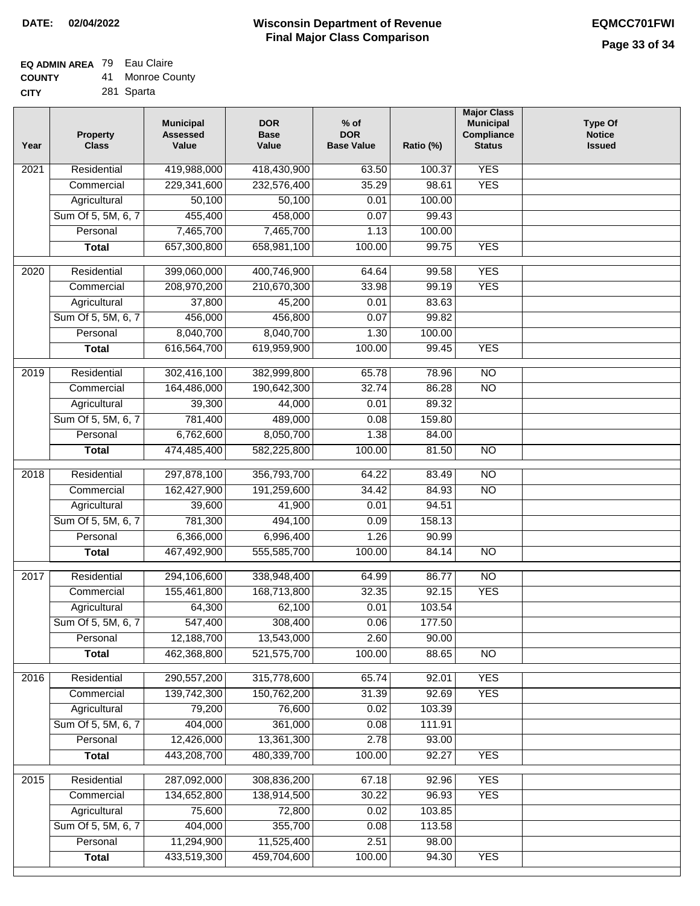**DATE: 02/04/2022**

# Wisconsin Department of Revenue
## Final Major Class Comparison

**EQMCC701FWI**

**EQ ADMIN AREA** 79 Eau Claire
**COUNTY** 41 Monroe County
**CITY** 281 Sparta

| Year | Property Class | Municipal Assessed Value | DOR Base Value | % of DOR Base Value | Ratio (%) | Major Class Municipal Compliance Status | Type Of Notice Issued |
|---|---|---|---|---|---|---|---|
| 2021 | Residential | 419,988,000 | 418,430,900 | 63.50 | 100.37 | YES | |
| | Commercial | 229,341,600 | 232,576,400 | 35.29 | 98.61 | YES | |
| | Agricultural | 50,100 | 50,100 | 0.01 | 100.00 | | |
| | Sum Of 5, 5M, 6, 7 | 455,400 | 458,000 | 0.07 | 99.43 | | |
| | Personal | 7,465,700 | 7,465,700 | 1.13 | 100.00 | | |
| | **Total** | 657,300,800 | 658,981,100 | 100.00 | 99.75 | YES | |
| 2020 | Residential | 399,060,000 | 400,746,900 | 64.64 | 99.58 | YES | |
| | Commercial | 208,970,200 | 210,670,300 | 33.98 | 99.19 | YES | |
| | Agricultural | 37,800 | 45,200 | 0.01 | 83.63 | | |
| | Sum Of 5, 5M, 6, 7 | 456,000 | 456,800 | 0.07 | 99.82 | | |
| | Personal | 8,040,700 | 8,040,700 | 1.30 | 100.00 | | |
| | **Total** | 616,564,700 | 619,959,900 | 100.00 | 99.45 | YES | |
| 2019 | Residential | 302,416,100 | 382,999,800 | 65.78 | 78.96 | NO | |
| | Commercial | 164,486,000 | 190,642,300 | 32.74 | 86.28 | NO | |
| | Agricultural | 39,300 | 44,000 | 0.01 | 89.32 | | |
| | Sum Of 5, 5M, 6, 7 | 781,400 | 489,000 | 0.08 | 159.80 | | |
| | Personal | 6,762,600 | 8,050,700 | 1.38 | 84.00 | | |
| | **Total** | 474,485,400 | 582,225,800 | 100.00 | 81.50 | NO | |
| 2018 | Residential | 297,878,100 | 356,793,700 | 64.22 | 83.49 | NO | |
| | Commercial | 162,427,900 | 191,259,600 | 34.42 | 84.93 | NO | |
| | Agricultural | 39,600 | 41,900 | 0.01 | 94.51 | | |
| | Sum Of 5, 5M, 6, 7 | 781,300 | 494,100 | 0.09 | 158.13 | | |
| | Personal | 6,366,000 | 6,996,400 | 1.26 | 90.99 | | |
| | **Total** | 467,492,900 | 555,585,700 | 100.00 | 84.14 | NO | |
| 2017 | Residential | 294,106,600 | 338,948,400 | 64.99 | 86.77 | NO | |
| | Commercial | 155,461,800 | 168,713,800 | 32.35 | 92.15 | YES | |
| | Agricultural | 64,300 | 62,100 | 0.01 | 103.54 | | |
| | Sum Of 5, 5M, 6, 7 | 547,400 | 308,400 | 0.06 | 177.50 | | |
| | Personal | 12,188,700 | 13,543,000 | 2.60 | 90.00 | | |
| | **Total** | 462,368,800 | 521,575,700 | 100.00 | 88.65 | NO | |
| 2016 | Residential | 290,557,200 | 315,778,600 | 65.74 | 92.01 | YES | |
| | Commercial | 139,742,300 | 150,762,200 | 31.39 | 92.69 | YES | |
| | Agricultural | 79,200 | 76,600 | 0.02 | 103.39 | | |
| | Sum Of 5, 5M, 6, 7 | 404,000 | 361,000 | 0.08 | 111.91 | | |
| | Personal | 12,426,000 | 13,361,300 | 2.78 | 93.00 | | |
| | **Total** | 443,208,700 | 480,339,700 | 100.00 | 92.27 | YES | |
| 2015 | Residential | 287,092,000 | 308,836,200 | 67.18 | 92.96 | YES | |
| | Commercial | 134,652,800 | 138,914,500 | 30.22 | 96.93 | YES | |
| | Agricultural | 75,600 | 72,800 | 0.02 | 103.85 | | |
| | Sum Of 5, 5M, 6, 7 | 404,000 | 355,700 | 0.08 | 113.58 | | |
| | Personal | 11,294,900 | 11,525,400 | 2.51 | 98.00 | | |
| | **Total** | 433,519,300 | 459,704,600 | 100.00 | 94.30 | YES | |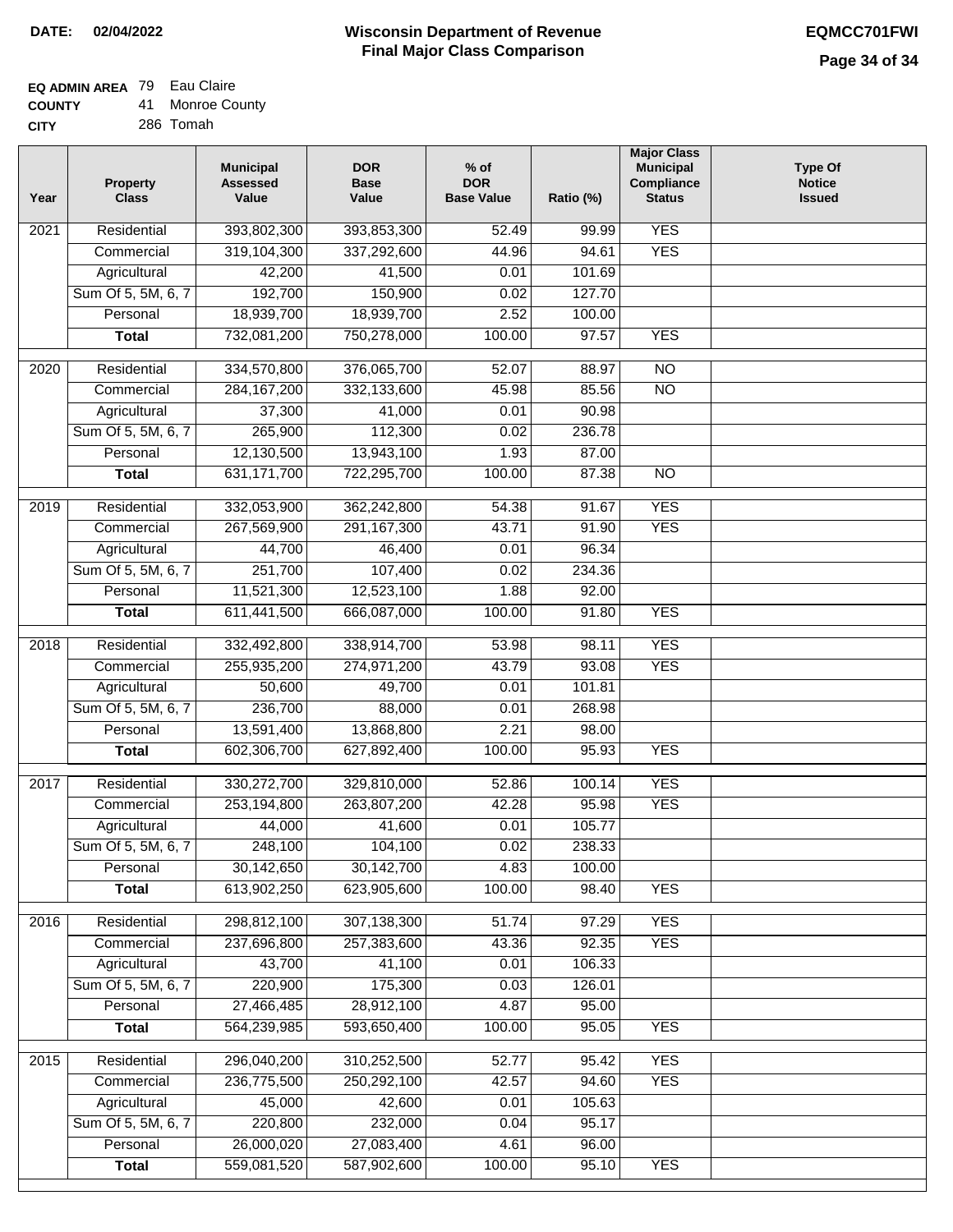**DATE: 02/04/2022**

# Wisconsin Department of Revenue
## Final Major Class Comparison

**EQMCC701FWI**

**EQ ADMIN AREA** 79 Eau Claire
**COUNTY** 41 Monroe County
**CITY** 286 Tomah

| Year | Property Class | Municipal Assessed Value | DOR Base Value | % of DOR Base Value | Ratio (%) | Major Class Municipal Compliance Status | Type Of Notice Issued |
|---|---|---|---|---|---|---|---|
| 2021 | Residential | 393,802,300 | 393,853,300 | 52.49 | 99.99 | YES | |
| | Commercial | 319,104,300 | 337,292,600 | 44.96 | 94.61 | YES | |
| | Agricultural | 42,200 | 41,500 | 0.01 | 101.69 | | |
| | Sum Of 5, 5M, 6, 7 | 192,700 | 150,900 | 0.02 | 127.70 | | |
| | Personal | 18,939,700 | 18,939,700 | 2.52 | 100.00 | | |
| | **Total** | 732,081,200 | 750,278,000 | 100.00 | 97.57 | YES | |
| 2020 | Residential | 334,570,800 | 376,065,700 | 52.07 | 88.97 | NO | |
| | Commercial | 284,167,200 | 332,133,600 | 45.98 | 85.56 | NO | |
| | Agricultural | 37,300 | 41,000 | 0.01 | 90.98 | | |
| | Sum Of 5, 5M, 6, 7 | 265,900 | 112,300 | 0.02 | 236.78 | | |
| | Personal | 12,130,500 | 13,943,100 | 1.93 | 87.00 | | |
| | **Total** | 631,171,700 | 722,295,700 | 100.00 | 87.38 | NO | |
| 2019 | Residential | 332,053,900 | 362,242,800 | 54.38 | 91.67 | YES | |
| | Commercial | 267,569,900 | 291,167,300 | 43.71 | 91.90 | YES | |
| | Agricultural | 44,700 | 46,400 | 0.01 | 96.34 | | |
| | Sum Of 5, 5M, 6, 7 | 251,700 | 107,400 | 0.02 | 234.36 | | |
| | Personal | 11,521,300 | 12,523,100 | 1.88 | 92.00 | | |
| | **Total** | 611,441,500 | 666,087,000 | 100.00 | 91.80 | YES | |
| 2018 | Residential | 332,492,800 | 338,914,700 | 53.98 | 98.11 | YES | |
| | Commercial | 255,935,200 | 274,971,200 | 43.79 | 93.08 | YES | |
| | Agricultural | 50,600 | 49,700 | 0.01 | 101.81 | | |
| | Sum Of 5, 5M, 6, 7 | 236,700 | 88,000 | 0.01 | 268.98 | | |
| | Personal | 13,591,400 | 13,868,800 | 2.21 | 98.00 | | |
| | **Total** | 602,306,700 | 627,892,400 | 100.00 | 95.93 | YES | |
| 2017 | Residential | 330,272,700 | 329,810,000 | 52.86 | 100.14 | YES | |
| | Commercial | 253,194,800 | 263,807,200 | 42.28 | 95.98 | YES | |
| | Agricultural | 44,000 | 41,600 | 0.01 | 105.77 | | |
| | Sum Of 5, 5M, 6, 7 | 248,100 | 104,100 | 0.02 | 238.33 | | |
| | Personal | 30,142,650 | 30,142,700 | 4.83 | 100.00 | | |
| | **Total** | 613,902,250 | 623,905,600 | 100.00 | 98.40 | YES | |
| 2016 | Residential | 298,812,100 | 307,138,300 | 51.74 | 97.29 | YES | |
| | Commercial | 237,696,800 | 257,383,600 | 43.36 | 92.35 | YES | |
| | Agricultural | 43,700 | 41,100 | 0.01 | 106.33 | | |
| | Sum Of 5, 5M, 6, 7 | 220,900 | 175,300 | 0.03 | 126.01 | | |
| | Personal | 27,466,485 | 28,912,100 | 4.87 | 95.00 | | |
| | **Total** | 564,239,985 | 593,650,400 | 100.00 | 95.05 | YES | |
| 2015 | Residential | 296,040,200 | 310,252,500 | 52.77 | 95.42 | YES | |
| | Commercial | 236,775,500 | 250,292,100 | 42.57 | 94.60 | YES | |
| | Agricultural | 45,000 | 42,600 | 0.01 | 105.63 | | |
| | Sum Of 5, 5M, 6, 7 | 220,800 | 232,000 | 0.04 | 95.17 | | |
| | Personal | 26,000,020 | 27,083,400 | 4.61 | 96.00 | | |
| | **Total** | 559,081,520 | 587,902,600 | 100.00 | 95.10 | YES | |